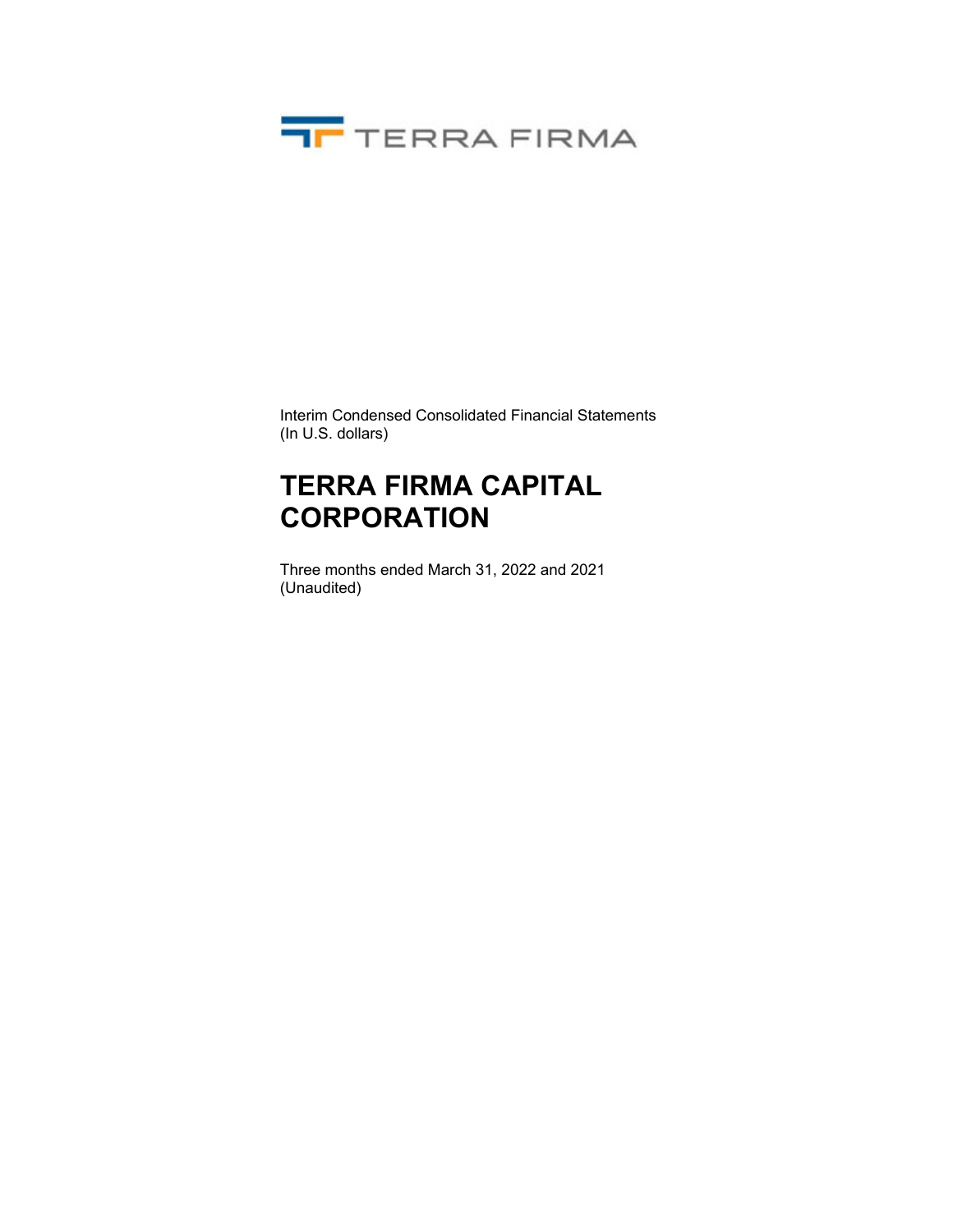TERRA FIRMA

Interim Condensed Consolidated Financial Statements
(In U.S. dollars)

# TERRA FIRMA CAPITAL CORPORATION

Three months ended March 31, 2022 and 2021
(Unaudited)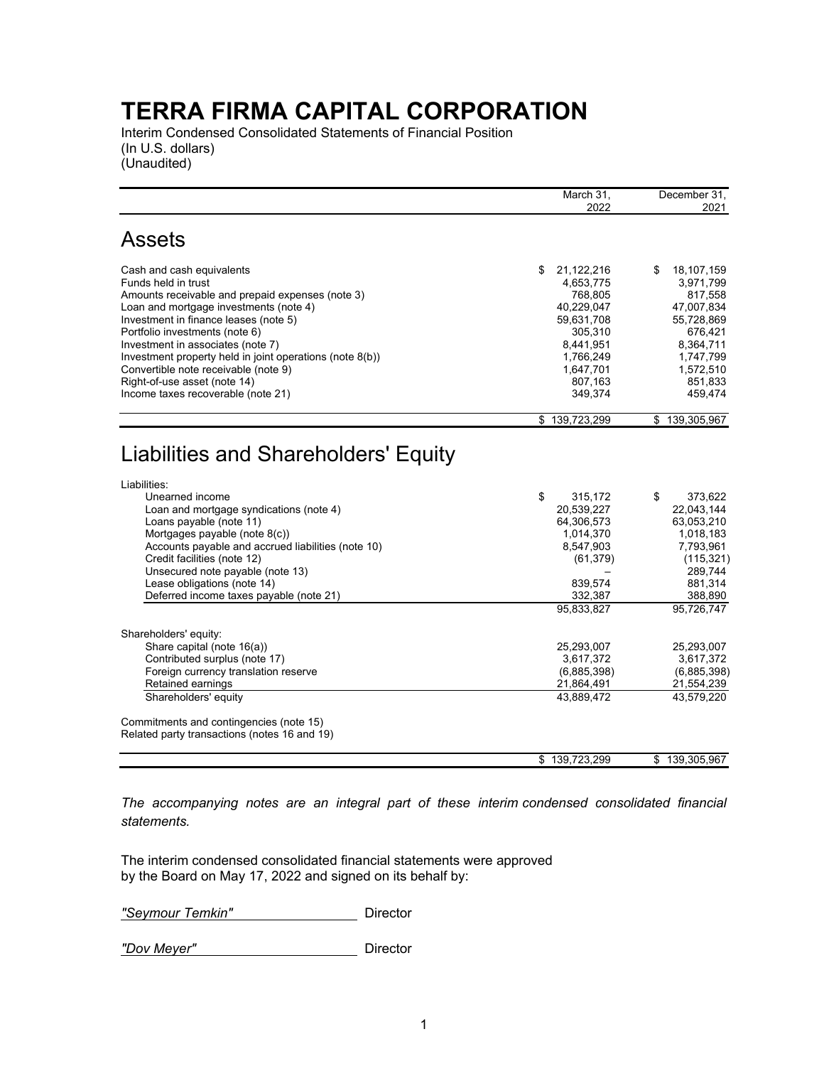# TERRA FIRMA CAPITAL CORPORATION

Interim Condensed Consolidated Statements of Financial Position
(In U.S. dollars)
(Unaudited)

| | March 31, 2022 | December 31, 2021 |
|---|---|---|
| **Assets** | | |
| Cash and cash equivalents | $ 21,122,216 | $ 18,107,159 |
| Funds held in trust | 4,653,775 | 3,971,799 |
| Amounts receivable and prepaid expenses (note 3) | 768,805 | 817,558 |
| Loan and mortgage investments (note 4) | 40,229,047 | 47,007,834 |
| Investment in finance leases (note 5) | 59,631,708 | 55,728,869 |
| Portfolio investments (note 6) | 305,310 | 676,421 |
| Investment in associates (note 7) | 8,441,951 | 8,364,711 |
| Investment property held in joint operations (note 8(b)) | 1,766,249 | 1,747,799 |
| Convertible note receivable (note 9) | 1,647,701 | 1,572,510 |
| Right-of-use asset (note 14) | 807,163 | 851,833 |
| Income taxes recoverable (note 21) | 349,374 | 459,474 |
| | $ 139,723,299 | $ 139,305,967 |
| **Liabilities and Shareholders' Equity** | | |
| Liabilities: | | |
| Unearned income | $ 315,172 | $ 373,622 |
| Loan and mortgage syndications (note 4) | 20,539,227 | 22,043,144 |
| Loans payable (note 11) | 64,306,573 | 63,053,210 |
| Mortgages payable (note 8(c)) | 1,014,370 | 1,018,183 |
| Accounts payable and accrued liabilities (note 10) | 8,547,903 | 7,793,961 |
| Credit facilities (note 12) | (61,379) | (115,321) |
| Unsecured note payable (note 13) | – | 289,744 |
| Lease obligations (note 14) | 839,574 | 881,314 |
| Deferred income taxes payable (note 21) | 332,387 | 388,890 |
| | 95,833,827 | 95,726,747 |
| Shareholders' equity: | | |
| Share capital (note 16(a)) | 25,293,007 | 25,293,007 |
| Contributed surplus (note 17) | 3,617,372 | 3,617,372 |
| Foreign currency translation reserve | (6,885,398) | (6,885,398) |
| Retained earnings | 21,864,491 | 21,554,239 |
| Shareholders' equity | 43,889,472 | 43,579,220 |
| Commitments and contingencies (note 15) | | |
| Related party transactions (notes 16 and 19) | | |
| | $ 139,723,299 | $ 139,305,967 |

*The accompanying notes are an integral part of these interim condensed consolidated financial statements.*

The interim condensed consolidated financial statements were approved by the Board on May 17, 2022 and signed on its behalf by:

*"Seymour Temkin"* Director

*"Dov Meyer"* Director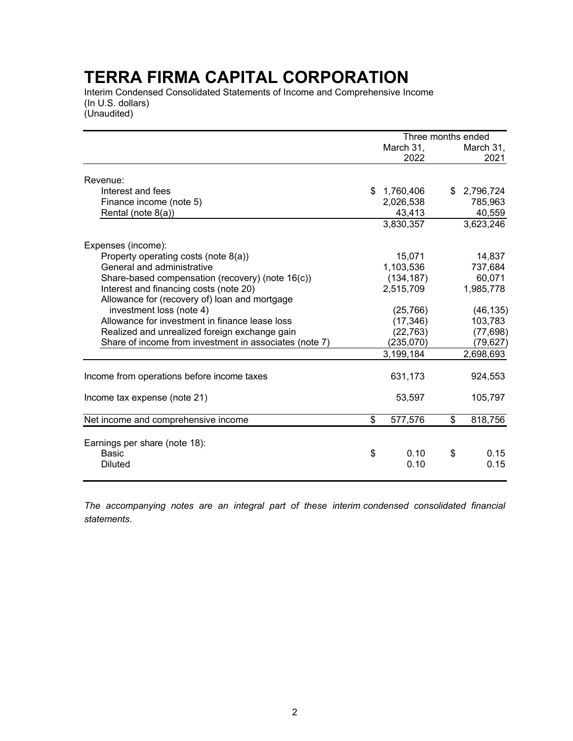# TERRA FIRMA CAPITAL CORPORATION

Interim Condensed Consolidated Statements of Income and Comprehensive Income
(In U.S. dollars)
(Unaudited)

| | Three months ended | |
|---|---|---|
| | March 31, 2022 | March 31, 2021 |
| Revenue: | | |
| Interest and fees | $ 1,760,406 | $ 2,796,724 |
| Finance income (note 5) | 2,026,538 | 785,963 |
| Rental (note 8(a)) | 43,413 | 40,559 |
| | 3,830,357 | 3,623,246 |
| Expenses (income): | | |
| Property operating costs (note 8(a)) | 15,071 | 14,837 |
| General and administrative | 1,103,536 | 737,684 |
| Share-based compensation (recovery) (note 16(c)) | (134,187) | 60,071 |
| Interest and financing costs (note 20) | 2,515,709 | 1,985,778 |
| Allowance for (recovery of) loan and mortgage investment loss (note 4) | (25,766) | (46,135) |
| Allowance for investment in finance lease loss | (17,346) | 103,783 |
| Realized and unrealized foreign exchange gain | (22,763) | (77,698) |
| Share of income from investment in associates (note 7) | (235,070) | (79,627) |
| | 3,199,184 | 2,698,693 |
| Income from operations before income taxes | 631,173 | 924,553 |
| Income tax expense (note 21) | 53,597 | 105,797 |
| Net income and comprehensive income | $ 577,576 | $ 818,756 |
| Earnings per share (note 18): | | |
| Basic | $ 0.10 | $ 0.15 |
| Diluted | 0.10 | 0.15 |

*The accompanying notes are an integral part of these interim condensed consolidated financial statements.*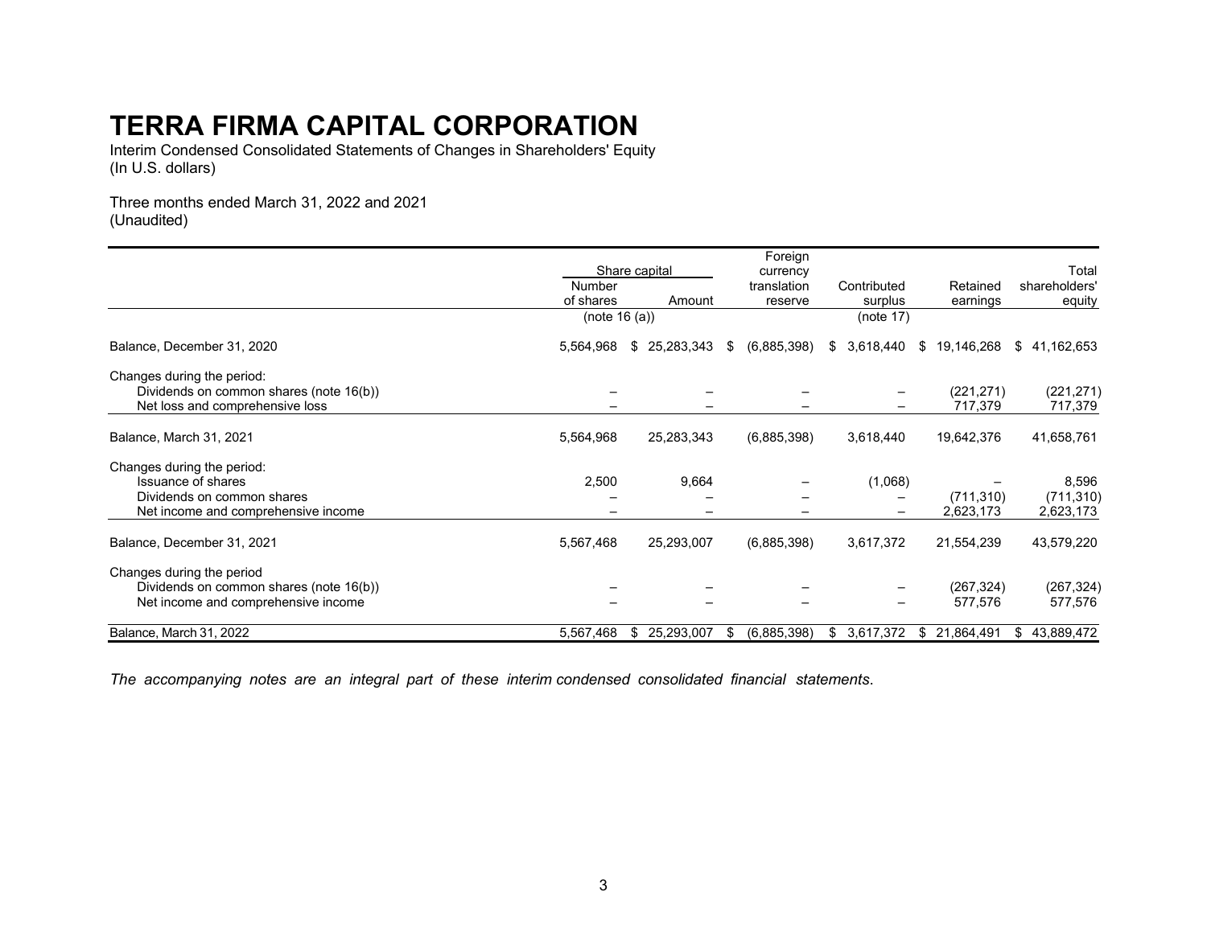# TERRA FIRMA CAPITAL CORPORATION

Interim Condensed Consolidated Statements of Changes in Shareholders' Equity
(In U.S. dollars)

Three months ended March 31, 2022 and 2021
(Unaudited)

| | Share capital | | Foreign currency translation reserve | Contributed surplus | Retained earnings | Total shareholders' equity |
|---|---|---|---|---|---|---|
| | Number of shares | Amount | | | | |
| | (note 16 (a)) | | | (note 17) | | |
| Balance, December 31, 2020 | 5,564,968 | $ 25,283,343 | $ (6,885,398) | $ 3,618,440 | $ 19,146,268 | $ 41,162,653 |
| Changes during the period: | | | | | | |
| Dividends on common shares (note 16(b)) | – | – | – | – | (221,271) | (221,271) |
| Net loss and comprehensive loss | – | – | – | – | 717,379 | 717,379 |
| Balance, March 31, 2021 | 5,564,968 | 25,283,343 | (6,885,398) | 3,618,440 | 19,642,376 | 41,658,761 |
| Changes during the period: | | | | | | |
| Issuance of shares | 2,500 | 9,664 | – | (1,068) | – | 8,596 |
| Dividends on common shares | – | – | – | – | (711,310) | (711,310) |
| Net income and comprehensive income | – | – | – | – | 2,623,173 | 2,623,173 |
| Balance, December 31, 2021 | 5,567,468 | 25,293,007 | (6,885,398) | 3,617,372 | 21,554,239 | 43,579,220 |
| Changes during the period | | | | | | |
| Dividends on common shares (note 16(b)) | – | – | – | – | (267,324) | (267,324) |
| Net income and comprehensive income | – | – | – | – | 577,576 | 577,576 |
| Balance, March 31, 2022 | 5,567,468 | $ 25,293,007 | $ (6,885,398) | $ 3,617,372 | $ 21,864,491 | $ 43,889,472 |

*The accompanying notes are an integral part of these interim condensed consolidated financial statements.*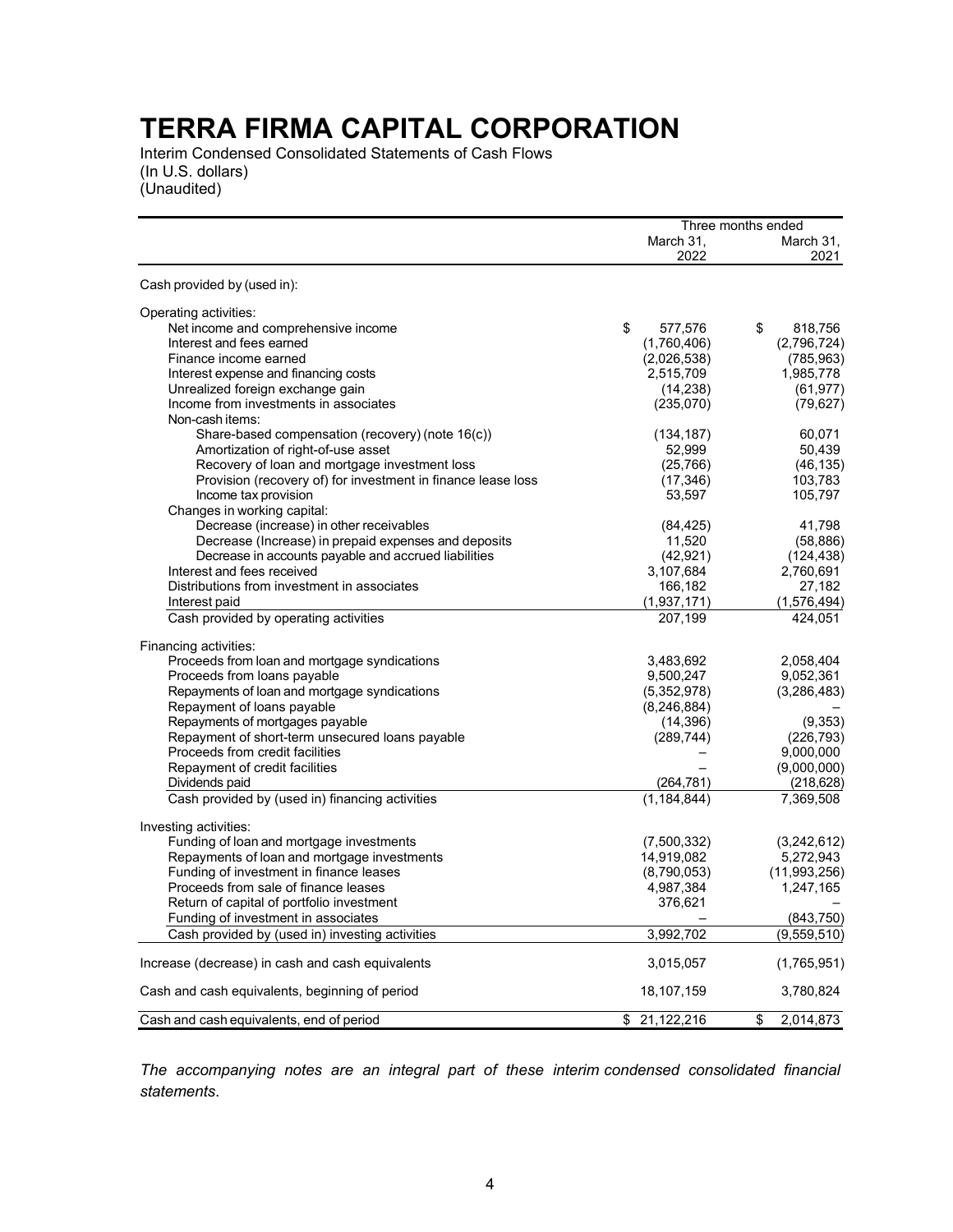# TERRA FIRMA CAPITAL CORPORATION

Interim Condensed Consolidated Statements of Cash Flows
(In U.S. dollars)
(Unaudited)

| | Three months ended March 31, 2022 | Three months ended March 31, 2021 |
|---|---|---|
| Cash provided by (used in): | | |
| Operating activities: | | |
| Net income and comprehensive income | $ 577,576 | $ 818,756 |
| Interest and fees earned | (1,760,406) | (2,796,724) |
| Finance income earned | (2,026,538) | (785,963) |
| Interest expense and financing costs | 2,515,709 | 1,985,778 |
| Unrealized foreign exchange gain | (14,238) | (61,977) |
| Income from investments in associates | (235,070) | (79,627) |
| Non-cash items: | | |
| Share-based compensation (recovery) (note 16(c)) | (134,187) | 60,071 |
| Amortization of right-of-use asset | 52,999 | 50,439 |
| Recovery of loan and mortgage investment loss | (25,766) | (46,135) |
| Provision (recovery of) for investment in finance lease loss | (17,346) | 103,783 |
| Income tax provision | 53,597 | 105,797 |
| Changes in working capital: | | |
| Decrease (increase) in other receivables | (84,425) | 41,798 |
| Decrease (Increase) in prepaid expenses and deposits | 11,520 | (58,886) |
| Decrease in accounts payable and accrued liabilities | (42,921) | (124,438) |
| Interest and fees received | 3,107,684 | 2,760,691 |
| Distributions from investment in associates | 166,182 | 27,182 |
| Interest paid | (1,937,171) | (1,576,494) |
| Cash provided by operating activities | 207,199 | 424,051 |
| Financing activities: | | |
| Proceeds from loan and mortgage syndications | 3,483,692 | 2,058,404 |
| Proceeds from loans payable | 9,500,247 | 9,052,361 |
| Repayments of loan and mortgage syndications | (5,352,978) | (3,286,483) |
| Repayment of loans payable | (8,246,884) | – |
| Repayments of mortgages payable | (14,396) | (9,353) |
| Repayment of short-term unsecured loans payable | (289,744) | (226,793) |
| Proceeds from credit facilities | – | 9,000,000 |
| Repayment of credit facilities | – | (9,000,000) |
| Dividends paid | (264,781) | (218,628) |
| Cash provided by (used in) financing activities | (1,184,844) | 7,369,508 |
| Investing activities: | | |
| Funding of loan and mortgage investments | (7,500,332) | (3,242,612) |
| Repayments of loan and mortgage investments | 14,919,082 | 5,272,943 |
| Funding of investment in finance leases | (8,790,053) | (11,993,256) |
| Proceeds from sale of finance leases | 4,987,384 | 1,247,165 |
| Return of capital of portfolio investment | 376,621 | – |
| Funding of investment in associates | – | (843,750) |
| Cash provided by (used in) investing activities | 3,992,702 | (9,559,510) |
| Increase (decrease) in cash and cash equivalents | 3,015,057 | (1,765,951) |
| Cash and cash equivalents, beginning of period | 18,107,159 | 3,780,824 |
| Cash and cash equivalents, end of period | $ 21,122,216 | $ 2,014,873 |

*The accompanying notes are an integral part of these interim condensed consolidated financial statements.*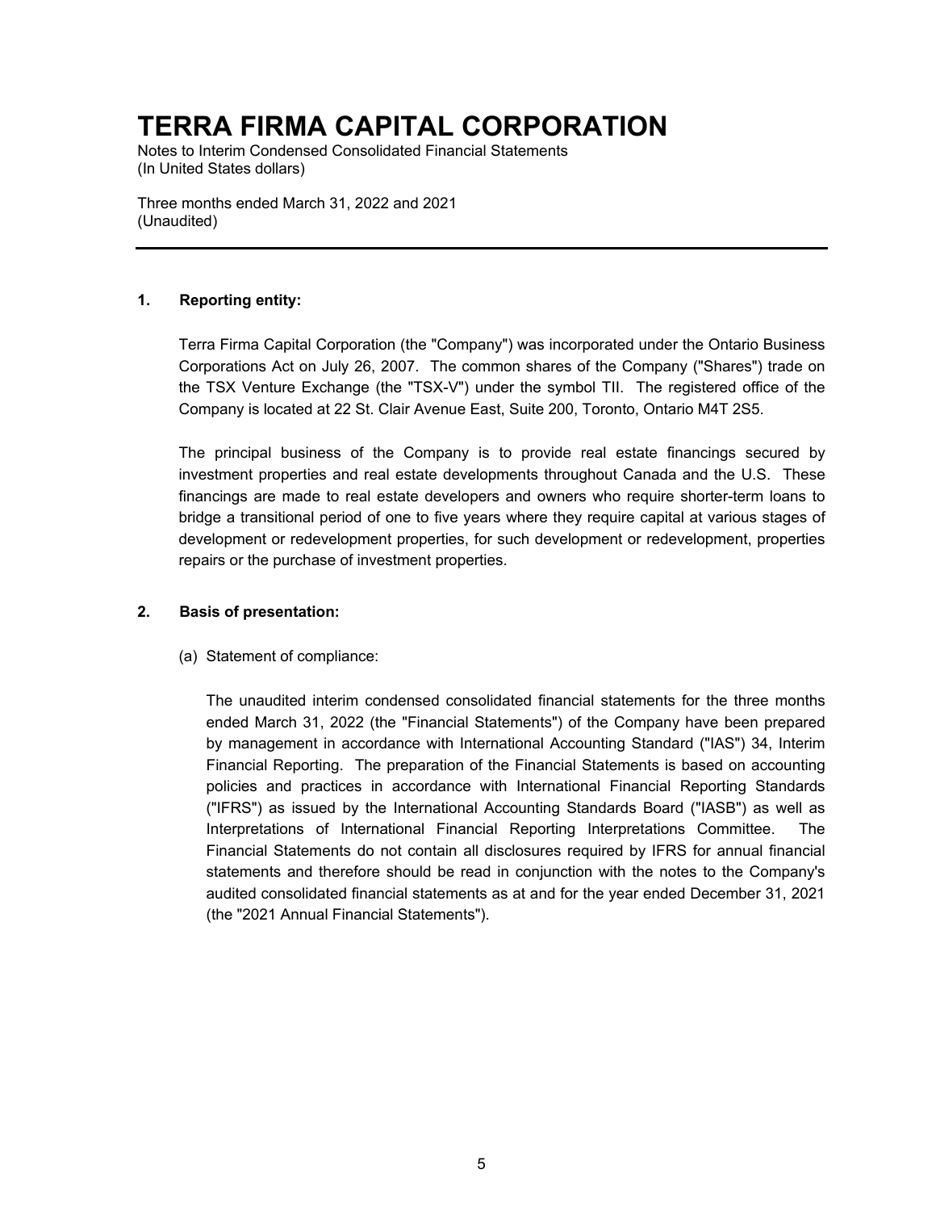# TERRA FIRMA CAPITAL CORPORATION

Notes to Interim Condensed Consolidated Financial Statements
(In United States dollars)

Three months ended March 31, 2022 and 2021
(Unaudited)

---

**1. Reporting entity:**

Terra Firma Capital Corporation (the "Company") was incorporated under the Ontario Business Corporations Act on July 26, 2007. The common shares of the Company ("Shares") trade on the TSX Venture Exchange (the "TSX-V") under the symbol TII. The registered office of the Company is located at 22 St. Clair Avenue East, Suite 200, Toronto, Ontario M4T 2S5.

The principal business of the Company is to provide real estate financings secured by investment properties and real estate developments throughout Canada and the U.S. These financings are made to real estate developers and owners who require shorter-term loans to bridge a transitional period of one to five years where they require capital at various stages of development or redevelopment properties, for such development or redevelopment, properties repairs or the purchase of investment properties.

**2. Basis of presentation:**

(a) Statement of compliance:

The unaudited interim condensed consolidated financial statements for the three months ended March 31, 2022 (the "Financial Statements") of the Company have been prepared by management in accordance with International Accounting Standard ("IAS") 34, Interim Financial Reporting. The preparation of the Financial Statements is based on accounting policies and practices in accordance with International Financial Reporting Standards ("IFRS") as issued by the International Accounting Standards Board ("IASB") as well as Interpretations of International Financial Reporting Interpretations Committee. The Financial Statements do not contain all disclosures required by IFRS for annual financial statements and therefore should be read in conjunction with the notes to the Company's audited consolidated financial statements as at and for the year ended December 31, 2021 (the "2021 Annual Financial Statements").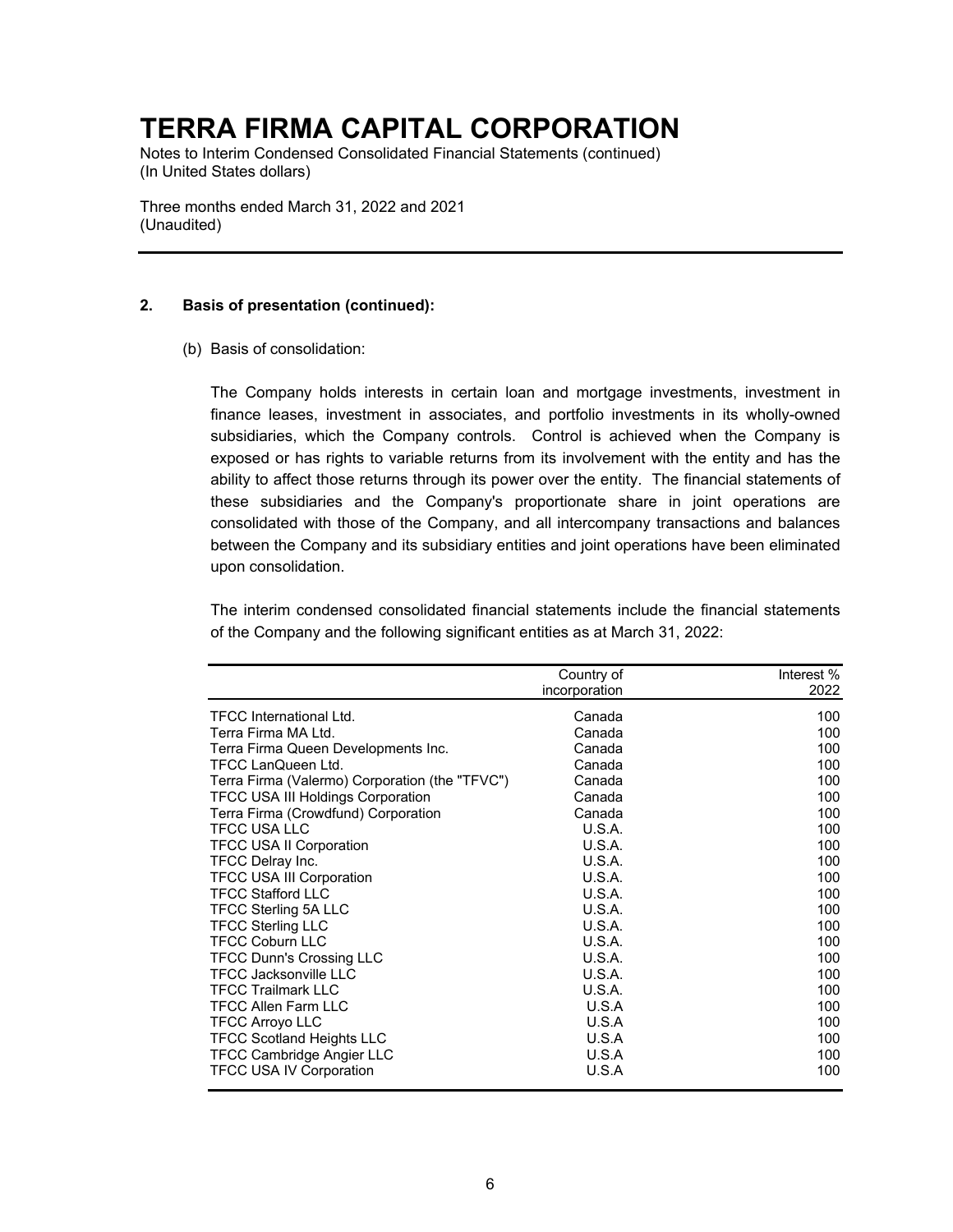# TERRA FIRMA CAPITAL CORPORATION

Notes to Interim Condensed Consolidated Financial Statements (continued)
(In United States dollars)

Three months ended March 31, 2022 and 2021
(Unaudited)

## 2. Basis of presentation (continued):

(b) Basis of consolidation:

The Company holds interests in certain loan and mortgage investments, investment in finance leases, investment in associates, and portfolio investments in its wholly-owned subsidiaries, which the Company controls. Control is achieved when the Company is exposed or has rights to variable returns from its involvement with the entity and has the ability to affect those returns through its power over the entity. The financial statements of these subsidiaries and the Company's proportionate share in joint operations are consolidated with those of the Company, and all intercompany transactions and balances between the Company and its subsidiary entities and joint operations have been eliminated upon consolidation.

The interim condensed consolidated financial statements include the financial statements of the Company and the following significant entities as at March 31, 2022:

| | Country of incorporation | Interest % 2022 |
|---|---|---|
| TFCC International Ltd. | Canada | 100 |
| Terra Firma MA Ltd. | Canada | 100 |
| Terra Firma Queen Developments Inc. | Canada | 100 |
| TFCC LanQueen Ltd. | Canada | 100 |
| Terra Firma (Valermo) Corporation (the "TFVC") | Canada | 100 |
| TFCC USA III Holdings Corporation | Canada | 100 |
| Terra Firma (Crowdfund) Corporation | Canada | 100 |
| TFCC USA LLC | U.S.A. | 100 |
| TFCC USA II Corporation | U.S.A. | 100 |
| TFCC Delray Inc. | U.S.A. | 100 |
| TFCC USA III Corporation | U.S.A. | 100 |
| TFCC Stafford LLC | U.S.A. | 100 |
| TFCC Sterling 5A LLC | U.S.A. | 100 |
| TFCC Sterling LLC | U.S.A. | 100 |
| TFCC Coburn LLC | U.S.A. | 100 |
| TFCC Dunn's Crossing LLC | U.S.A. | 100 |
| TFCC Jacksonville LLC | U.S.A. | 100 |
| TFCC Trailmark LLC | U.S.A. | 100 |
| TFCC Allen Farm LLC | U.S.A | 100 |
| TFCC Arroyo LLC | U.S.A | 100 |
| TFCC Scotland Heights LLC | U.S.A | 100 |
| TFCC Cambridge Angier LLC | U.S.A | 100 |
| TFCC USA IV Corporation | U.S.A | 100 |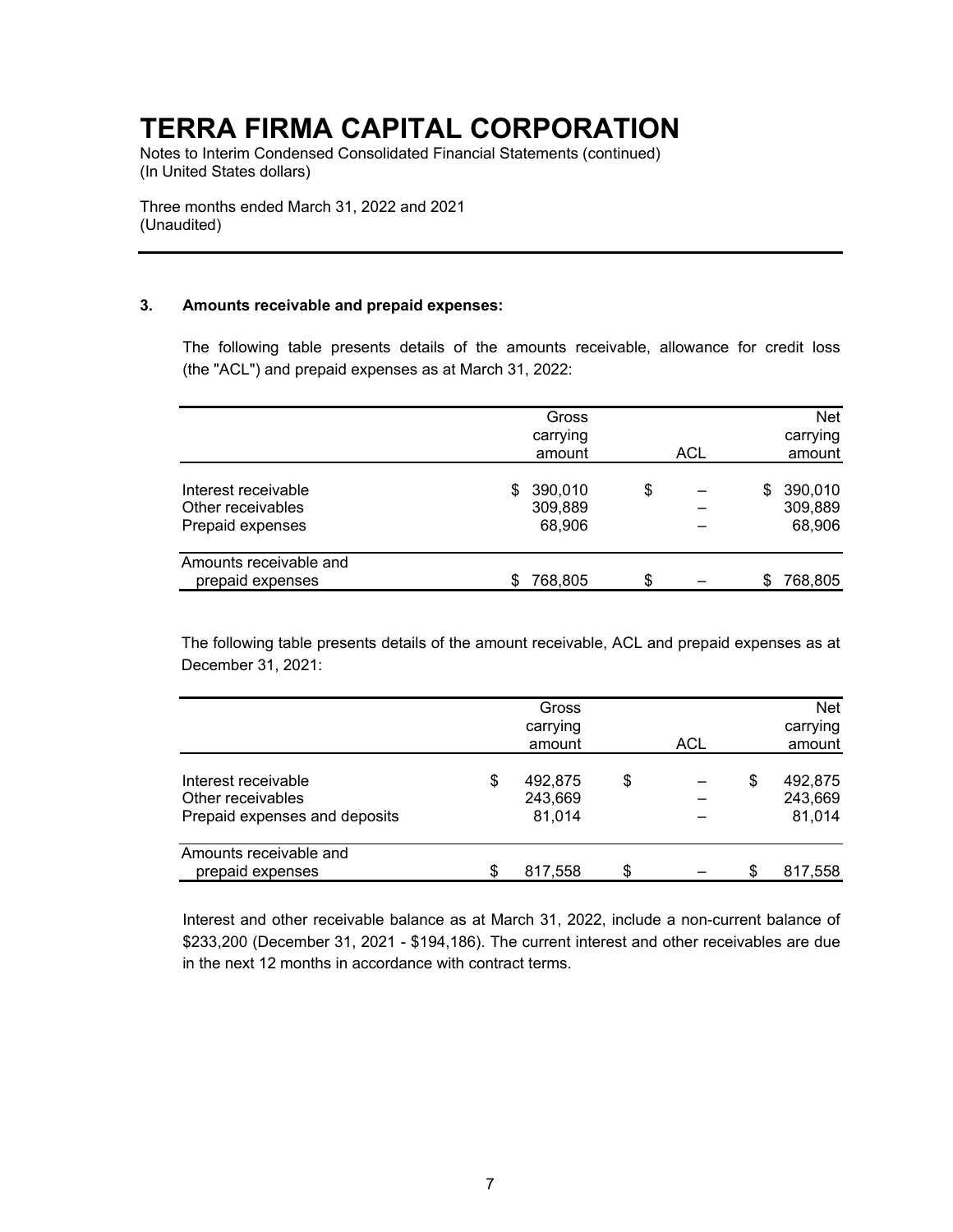# TERRA FIRMA CAPITAL CORPORATION

Notes to Interim Condensed Consolidated Financial Statements (continued)
(In United States dollars)

Three months ended March 31, 2022 and 2021
(Unaudited)

### 3. Amounts receivable and prepaid expenses:

The following table presents details of the amounts receivable, allowance for credit loss (the "ACL") and prepaid expenses as at March 31, 2022:

| | Gross carrying amount | ACL | Net carrying amount |
|---|---|---|---|
| Interest receivable | $ 390,010 | $ – | $ 390,010 |
| Other receivables | 309,889 | – | 309,889 |
| Prepaid expenses | 68,906 | – | 68,906 |
| Amounts receivable and prepaid expenses | $ 768,805 | $ – | $ 768,805 |

The following table presents details of the amount receivable, ACL and prepaid expenses as at December 31, 2021:

| | Gross carrying amount | ACL | Net carrying amount |
|---|---|---|---|
| Interest receivable | $ 492,875 | $ – | $ 492,875 |
| Other receivables | 243,669 | – | 243,669 |
| Prepaid expenses and deposits | 81,014 | – | 81,014 |
| Amounts receivable and prepaid expenses | $ 817,558 | $ – | $ 817,558 |

Interest and other receivable balance as at March 31, 2022, include a non-current balance of $233,200 (December 31, 2021 - $194,186). The current interest and other receivables are due in the next 12 months in accordance with contract terms.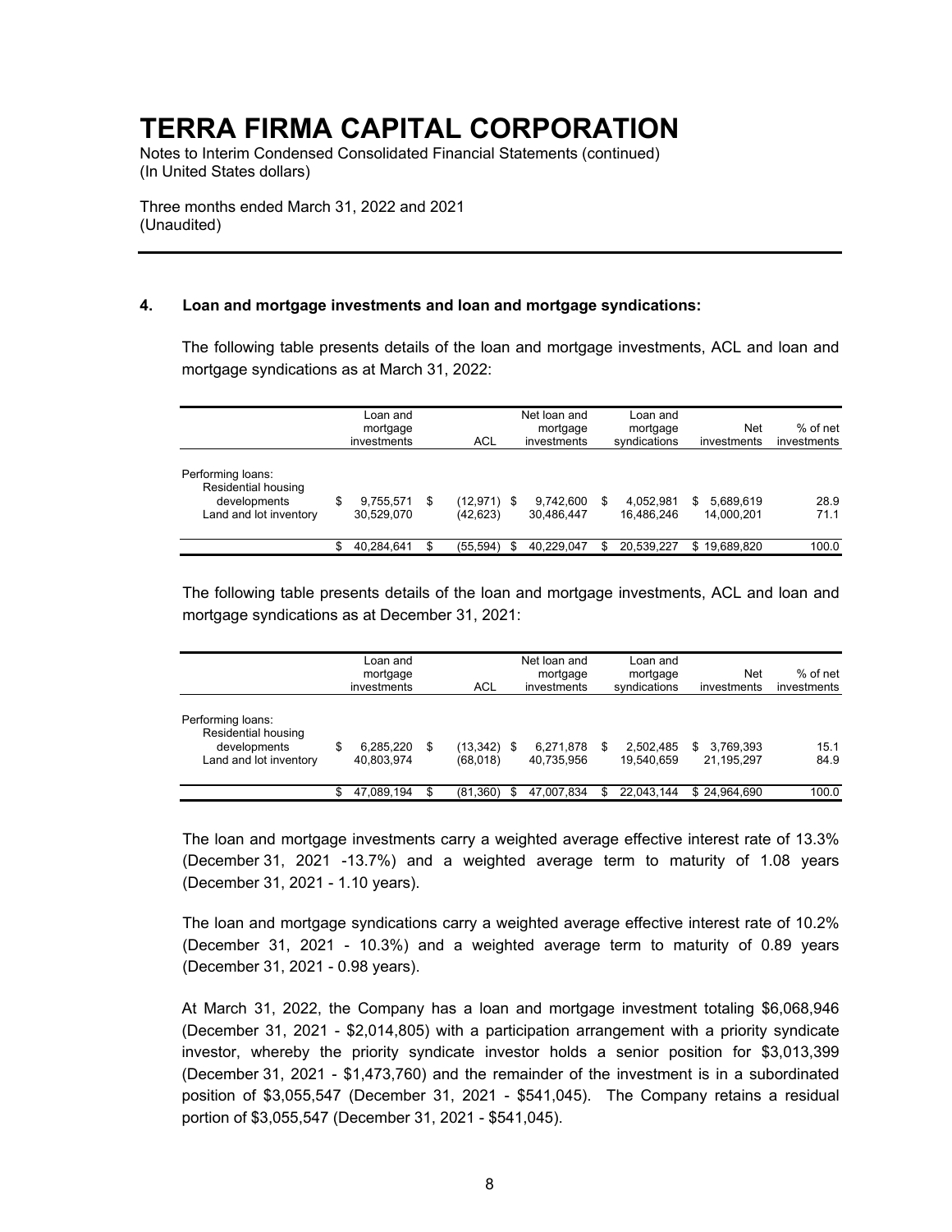# TERRA FIRMA CAPITAL CORPORATION

Notes to Interim Condensed Consolidated Financial Statements (continued)
(In United States dollars)

Three months ended March 31, 2022 and 2021
(Unaudited)

## 4. Loan and mortgage investments and loan and mortgage syndications:

The following table presents details of the loan and mortgage investments, ACL and loan and mortgage syndications as at March 31, 2022:

| | Loan and mortgage investments | ACL | Net loan and mortgage investments | Loan and mortgage syndications | Net investments | % of net investments |
|---|---|---|---|---|---|---|
| Performing loans: | | | | | | |
| Residential housing developments | $ 9,755,571 | $ (12,971) | $ 9,742,600 | $ 4,052,981 | $ 5,689,619 | 28.9 |
| Land and lot inventory | 30,529,070 | (42,623) | 30,486,447 | 16,486,246 | 14,000,201 | 71.1 |
| | $ 40,284,641 | $ (55,594) | $ 40,229,047 | $ 20,539,227 | $ 19,689,820 | 100.0 |

The following table presents details of the loan and mortgage investments, ACL and loan and mortgage syndications as at December 31, 2021:

| | Loan and mortgage investments | ACL | Net loan and mortgage investments | Loan and mortgage syndications | Net investments | % of net investments |
|---|---|---|---|---|---|---|
| Performing loans: | | | | | | |
| Residential housing developments | $ 6,285,220 | $ (13,342) | $ 6,271,878 | $ 2,502,485 | $ 3,769,393 | 15.1 |
| Land and lot inventory | 40,803,974 | (68,018) | 40,735,956 | 19,540,659 | 21,195,297 | 84.9 |
| | $ 47,089,194 | $ (81,360) | $ 47,007,834 | $ 22,043,144 | $ 24,964,690 | 100.0 |

The loan and mortgage investments carry a weighted average effective interest rate of 13.3% (December 31, 2021 -13.7%) and a weighted average term to maturity of 1.08 years (December 31, 2021 - 1.10 years).

The loan and mortgage syndications carry a weighted average effective interest rate of 10.2% (December 31, 2021 - 10.3%) and a weighted average term to maturity of 0.89 years (December 31, 2021 - 0.98 years).

At March 31, 2022, the Company has a loan and mortgage investment totaling $6,068,946 (December 31, 2021 - $2,014,805) with a participation arrangement with a priority syndicate investor, whereby the priority syndicate investor holds a senior position for $3,013,399 (December 31, 2021 - $1,473,760) and the remainder of the investment is in a subordinated position of $3,055,547 (December 31, 2021 - $541,045). The Company retains a residual portion of $3,055,547 (December 31, 2021 - $541,045).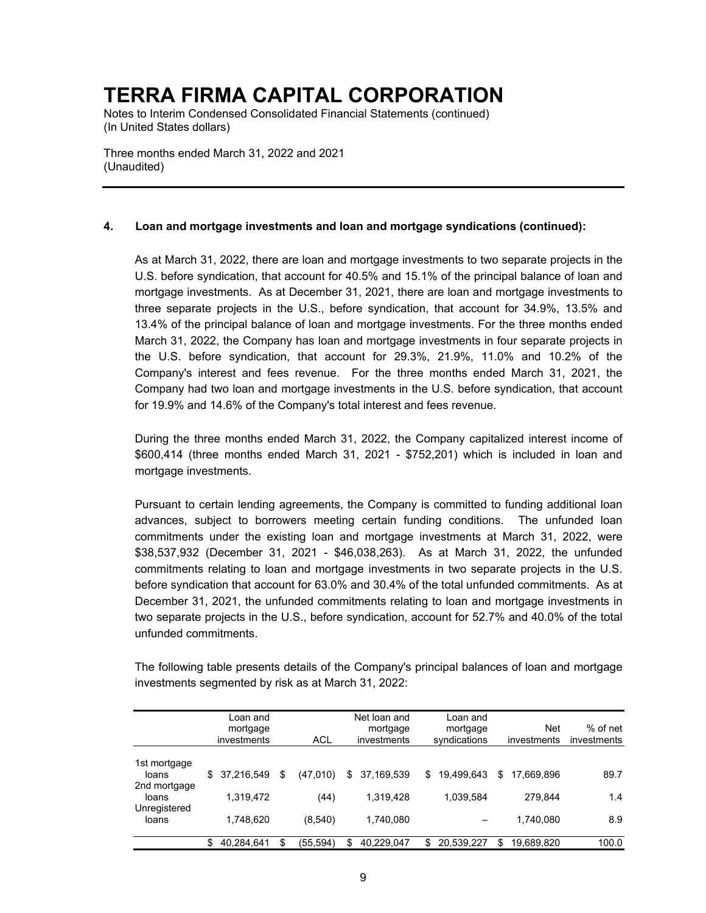# TERRA FIRMA CAPITAL CORPORATION

Notes to Interim Condensed Consolidated Financial Statements (continued)
(In United States dollars)

Three months ended March 31, 2022 and 2021
(Unaudited)

---

**4. Loan and mortgage investments and loan and mortgage syndications (continued):**

As at March 31, 2022, there are loan and mortgage investments to two separate projects in the U.S. before syndication, that account for 40.5% and 15.1% of the principal balance of loan and mortgage investments. As at December 31, 2021, there are loan and mortgage investments to three separate projects in the U.S., before syndication, that account for 34.9%, 13.5% and 13.4% of the principal balance of loan and mortgage investments. For the three months ended March 31, 2022, the Company has loan and mortgage investments in four separate projects in the U.S. before syndication, that account for 29.3%, 21.9%, 11.0% and 10.2% of the Company's interest and fees revenue. For the three months ended March 31, 2021, the Company had two loan and mortgage investments in the U.S. before syndication, that account for 19.9% and 14.6% of the Company's total interest and fees revenue.

During the three months ended March 31, 2022, the Company capitalized interest income of $600,414 (three months ended March 31, 2021 - $752,201) which is included in loan and mortgage investments.

Pursuant to certain lending agreements, the Company is committed to funding additional loan advances, subject to borrowers meeting certain funding conditions. The unfunded loan commitments under the existing loan and mortgage investments at March 31, 2022, were $38,537,932 (December 31, 2021 - $46,038,263). As at March 31, 2022, the unfunded commitments relating to loan and mortgage investments in two separate projects in the U.S. before syndication that account for 63.0% and 30.4% of the total unfunded commitments. As at December 31, 2021, the unfunded commitments relating to loan and mortgage investments in two separate projects in the U.S., before syndication, account for 52.7% and 40.0% of the total unfunded commitments.

The following table presents details of the Company's principal balances of loan and mortgage investments segmented by risk as at March 31, 2022:

| | Loan and mortgage investments | ACL | Net loan and mortgage investments | Loan and mortgage syndications | Net investments | % of net investments |
|---|---|---|---|---|---|---|
| 1st mortgage loans | $ 37,216,549 | $ (47,010) | $ 37,169,539 | $ 19,499,643 | $ 17,669,896 | 89.7 |
| 2nd mortgage loans | 1,319,472 | (44) | 1,319,428 | 1,039,584 | 279,844 | 1.4 |
| Unregistered loans | 1,748,620 | (8,540) | 1,740,080 | – | 1,740,080 | 8.9 |
| | $ 40,284,641 | $ (55,594) | $ 40,229,047 | $ 20,539,227 | $ 19,689,820 | 100.0 |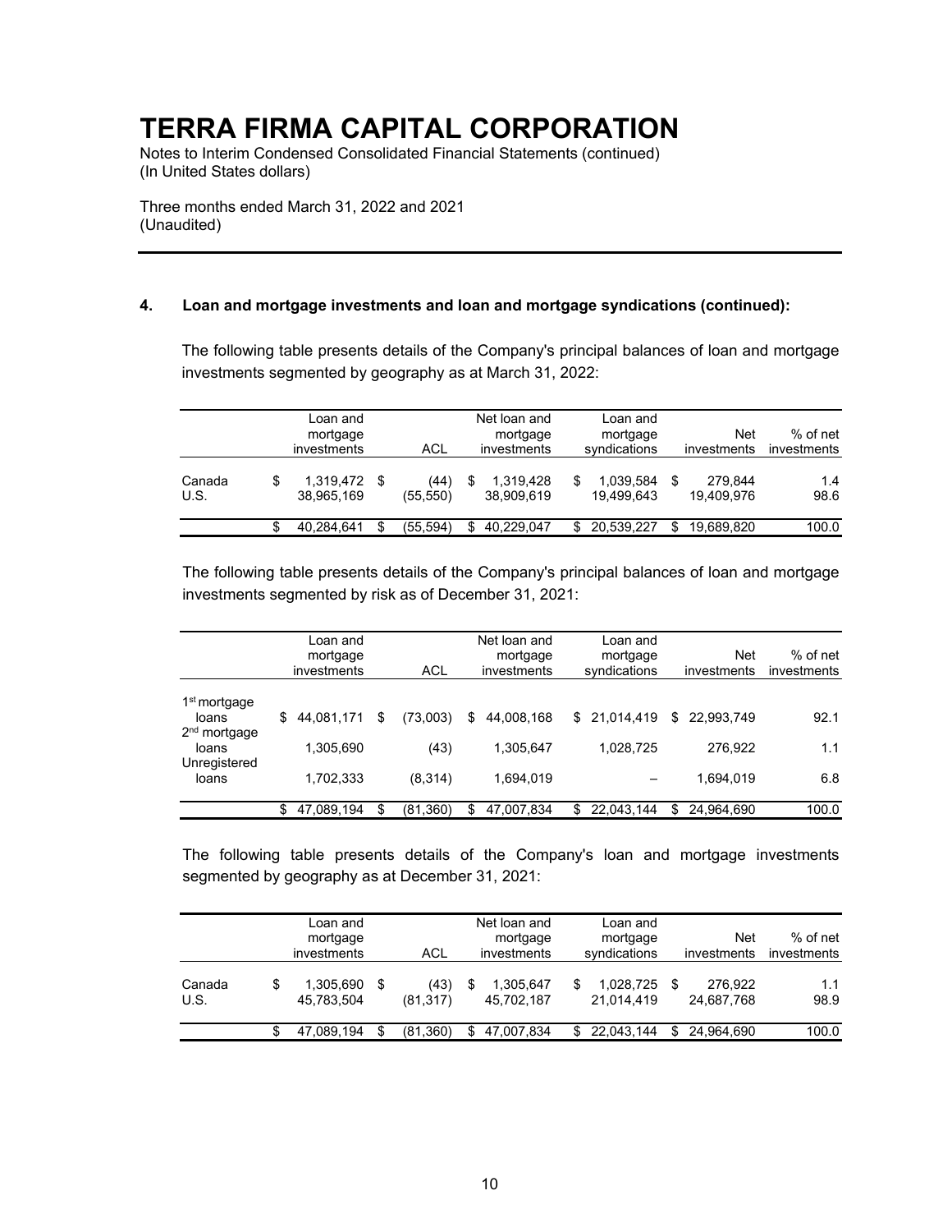# TERRA FIRMA CAPITAL CORPORATION

Notes to Interim Condensed Consolidated Financial Statements (continued)
(In United States dollars)

Three months ended March 31, 2022 and 2021
(Unaudited)

## 4. Loan and mortgage investments and loan and mortgage syndications (continued):

The following table presents details of the Company's principal balances of loan and mortgage investments segmented by geography as at March 31, 2022:

| | Loan and mortgage investments | ACL | Net loan and mortgage investments | Loan and mortgage syndications | Net investments | % of net investments |
|---|---|---|---|---|---|---|
| Canada | $ 1,319,472 | $ (44) | $ 1,319,428 | $ 1,039,584 | $ 279,844 | 1.4 |
| U.S. | 38,965,169 | (55,550) | 38,909,619 | 19,499,643 | 19,409,976 | 98.6 |
| | $ 40,284,641 | $ (55,594) | $ 40,229,047 | $ 20,539,227 | $ 19,689,820 | 100.0 |

The following table presents details of the Company's principal balances of loan and mortgage investments segmented by risk as of December 31, 2021:

| | Loan and mortgage investments | ACL | Net loan and mortgage investments | Loan and mortgage syndications | Net investments | % of net investments |
|---|---|---|---|---|---|---|
| 1st mortgage loans | $ 44,081,171 | $ (73,003) | $ 44,008,168 | $ 21,014,419 | $ 22,993,749 | 92.1 |
| 2nd mortgage loans | 1,305,690 | (43) | 1,305,647 | 1,028,725 | 276,922 | 1.1 |
| Unregistered loans | 1,702,333 | (8,314) | 1,694,019 | – | 1,694,019 | 6.8 |
| | $ 47,089,194 | $ (81,360) | $ 47,007,834 | $ 22,043,144 | $ 24,964,690 | 100.0 |

The following table presents details of the Company's loan and mortgage investments segmented by geography as at December 31, 2021:

| | Loan and mortgage investments | ACL | Net loan and mortgage investments | Loan and mortgage syndications | Net investments | % of net investments |
|---|---|---|---|---|---|---|
| Canada | $ 1,305,690 | $ (43) | $ 1,305,647 | $ 1,028,725 | $ 276,922 | 1.1 |
| U.S. | 45,783,504 | (81,317) | 45,702,187 | 21,014,419 | 24,687,768 | 98.9 |
| | $ 47,089,194 | $ (81,360) | $ 47,007,834 | $ 22,043,144 | $ 24,964,690 | 100.0 |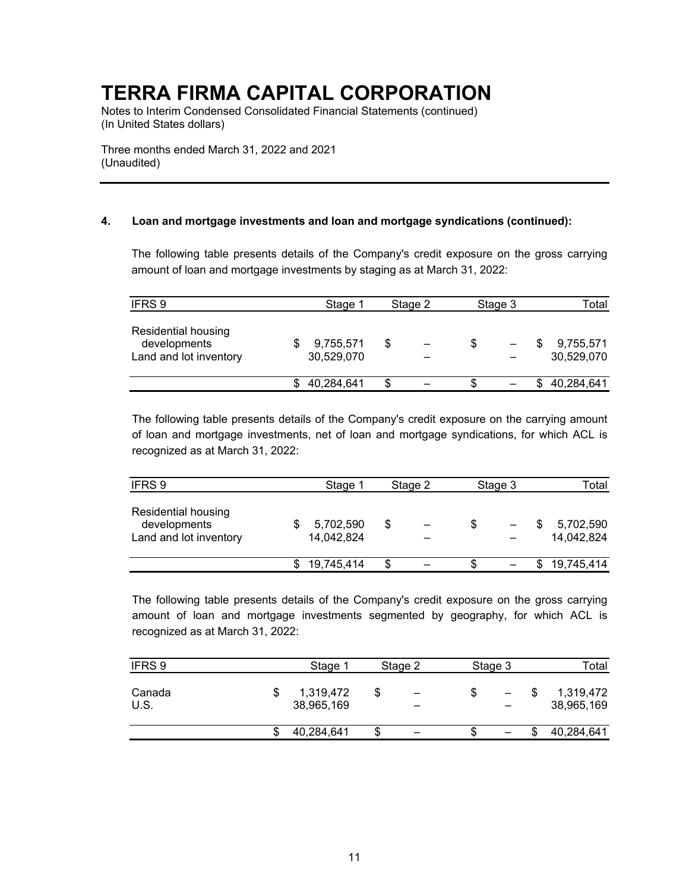#### 4. Loan and mortgage investments and loan and mortgage syndications (continued):

The following table presents details of the Company's credit exposure on the gross carrying amount of loan and mortgage investments by staging as at March 31, 2022:

| IFRS 9 | Stage 1 | Stage 2 | Stage 3 | Total |
|---|---|---|---|---|
| Residential housing developments | $ 9,755,571 | $ – | $ – | $ 9,755,571 |
| Land and lot inventory | 30,529,070 | – | – | 30,529,070 |
| | $ 40,284,641 | $ – | $ – | $ 40,284,641 |

The following table presents details of the Company's credit exposure on the carrying amount of loan and mortgage investments, net of loan and mortgage syndications, for which ACL is recognized as at March 31, 2022:

| IFRS 9 | Stage 1 | Stage 2 | Stage 3 | Total |
|---|---|---|---|---|
| Residential housing developments | $ 5,702,590 | $ – | $ – | $ 5,702,590 |
| Land and lot inventory | 14,042,824 | – | – | 14,042,824 |
| | $ 19,745,414 | $ – | $ – | $ 19,745,414 |

The following table presents details of the Company's credit exposure on the gross carrying amount of loan and mortgage investments segmented by geography, for which ACL is recognized as at March 31, 2022:

| IFRS 9 | Stage 1 | Stage 2 | Stage 3 | Total |
|---|---|---|---|---|
| Canada | $ 1,319,472 | $ – | $ – | $ 1,319,472 |
| U.S. | 38,965,169 | – | – | 38,965,169 |
| | $ 40,284,641 | $ – | $ – | $ 40,284,641 |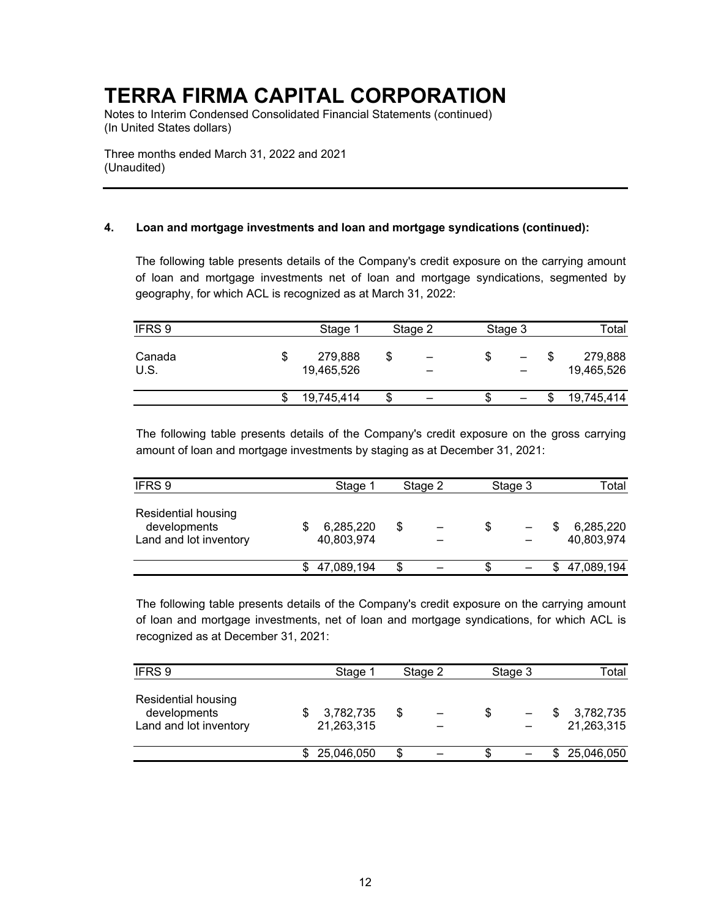#### 4. Loan and mortgage investments and loan and mortgage syndications (continued):

The following table presents details of the Company's credit exposure on the carrying amount of loan and mortgage investments net of loan and mortgage syndications, segmented by geography, for which ACL is recognized as at March 31, 2022:

| IFRS 9 | Stage 1 | Stage 2 | Stage 3 | Total |
|---|---|---|---|---|
| Canada | $ 279,888 | $ – | $ – | $ 279,888 |
| U.S. | 19,465,526 | – | – | 19,465,526 |
| | $ 19,745,414 | $ – | $ – | $ 19,745,414 |

The following table presents details of the Company's credit exposure on the gross carrying amount of loan and mortgage investments by staging as at December 31, 2021:

| IFRS 9 | Stage 1 | Stage 2 | Stage 3 | Total |
|---|---|---|---|---|
| Residential housing developments | $ 6,285,220 | $ – | $ – | $ 6,285,220 |
| Land and lot inventory | 40,803,974 | – | – | 40,803,974 |
| | $ 47,089,194 | $ – | $ – | $ 47,089,194 |

The following table presents details of the Company's credit exposure on the carrying amount of loan and mortgage investments, net of loan and mortgage syndications, for which ACL is recognized as at December 31, 2021:

| IFRS 9 | Stage 1 | Stage 2 | Stage 3 | Total |
|---|---|---|---|---|
| Residential housing developments | $ 3,782,735 | $ – | $ – | $ 3,782,735 |
| Land and lot inventory | 21,263,315 | – | – | 21,263,315 |
| | $ 25,046,050 | $ – | $ – | $ 25,046,050 |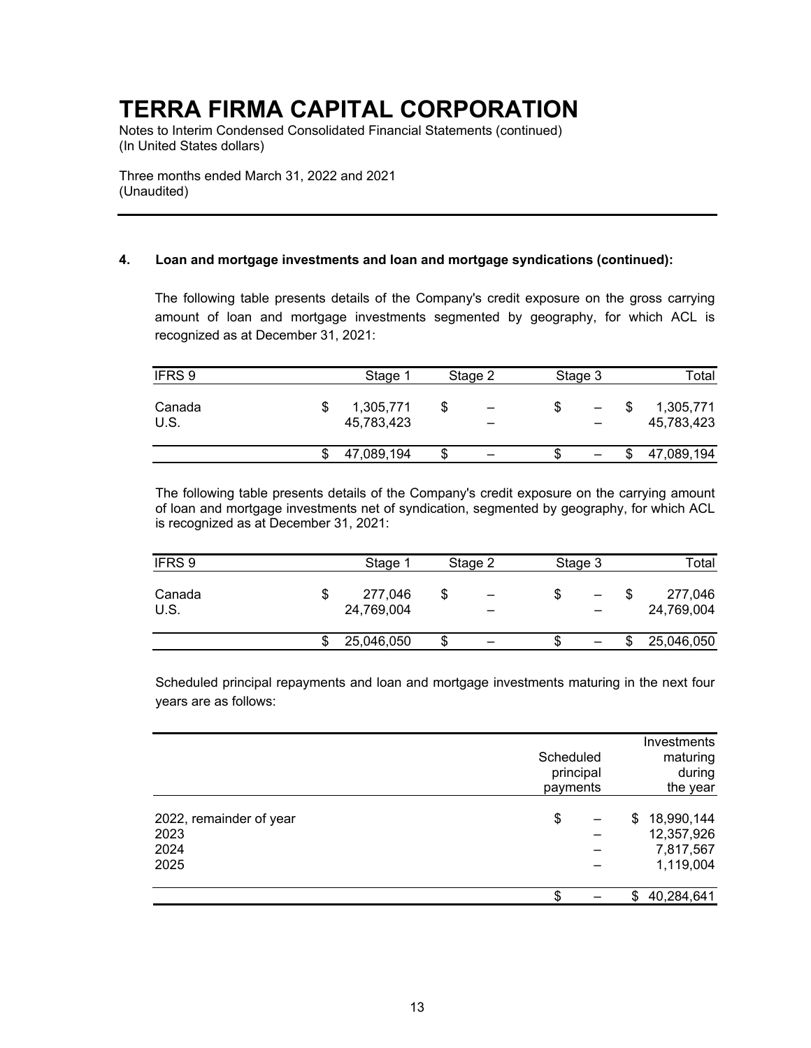# TERRA FIRMA CAPITAL CORPORATION

Notes to Interim Condensed Consolidated Financial Statements (continued)
(In United States dollars)

Three months ended March 31, 2022 and 2021
(Unaudited)

### 4. Loan and mortgage investments and loan and mortgage syndications (continued):

The following table presents details of the Company's credit exposure on the gross carrying amount of loan and mortgage investments segmented by geography, for which ACL is recognized as at December 31, 2021:

| IFRS 9 | Stage 1 | Stage 2 | Stage 3 | Total |
|---|---|---|---|---|
| Canada | $ 1,305,771 | $ – | $ – | $ 1,305,771 |
| U.S. | 45,783,423 | – | – | 45,783,423 |
| | $ 47,089,194 | $ – | $ – | $ 47,089,194 |

The following table presents details of the Company's credit exposure on the carrying amount of loan and mortgage investments net of syndication, segmented by geography, for which ACL is recognized as at December 31, 2021:

| IFRS 9 | Stage 1 | Stage 2 | Stage 3 | Total |
|---|---|---|---|---|
| Canada | $ 277,046 | $ – | $ – | $ 277,046 |
| U.S. | 24,769,004 | – | – | 24,769,004 |
| | $ 25,046,050 | $ – | $ – | $ 25,046,050 |

Scheduled principal repayments and loan and mortgage investments maturing in the next four years are as follows:

| | Scheduled principal payments | Investments maturing during the year |
|---|---|---|
| 2022, remainder of year | $ – | $ 18,990,144 |
| 2023 | – | 12,357,926 |
| 2024 | – | 7,817,567 |
| 2025 | – | 1,119,004 |
| | $ – | $ 40,284,641 |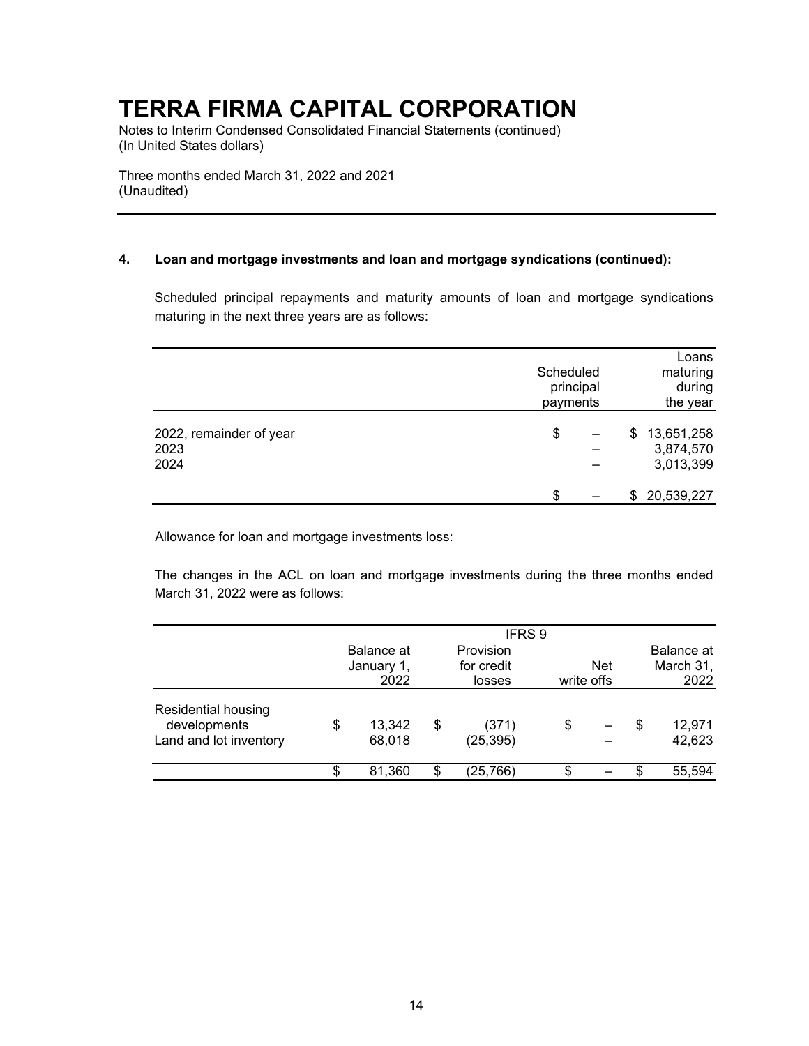#### 4. Loan and mortgage investments and loan and mortgage syndications (continued):

Scheduled principal repayments and maturity amounts of loan and mortgage syndications maturing in the next three years are as follows:

| | Scheduled principal payments | Loans maturing during the year |
|---|---|---|
| 2022, remainder of year | $ – | $ 13,651,258 |
| 2023 | – | 3,874,570 |
| 2024 | – | 3,013,399 |
| | $ – | $ 20,539,227 |

Allowance for loan and mortgage investments loss:

The changes in the ACL on loan and mortgage investments during the three months ended March 31, 2022 were as follows:

| | IFRS 9 | | | |
|---|---|---|---|---|
| | Balance at January 1, 2022 | Provision for credit losses | Net write offs | Balance at March 31, 2022 |
| Residential housing developments | $ 13,342 | $ (371) | $ – | $ 12,971 |
| Land and lot inventory | 68,018 | (25,395) | – | 42,623 |
| | $ 81,360 | $ (25,766) | $ – | $ 55,594 |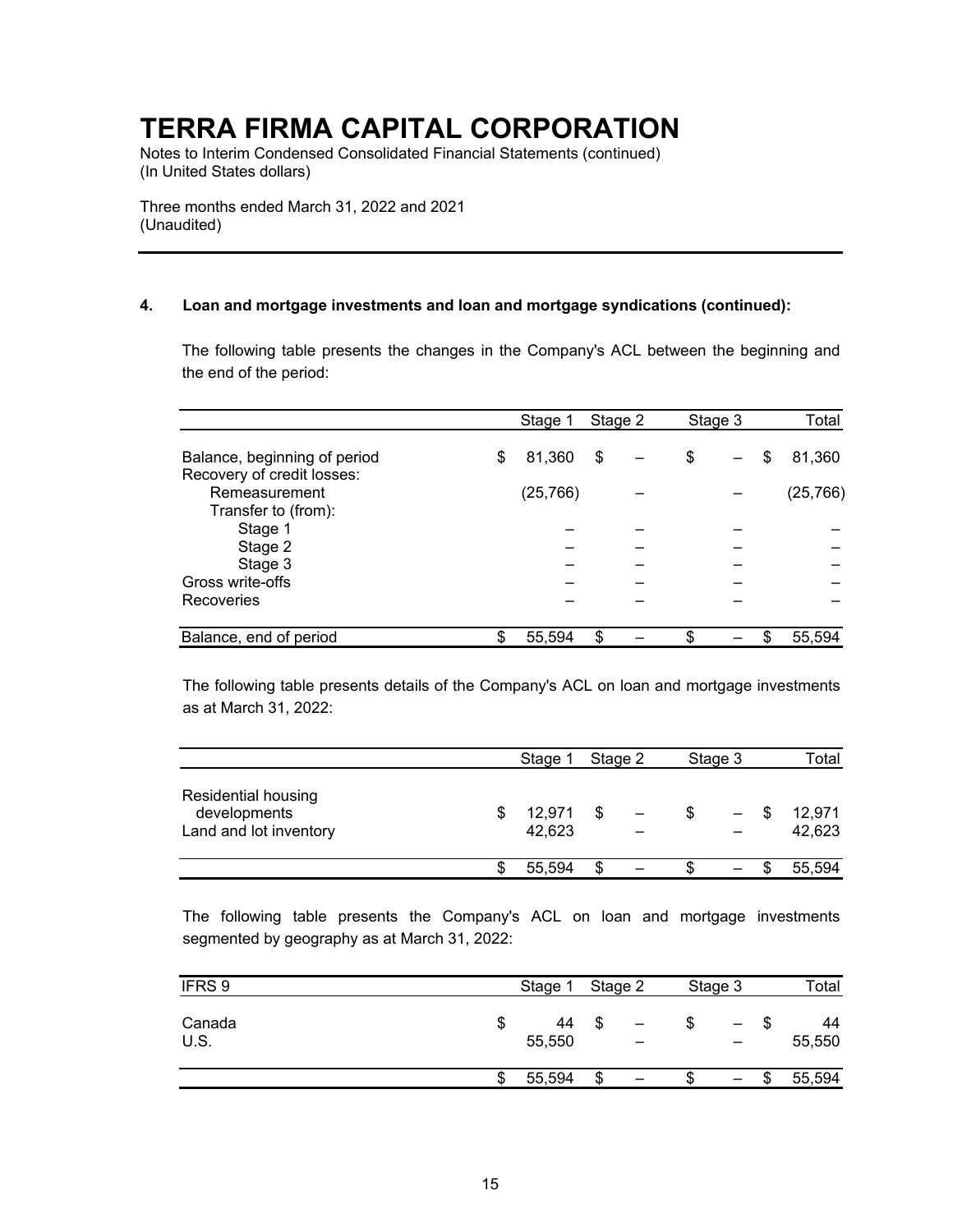# TERRA FIRMA CAPITAL CORPORATION

Notes to Interim Condensed Consolidated Financial Statements (continued)
(In United States dollars)

Three months ended March 31, 2022 and 2021
(Unaudited)

**4. Loan and mortgage investments and loan and mortgage syndications (continued):**

The following table presents the changes in the Company's ACL between the beginning and the end of the period:

| | Stage 1 | Stage 2 | Stage 3 | Total |
|---|---|---|---|---|
| Balance, beginning of period | $ 81,360 | $ – | $ – | $ 81,360 |
| Recovery of credit losses: | | | | |
| Remeasurement | (25,766) | – | – | (25,766) |
| Transfer to (from): | | | | |
| Stage 1 | – | – | – | – |
| Stage 2 | – | – | – | – |
| Stage 3 | – | – | – | – |
| Gross write-offs | – | – | – | – |
| Recoveries | – | – | – | – |
| Balance, end of period | $ 55,594 | $ – | $ – | $ 55,594 |

The following table presents details of the Company's ACL on loan and mortgage investments as at March 31, 2022:

| | Stage 1 | Stage 2 | Stage 3 | Total |
|---|---|---|---|---|
| Residential housing developments | $ 12,971 | $ – | $ – | $ 12,971 |
| Land and lot inventory | 42,623 | – | – | 42,623 |
| | $ 55,594 | $ – | $ – | $ 55,594 |

The following table presents the Company's ACL on loan and mortgage investments segmented by geography as at March 31, 2022:

| IFRS 9 | Stage 1 | Stage 2 | Stage 3 | Total |
|---|---|---|---|---|
| Canada | $ 44 | $ – | $ – | $ 44 |
| U.S. | 55,550 | – | – | 55,550 |
| | $ 55,594 | $ – | $ – | $ 55,594 |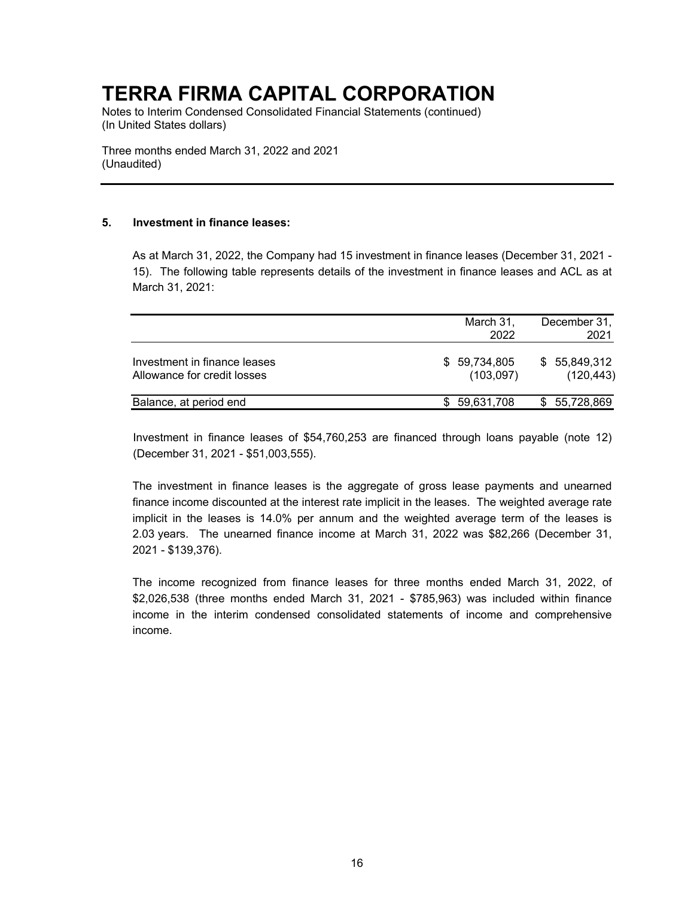# TERRA FIRMA CAPITAL CORPORATION

Notes to Interim Condensed Consolidated Financial Statements (continued)
(In United States dollars)

Three months ended March 31, 2022 and 2021
(Unaudited)

---

**5. Investment in finance leases:**

As at March 31, 2022, the Company had 15 investment in finance leases (December 31, 2021 - 15). The following table represents details of the investment in finance leases and ACL as at March 31, 2021:

| | March 31, 2022 | December 31, 2021 |
|---|---|---|
| Investment in finance leases | $ 59,734,805 | $ 55,849,312 |
| Allowance for credit losses | (103,097) | (120,443) |
| Balance, at period end | $ 59,631,708 | $ 55,728,869 |

Investment in finance leases of $54,760,253 are financed through loans payable (note 12) (December 31, 2021 - $51,003,555).

The investment in finance leases is the aggregate of gross lease payments and unearned finance income discounted at the interest rate implicit in the leases. The weighted average rate implicit in the leases is 14.0% per annum and the weighted average term of the leases is 2.03 years. The unearned finance income at March 31, 2022 was $82,266 (December 31, 2021 - $139,376).

The income recognized from finance leases for three months ended March 31, 2022, of $2,026,538 (three months ended March 31, 2021 - $785,963) was included within finance income in the interim condensed consolidated statements of income and comprehensive income.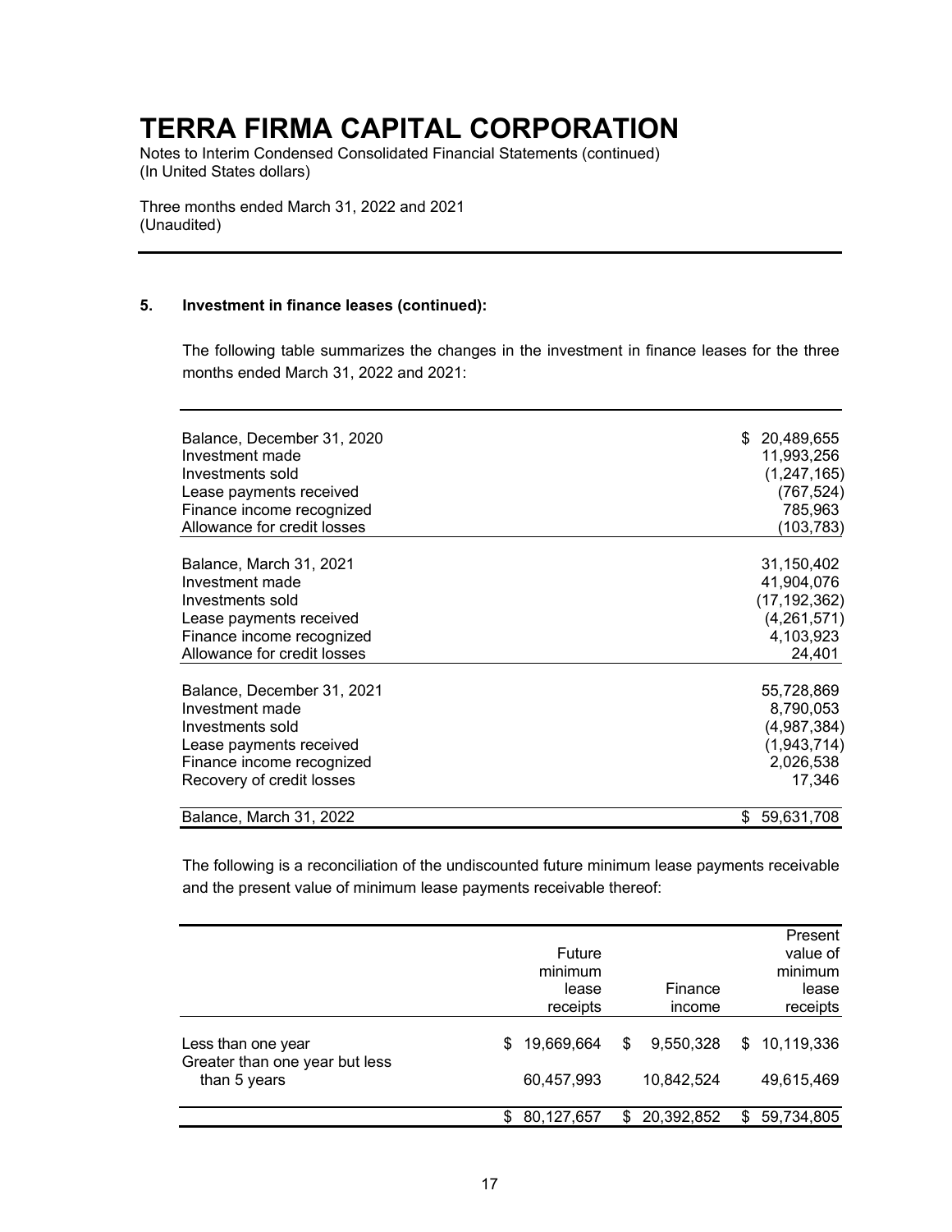# TERRA FIRMA CAPITAL CORPORATION

Notes to Interim Condensed Consolidated Financial Statements (continued)
(In United States dollars)

Three months ended March 31, 2022 and 2021
(Unaudited)

## 5. Investment in finance leases (continued):

The following table summarizes the changes in the investment in finance leases for the three months ended March 31, 2022 and 2021:

| | |
|---|---|
| Balance, December 31, 2020 | $ 20,489,655 |
| Investment made | 11,993,256 |
| Investments sold | (1,247,165) |
| Lease payments received | (767,524) |
| Finance income recognized | 785,963 |
| Allowance for credit losses | (103,783) |
| Balance, March 31, 2021 | 31,150,402 |
| Investment made | 41,904,076 |
| Investments sold | (17,192,362) |
| Lease payments received | (4,261,571) |
| Finance income recognized | 4,103,923 |
| Allowance for credit losses | 24,401 |
| Balance, December 31, 2021 | 55,728,869 |
| Investment made | 8,790,053 |
| Investments sold | (4,987,384) |
| Lease payments received | (1,943,714) |
| Finance income recognized | 2,026,538 |
| Recovery of credit losses | 17,346 |
| Balance, March 31, 2022 | $ 59,631,708 |

The following is a reconciliation of the undiscounted future minimum lease payments receivable and the present value of minimum lease payments receivable thereof:

| | Future minimum lease receipts | Finance income | Present value of minimum lease receipts |
|---|---|---|---|
| Less than one year | $ 19,669,664 | $ 9,550,328 | $ 10,119,336 |
| Greater than one year but less than 5 years | 60,457,993 | 10,842,524 | 49,615,469 |
| | $ 80,127,657 | $ 20,392,852 | $ 59,734,805 |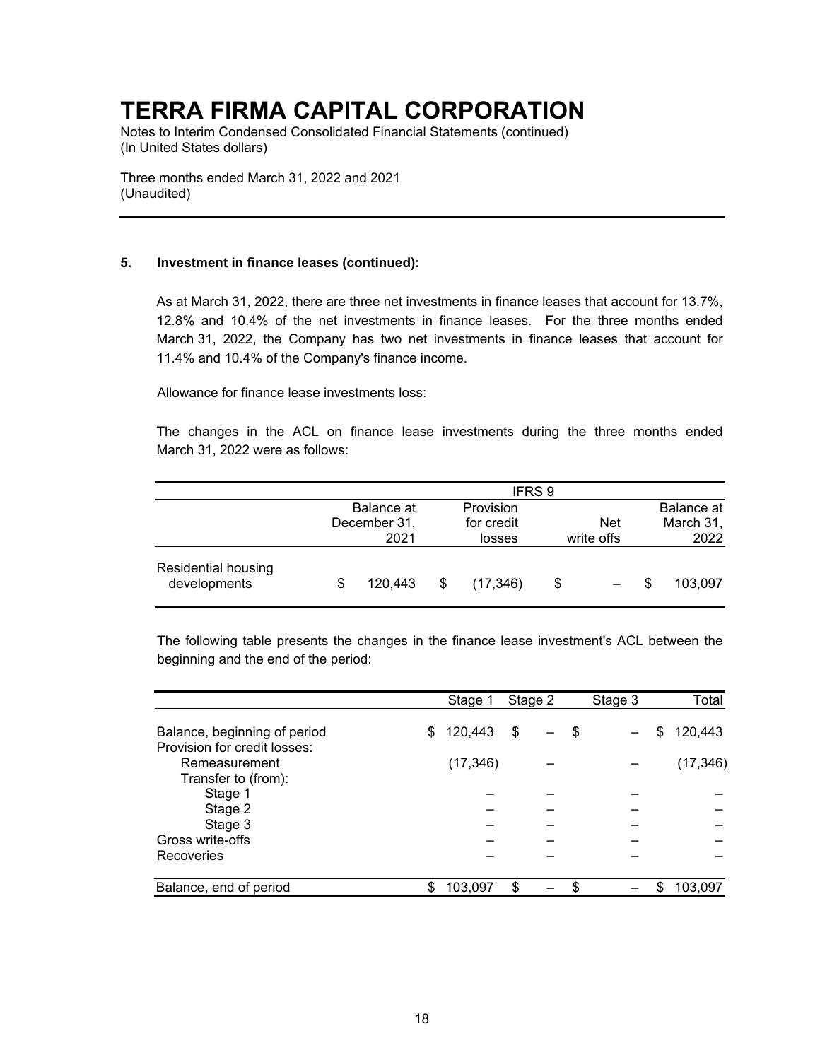# TERRA FIRMA CAPITAL CORPORATION

Notes to Interim Condensed Consolidated Financial Statements (continued)
(In United States dollars)

Three months ended March 31, 2022 and 2021
(Unaudited)

---

**5. Investment in finance leases (continued):**

As at March 31, 2022, there are three net investments in finance leases that account for 13.7%, 12.8% and 10.4% of the net investments in finance leases. For the three months ended March 31, 2022, the Company has two net investments in finance leases that account for 11.4% and 10.4% of the Company's finance income.

Allowance for finance lease investments loss:

The changes in the ACL on finance lease investments during the three months ended March 31, 2022 were as follows:

| | IFRS 9 | | | |
|---|---|---|---|---|
| | Balance at December 31, 2021 | Provision for credit losses | Net write offs | Balance at March 31, 2022 |
| Residential housing developments | $ 120,443 | $ (17,346) | $ – | $ 103,097 |

The following table presents the changes in the finance lease investment's ACL between the beginning and the end of the period:

| | Stage 1 | Stage 2 | Stage 3 | Total |
|---|---|---|---|---|
| Balance, beginning of period | $ 120,443 | $ – | $ – | $ 120,443 |
| Provision for credit losses: | | | | |
| Remeasurement | (17,346) | – | – | (17,346) |
| Transfer to (from): | | | | |
| Stage 1 | – | – | – | – |
| Stage 2 | – | – | – | – |
| Stage 3 | – | – | – | – |
| Gross write-offs | – | – | – | – |
| Recoveries | – | – | – | – |
| Balance, end of period | $ 103,097 | $ – | $ – | $ 103,097 |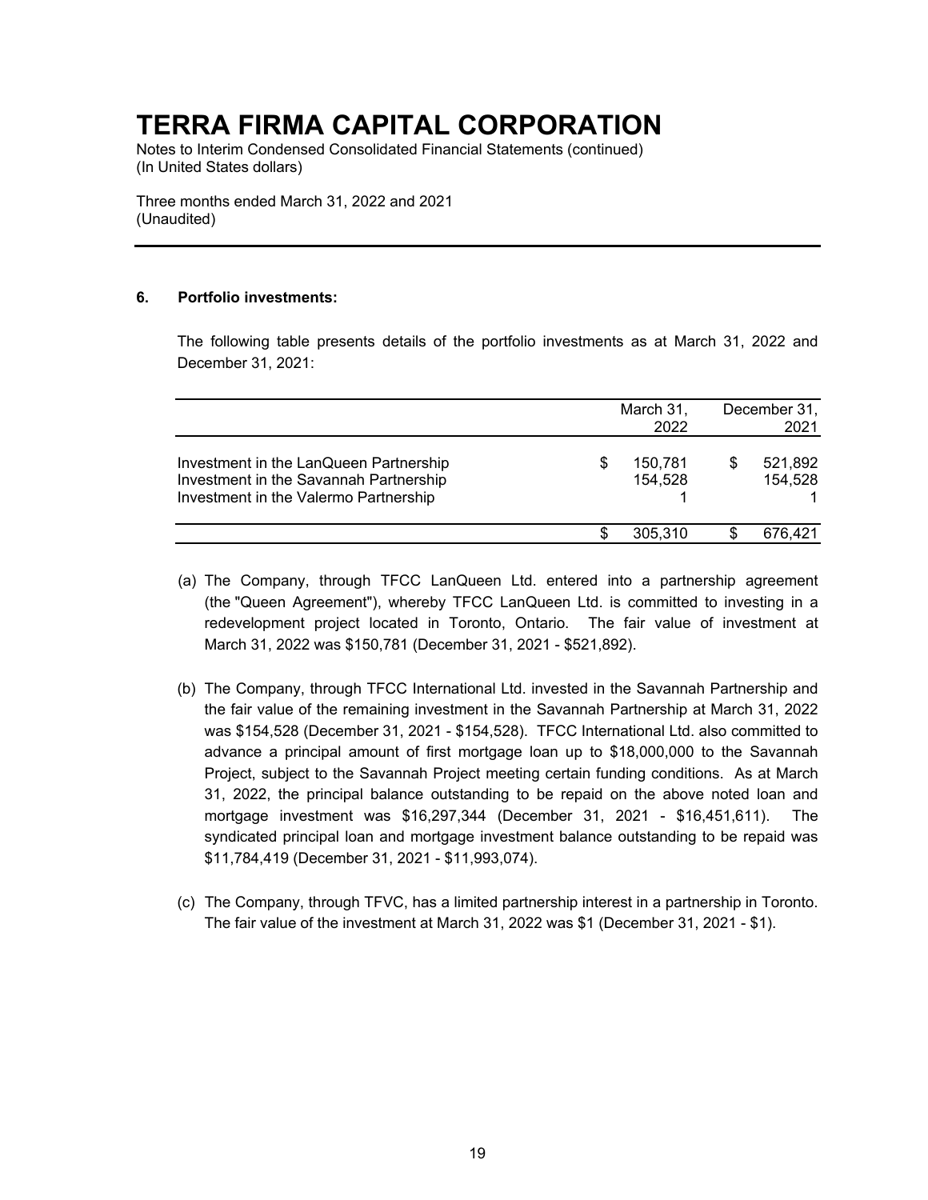# TERRA FIRMA CAPITAL CORPORATION

Notes to Interim Condensed Consolidated Financial Statements (continued)
(In United States dollars)

Three months ended March 31, 2022 and 2021
(Unaudited)

**6. Portfolio investments:**

The following table presents details of the portfolio investments as at March 31, 2022 and December 31, 2021:

| | March 31, 2022 | December 31, 2021 |
|---|---|---|
| Investment in the LanQueen Partnership | $ 150,781 | $ 521,892 |
| Investment in the Savannah Partnership | 154,528 | 154,528 |
| Investment in the Valermo Partnership | 1 | 1 |
| | $ 305,310 | $ 676,421 |

(a) The Company, through TFCC LanQueen Ltd. entered into a partnership agreement (the "Queen Agreement"), whereby TFCC LanQueen Ltd. is committed to investing in a redevelopment project located in Toronto, Ontario. The fair value of investment at March 31, 2022 was $150,781 (December 31, 2021 - $521,892).

(b) The Company, through TFCC International Ltd. invested in the Savannah Partnership and the fair value of the remaining investment in the Savannah Partnership at March 31, 2022 was $154,528 (December 31, 2021 - $154,528). TFCC International Ltd. also committed to advance a principal amount of first mortgage loan up to $18,000,000 to the Savannah Project, subject to the Savannah Project meeting certain funding conditions. As at March 31, 2022, the principal balance outstanding to be repaid on the above noted loan and mortgage investment was $16,297,344 (December 31, 2021 - $16,451,611). The syndicated principal loan and mortgage investment balance outstanding to be repaid was $11,784,419 (December 31, 2021 - $11,993,074).

(c) The Company, through TFVC, has a limited partnership interest in a partnership in Toronto. The fair value of the investment at March 31, 2022 was $1 (December 31, 2021 - $1).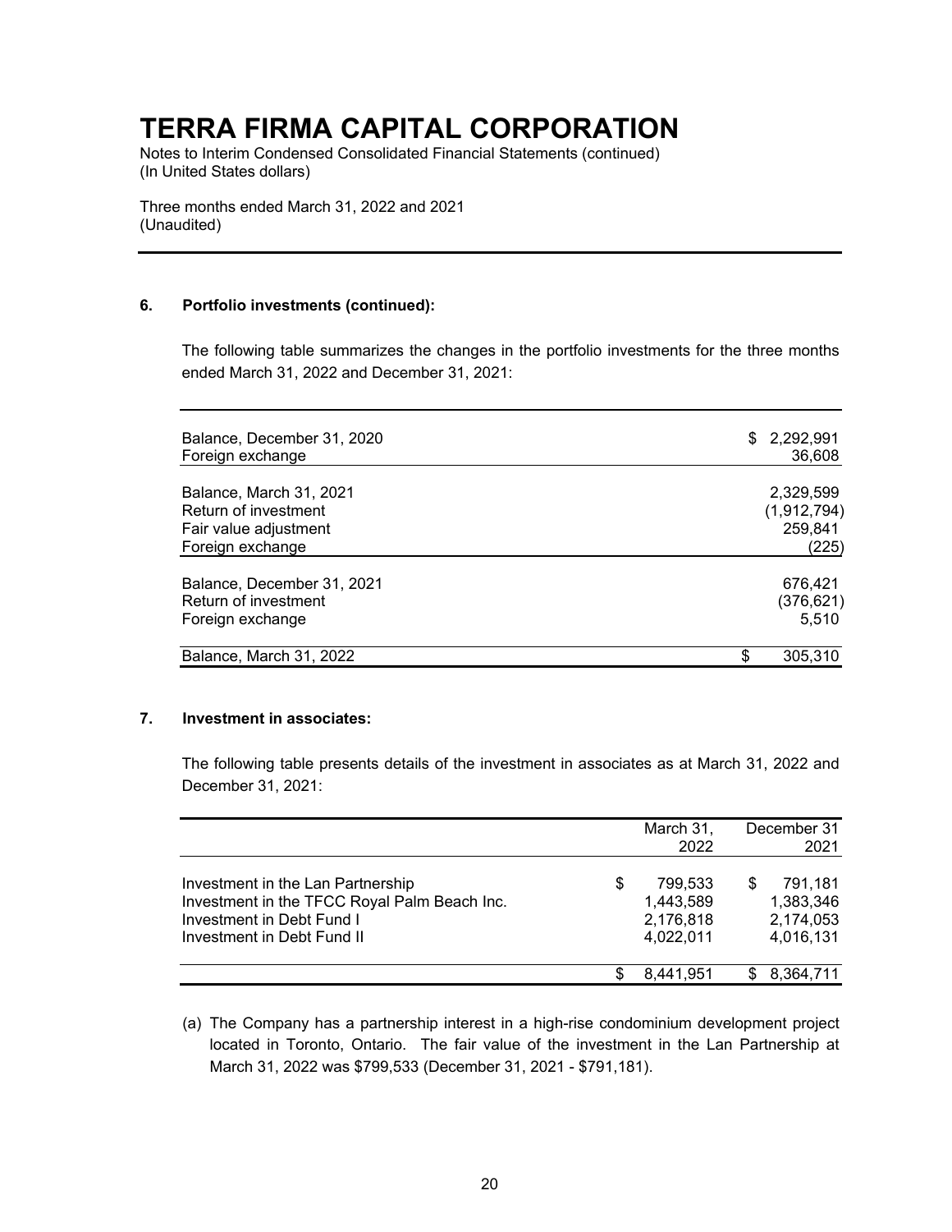# TERRA FIRMA CAPITAL CORPORATION

Notes to Interim Condensed Consolidated Financial Statements (continued)
(In United States dollars)

Three months ended March 31, 2022 and 2021
(Unaudited)

---

**6. Portfolio investments (continued):**

The following table summarizes the changes in the portfolio investments for the three months ended March 31, 2022 and December 31, 2021:

| | |
|---|---:|
| Balance, December 31, 2020 | $ 2,292,991 |
| Foreign exchange | 36,608 |
| Balance, March 31, 2021 | 2,329,599 |
| Return of investment | (1,912,794) |
| Fair value adjustment | 259,841 |
| Foreign exchange | (225) |
| Balance, December 31, 2021 | 676,421 |
| Return of investment | (376,621) |
| Foreign exchange | 5,510 |
| Balance, March 31, 2022 | $ 305,310 |

**7. Investment in associates:**

The following table presents details of the investment in associates as at March 31, 2022 and December 31, 2021:

| | March 31, 2022 | December 31 2021 |
|---|---:|---:|
| Investment in the Lan Partnership | $ 799,533 | $ 791,181 |
| Investment in the TFCC Royal Palm Beach Inc. | 1,443,589 | 1,383,346 |
| Investment in Debt Fund I | 2,176,818 | 2,174,053 |
| Investment in Debt Fund II | 4,022,011 | 4,016,131 |
| | $ 8,441,951 | $ 8,364,711 |

(a) The Company has a partnership interest in a high-rise condominium development project located in Toronto, Ontario. The fair value of the investment in the Lan Partnership at March 31, 2022 was $799,533 (December 31, 2021 - $791,181).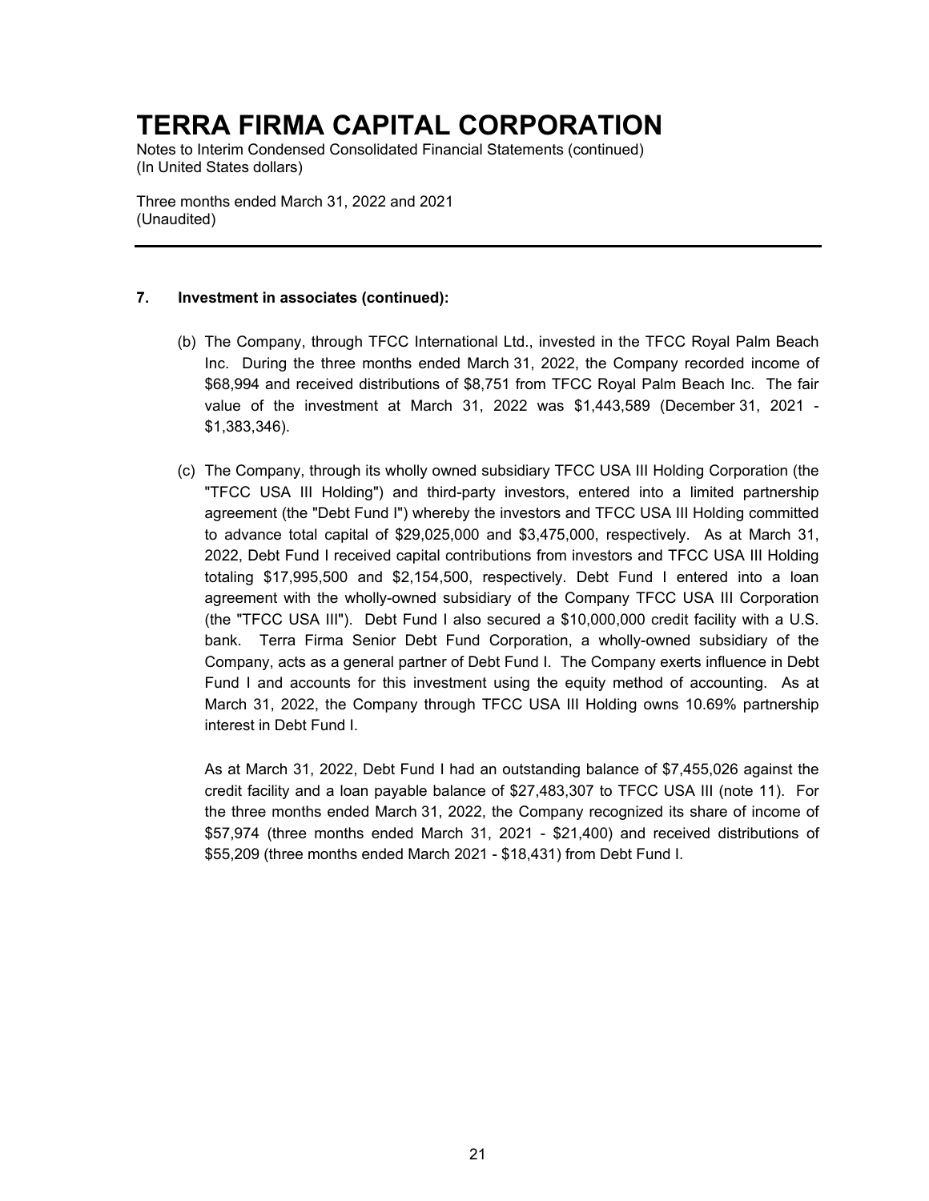# TERRA FIRMA CAPITAL CORPORATION

Notes to Interim Condensed Consolidated Financial Statements (continued)
(In United States dollars)

Three months ended March 31, 2022 and 2021
(Unaudited)

---

**7. Investment in associates (continued):**

(b) The Company, through TFCC International Ltd., invested in the TFCC Royal Palm Beach Inc. During the three months ended March 31, 2022, the Company recorded income of $68,994 and received distributions of $8,751 from TFCC Royal Palm Beach Inc. The fair value of the investment at March 31, 2022 was $1,443,589 (December 31, 2021 - $1,383,346).

(c) The Company, through its wholly owned subsidiary TFCC USA III Holding Corporation (the "TFCC USA III Holding") and third-party investors, entered into a limited partnership agreement (the "Debt Fund I") whereby the investors and TFCC USA III Holding committed to advance total capital of $29,025,000 and $3,475,000, respectively. As at March 31, 2022, Debt Fund I received capital contributions from investors and TFCC USA III Holding totaling $17,995,500 and $2,154,500, respectively. Debt Fund I entered into a loan agreement with the wholly-owned subsidiary of the Company TFCC USA III Corporation (the "TFCC USA III"). Debt Fund I also secured a $10,000,000 credit facility with a U.S. bank. Terra Firma Senior Debt Fund Corporation, a wholly-owned subsidiary of the Company, acts as a general partner of Debt Fund I. The Company exerts influence in Debt Fund I and accounts for this investment using the equity method of accounting. As at March 31, 2022, the Company through TFCC USA III Holding owns 10.69% partnership interest in Debt Fund I.

As at March 31, 2022, Debt Fund I had an outstanding balance of $7,455,026 against the credit facility and a loan payable balance of $27,483,307 to TFCC USA III (note 11). For the three months ended March 31, 2022, the Company recognized its share of income of $57,974 (three months ended March 31, 2021 - $21,400) and received distributions of $55,209 (three months ended March 2021 - $18,431) from Debt Fund I.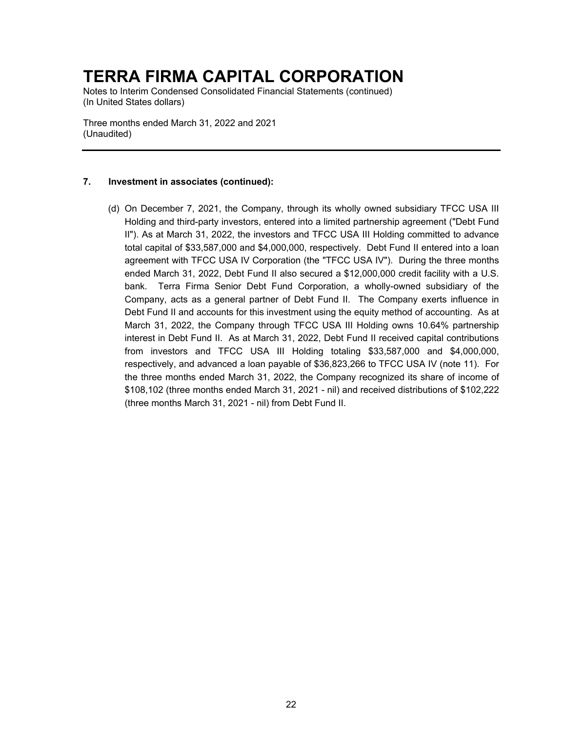## 7. Investment in associates (continued):

(d) On December 7, 2021, the Company, through its wholly owned subsidiary TFCC USA III Holding and third-party investors, entered into a limited partnership agreement ("Debt Fund II"). As at March 31, 2022, the investors and TFCC USA III Holding committed to advance total capital of $33,587,000 and $4,000,000, respectively. Debt Fund II entered into a loan agreement with TFCC USA IV Corporation (the "TFCC USA IV"). During the three months ended March 31, 2022, Debt Fund II also secured a $12,000,000 credit facility with a U.S. bank. Terra Firma Senior Debt Fund Corporation, a wholly-owned subsidiary of the Company, acts as a general partner of Debt Fund II. The Company exerts influence in Debt Fund II and accounts for this investment using the equity method of accounting. As at March 31, 2022, the Company through TFCC USA III Holding owns 10.64% partnership interest in Debt Fund II. As at March 31, 2022, Debt Fund II received capital contributions from investors and TFCC USA III Holding totaling $33,587,000 and $4,000,000, respectively, and advanced a loan payable of $36,823,266 to TFCC USA IV (note 11). For the three months ended March 31, 2022, the Company recognized its share of income of $108,102 (three months ended March 31, 2021 - nil) and received distributions of $102,222 (three months March 31, 2021 - nil) from Debt Fund II.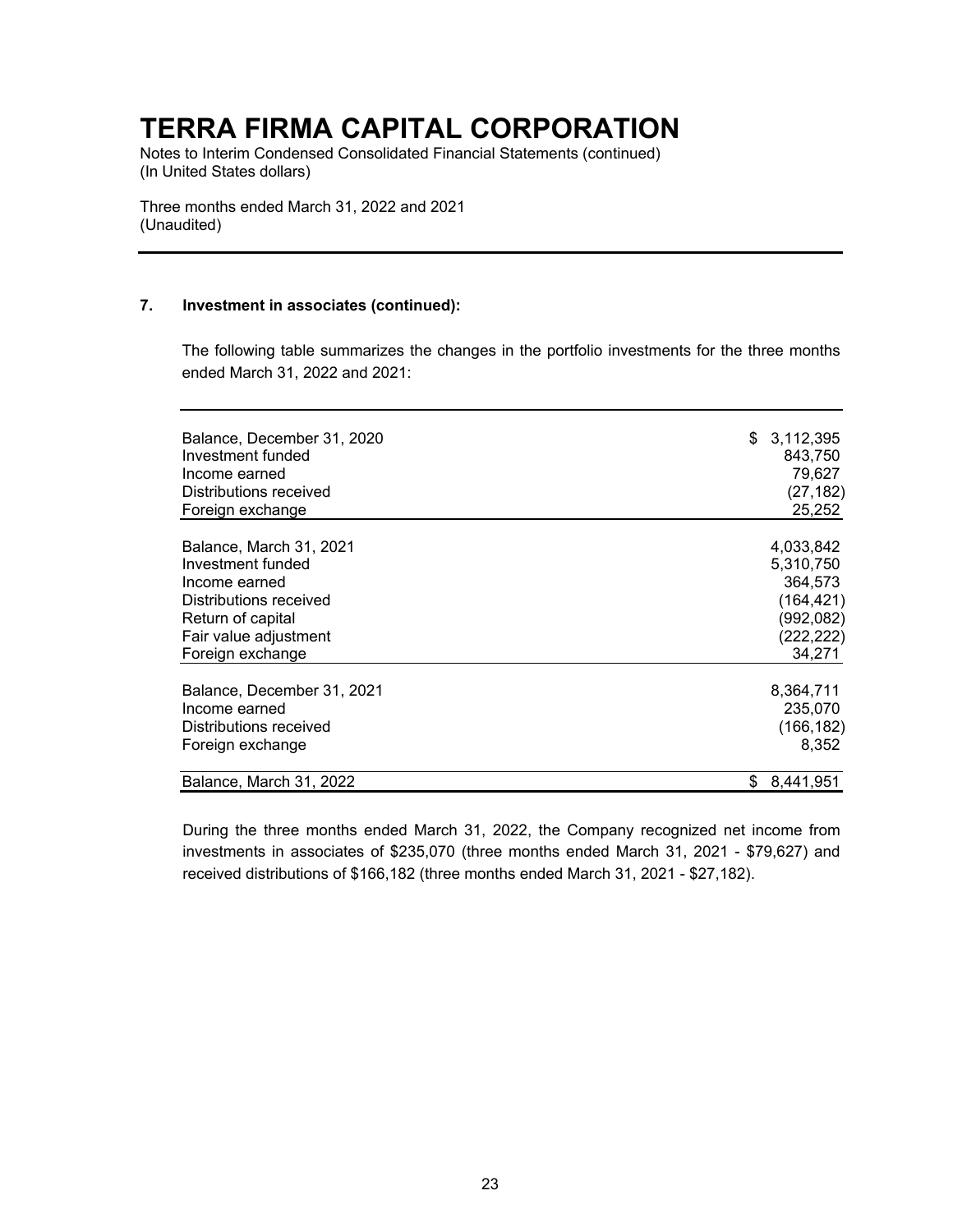# TERRA FIRMA CAPITAL CORPORATION

Notes to Interim Condensed Consolidated Financial Statements (continued)
(In United States dollars)

Three months ended March 31, 2022 and 2021
(Unaudited)

## 7. Investment in associates (continued):

The following table summarizes the changes in the portfolio investments for the three months ended March 31, 2022 and 2021:

| | |
|---|---|
| Balance, December 31, 2020 | $ 3,112,395 |
| Investment funded | 843,750 |
| Income earned | 79,627 |
| Distributions received | (27,182) |
| Foreign exchange | 25,252 |
| Balance, March 31, 2021 | 4,033,842 |
| Investment funded | 5,310,750 |
| Income earned | 364,573 |
| Distributions received | (164,421) |
| Return of capital | (992,082) |
| Fair value adjustment | (222,222) |
| Foreign exchange | 34,271 |
| Balance, December 31, 2021 | 8,364,711 |
| Income earned | 235,070 |
| Distributions received | (166,182) |
| Foreign exchange | 8,352 |
| Balance, March 31, 2022 | $ 8,441,951 |

During the three months ended March 31, 2022, the Company recognized net income from investments in associates of $235,070 (three months ended March 31, 2021 - $79,627) and received distributions of $166,182 (three months ended March 31, 2021 - $27,182).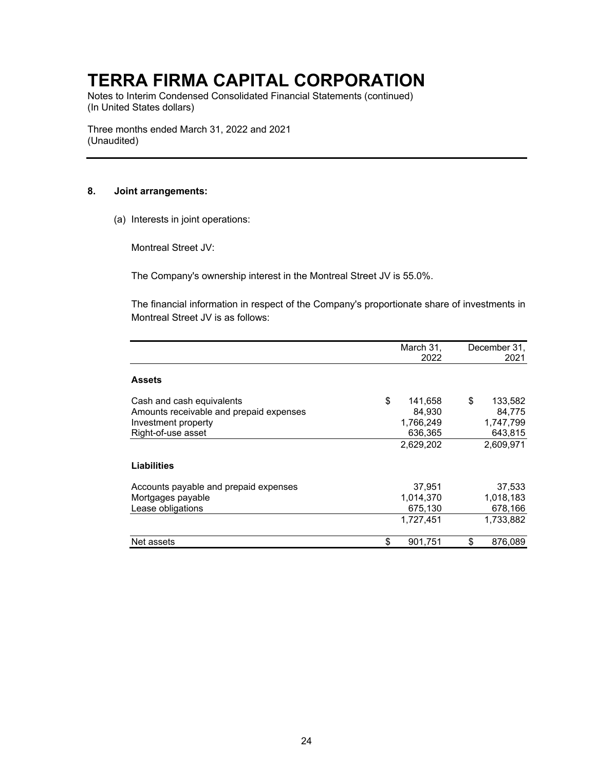# TERRA FIRMA CAPITAL CORPORATION

Notes to Interim Condensed Consolidated Financial Statements (continued)
(In United States dollars)

Three months ended March 31, 2022 and 2021
(Unaudited)

**8. Joint arrangements:**

(a) Interests in joint operations:

Montreal Street JV:

The Company's ownership interest in the Montreal Street JV is 55.0%.

The financial information in respect of the Company's proportionate share of investments in Montreal Street JV is as follows:

| | March 31, 2022 | December 31, 2021 |
|---|---|---|
| **Assets** | | |
| Cash and cash equivalents | $ 141,658 | $ 133,582 |
| Amounts receivable and prepaid expenses | 84,930 | 84,775 |
| Investment property | 1,766,249 | 1,747,799 |
| Right-of-use asset | 636,365 | 643,815 |
| | 2,629,202 | 2,609,971 |
| **Liabilities** | | |
| Accounts payable and prepaid expenses | 37,951 | 37,533 |
| Mortgages payable | 1,014,370 | 1,018,183 |
| Lease obligations | 675,130 | 678,166 |
| | 1,727,451 | 1,733,882 |
| Net assets | $ 901,751 | $ 876,089 |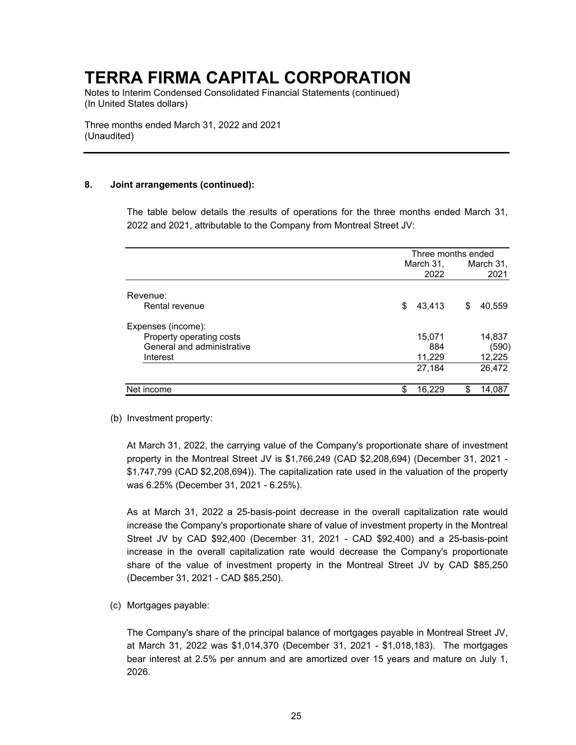# TERRA FIRMA CAPITAL CORPORATION

Notes to Interim Condensed Consolidated Financial Statements (continued)
(In United States dollars)

Three months ended March 31, 2022 and 2021
(Unaudited)

## 8. Joint arrangements (continued):

The table below details the results of operations for the three months ended March 31, 2022 and 2021, attributable to the Company from Montreal Street JV:

| | Three months ended | |
|---|---|---|
| | March 31, 2022 | March 31, 2021 |
| Revenue: | | |
| Rental revenue | $ 43,413 | $ 40,559 |
| Expenses (income): | | |
| Property operating costs | 15,071 | 14,837 |
| General and administrative | 884 | (590) |
| Interest | 11,229 | 12,225 |
| | 27,184 | 26,472 |
| Net income | $ 16,229 | $ 14,087 |

(b) Investment property:

At March 31, 2022, the carrying value of the Company's proportionate share of investment property in the Montreal Street JV is $1,766,249 (CAD $2,208,694) (December 31, 2021 - $1,747,799 (CAD $2,208,694)). The capitalization rate used in the valuation of the property was 6.25% (December 31, 2021 - 6.25%).

As at March 31, 2022 a 25-basis-point decrease in the overall capitalization rate would increase the Company's proportionate share of value of investment property in the Montreal Street JV by CAD $92,400 (December 31, 2021 - CAD $92,400) and a 25-basis-point increase in the overall capitalization rate would decrease the Company's proportionate share of the value of investment property in the Montreal Street JV by CAD $85,250 (December 31, 2021 - CAD $85,250).

(c) Mortgages payable:

The Company's share of the principal balance of mortgages payable in Montreal Street JV, at March 31, 2022 was $1,014,370 (December 31, 2021 - $1,018,183). The mortgages bear interest at 2.5% per annum and are amortized over 15 years and mature on July 1, 2026.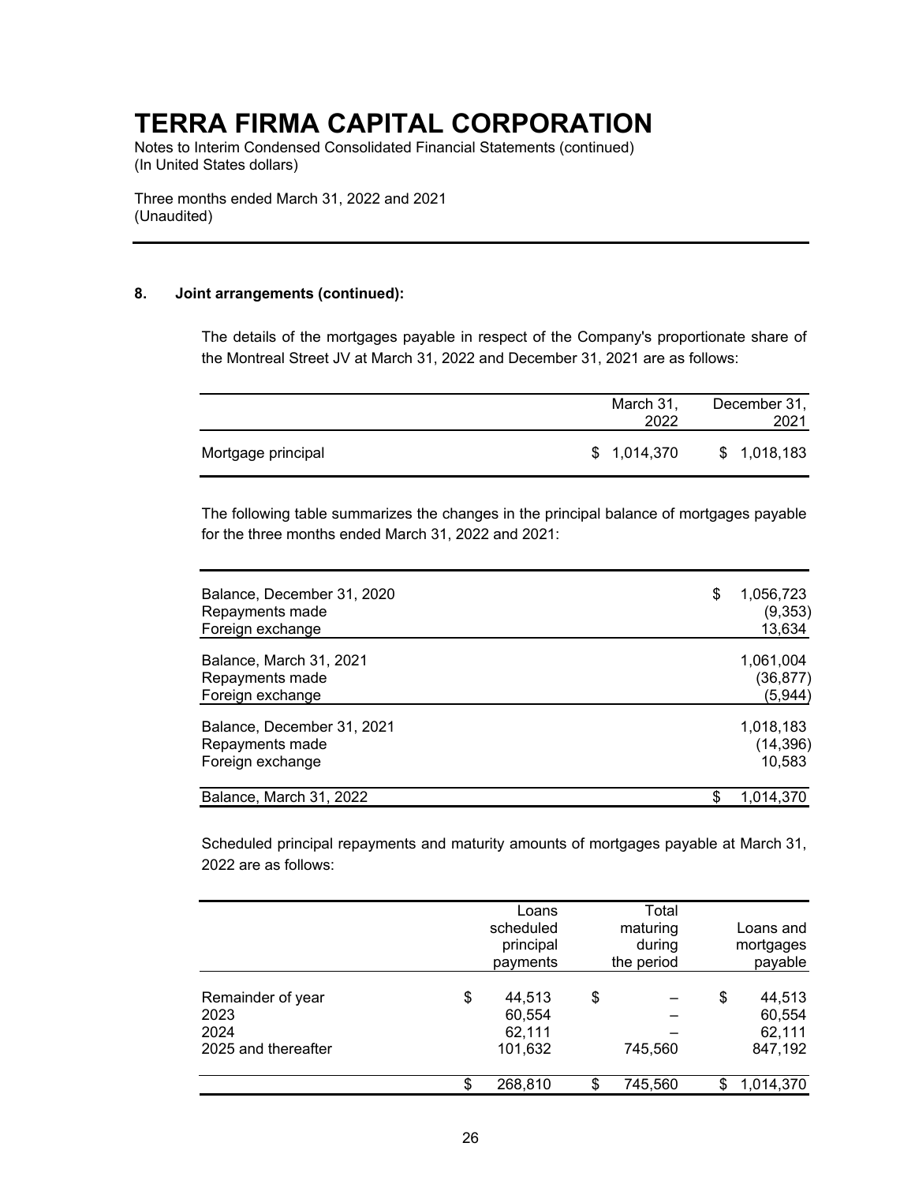# TERRA FIRMA CAPITAL CORPORATION

Notes to Interim Condensed Consolidated Financial Statements (continued)
(In United States dollars)

Three months ended March 31, 2022 and 2021
(Unaudited)

**8. Joint arrangements (continued):**

The details of the mortgages payable in respect of the Company's proportionate share of the Montreal Street JV at March 31, 2022 and December 31, 2021 are as follows:

| | March 31, 2022 | December 31, 2021 |
|---|---|---|
| Mortgage principal | $ 1,014,370 | $ 1,018,183 |

The following table summarizes the changes in the principal balance of mortgages payable for the three months ended March 31, 2022 and 2021:

| | |
|---|---|
| Balance, December 31, 2020 | $ 1,056,723 |
| Repayments made | (9,353) |
| Foreign exchange | 13,634 |
| Balance, March 31, 2021 | 1,061,004 |
| Repayments made | (36,877) |
| Foreign exchange | (5,944) |
| Balance, December 31, 2021 | 1,018,183 |
| Repayments made | (14,396) |
| Foreign exchange | 10,583 |
| Balance, March 31, 2022 | $ 1,014,370 |

Scheduled principal repayments and maturity amounts of mortgages payable at March 31, 2022 are as follows:

| | Loans scheduled principal payments | Total maturing during the period | Loans and mortgages payable |
|---|---|---|---|
| Remainder of year | $ 44,513 | $ – | $ 44,513 |
| 2023 | 60,554 | – | 60,554 |
| 2024 | 62,111 | – | 62,111 |
| 2025 and thereafter | 101,632 | 745,560 | 847,192 |
| | $ 268,810 | $ 745,560 | $ 1,014,370 |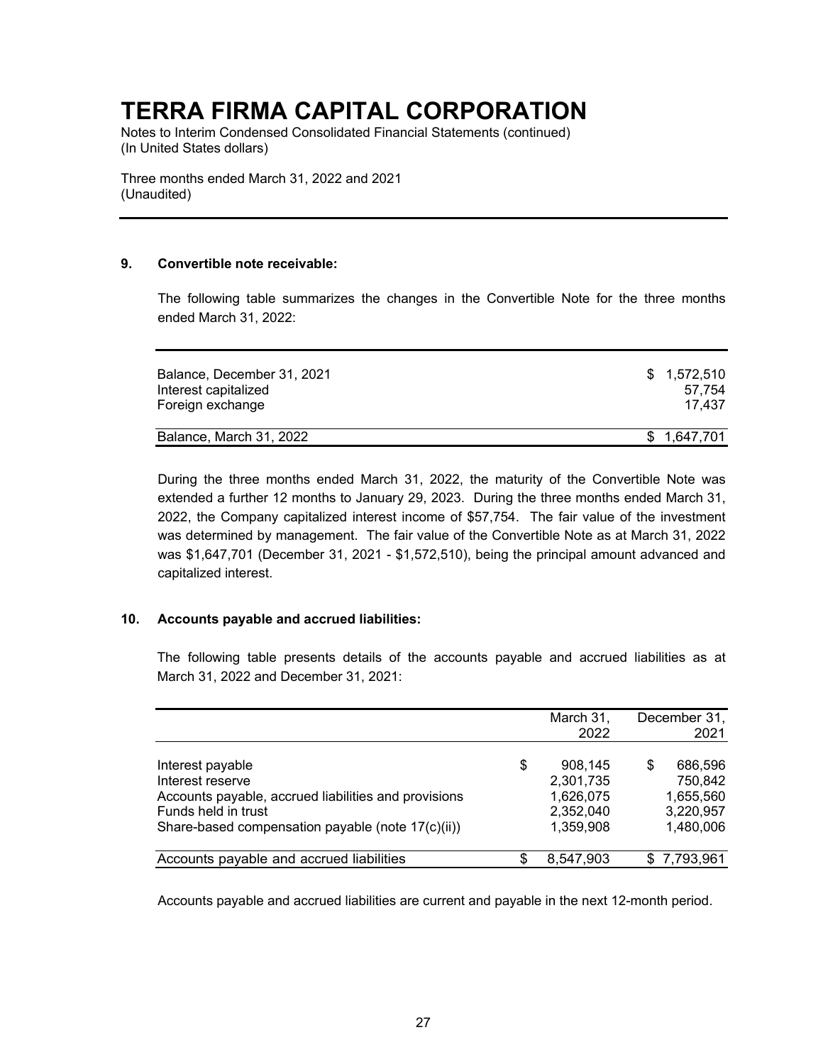# TERRA FIRMA CAPITAL CORPORATION

Notes to Interim Condensed Consolidated Financial Statements (continued)
(In United States dollars)

Three months ended March 31, 2022 and 2021
(Unaudited)

## 9. Convertible note receivable:

The following table summarizes the changes in the Convertible Note for the three months ended March 31, 2022:

| | |
|---|---|
| Balance, December 31, 2021 | $ 1,572,510 |
| Interest capitalized | 57,754 |
| Foreign exchange | 17,437 |
| Balance, March 31, 2022 | $ 1,647,701 |

During the three months ended March 31, 2022, the maturity of the Convertible Note was extended a further 12 months to January 29, 2023. During the three months ended March 31, 2022, the Company capitalized interest income of $57,754. The fair value of the investment was determined by management. The fair value of the Convertible Note as at March 31, 2022 was $1,647,701 (December 31, 2021 - $1,572,510), being the principal amount advanced and capitalized interest.

## 10. Accounts payable and accrued liabilities:

The following table presents details of the accounts payable and accrued liabilities as at March 31, 2022 and December 31, 2021:

| | March 31, 2022 | December 31, 2021 |
|---|---|---|
| Interest payable | $ 908,145 | $ 686,596 |
| Interest reserve | 2,301,735 | 750,842 |
| Accounts payable, accrued liabilities and provisions | 1,626,075 | 1,655,560 |
| Funds held in trust | 2,352,040 | 3,220,957 |
| Share-based compensation payable (note 17(c)(ii)) | 1,359,908 | 1,480,006 |
| Accounts payable and accrued liabilities | $ 8,547,903 | $ 7,793,961 |

Accounts payable and accrued liabilities are current and payable in the next 12-month period.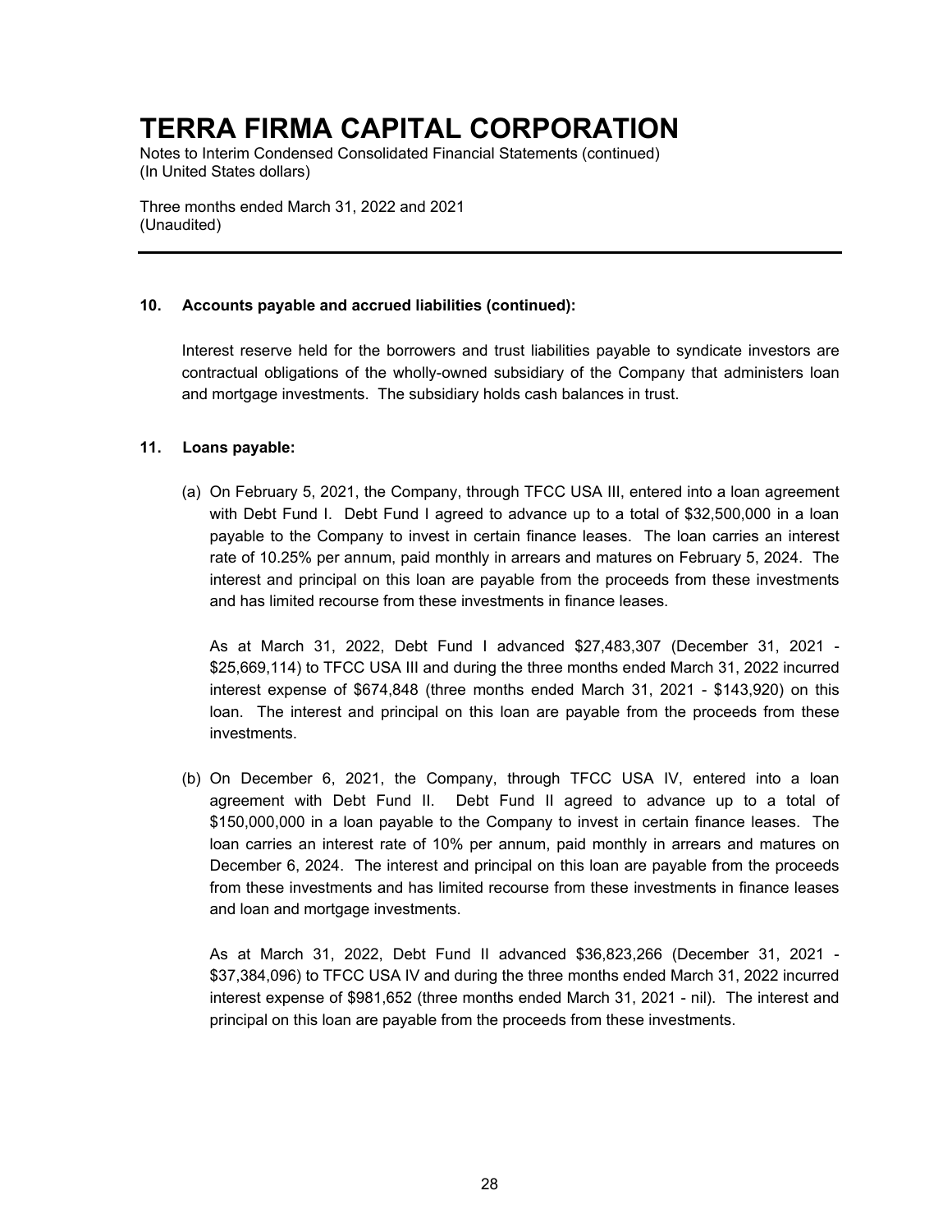# TERRA FIRMA CAPITAL CORPORATION

Notes to Interim Condensed Consolidated Financial Statements (continued)
(In United States dollars)

Three months ended March 31, 2022 and 2021
(Unaudited)

---

### 10. Accounts payable and accrued liabilities (continued):

Interest reserve held for the borrowers and trust liabilities payable to syndicate investors are contractual obligations of the wholly-owned subsidiary of the Company that administers loan and mortgage investments. The subsidiary holds cash balances in trust.

### 11. Loans payable:

(a) On February 5, 2021, the Company, through TFCC USA III, entered into a loan agreement with Debt Fund I. Debt Fund I agreed to advance up to a total of $32,500,000 in a loan payable to the Company to invest in certain finance leases. The loan carries an interest rate of 10.25% per annum, paid monthly in arrears and matures on February 5, 2024. The interest and principal on this loan are payable from the proceeds from these investments and has limited recourse from these investments in finance leases.

As at March 31, 2022, Debt Fund I advanced $27,483,307 (December 31, 2021 - $25,669,114) to TFCC USA III and during the three months ended March 31, 2022 incurred interest expense of $674,848 (three months ended March 31, 2021 - $143,920) on this loan. The interest and principal on this loan are payable from the proceeds from these investments.

(b) On December 6, 2021, the Company, through TFCC USA IV, entered into a loan agreement with Debt Fund II. Debt Fund II agreed to advance up to a total of $150,000,000 in a loan payable to the Company to invest in certain finance leases. The loan carries an interest rate of 10% per annum, paid monthly in arrears and matures on December 6, 2024. The interest and principal on this loan are payable from the proceeds from these investments and has limited recourse from these investments in finance leases and loan and mortgage investments.

As at March 31, 2022, Debt Fund II advanced $36,823,266 (December 31, 2021 - $37,384,096) to TFCC USA IV and during the three months ended March 31, 2022 incurred interest expense of $981,652 (three months ended March 31, 2021 - nil). The interest and principal on this loan are payable from the proceeds from these investments.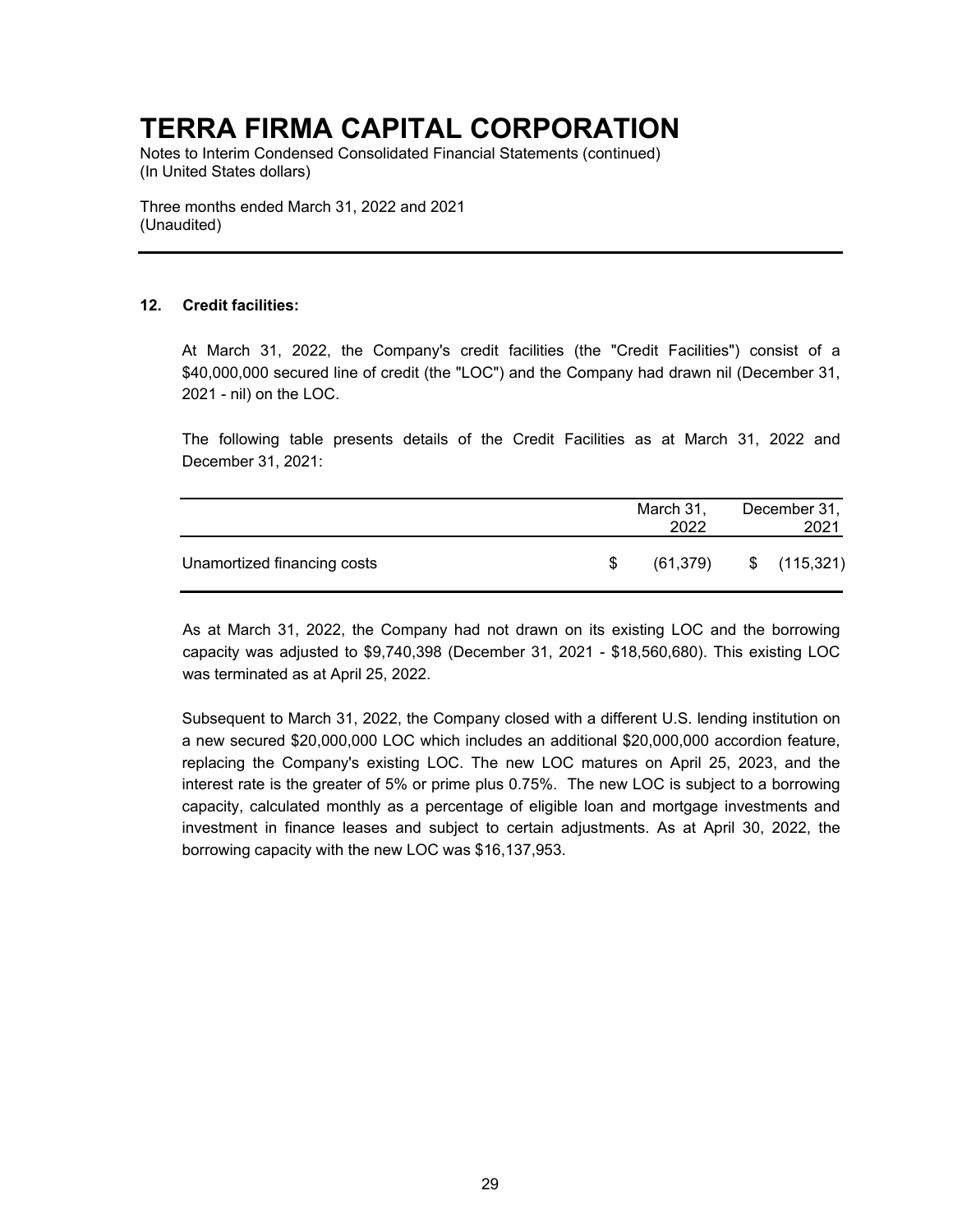# TERRA FIRMA CAPITAL CORPORATION

Notes to Interim Condensed Consolidated Financial Statements (continued)
(In United States dollars)

Three months ended March 31, 2022 and 2021
(Unaudited)

## 12. Credit facilities:

At March 31, 2022, the Company's credit facilities (the "Credit Facilities") consist of a $40,000,000 secured line of credit (the "LOC") and the Company had drawn nil (December 31, 2021 - nil) on the LOC.

The following table presents details of the Credit Facilities as at March 31, 2022 and December 31, 2021:

| | March 31, 2022 | December 31, 2021 |
|---|---|---|
| Unamortized financing costs | $ (61,379) | $ (115,321) |

As at March 31, 2022, the Company had not drawn on its existing LOC and the borrowing capacity was adjusted to $9,740,398 (December 31, 2021 - $18,560,680). This existing LOC was terminated as at April 25, 2022.

Subsequent to March 31, 2022, the Company closed with a different U.S. lending institution on a new secured $20,000,000 LOC which includes an additional $20,000,000 accordion feature, replacing the Company's existing LOC. The new LOC matures on April 25, 2023, and the interest rate is the greater of 5% or prime plus 0.75%. The new LOC is subject to a borrowing capacity, calculated monthly as a percentage of eligible loan and mortgage investments and investment in finance leases and subject to certain adjustments. As at April 30, 2022, the borrowing capacity with the new LOC was $16,137,953.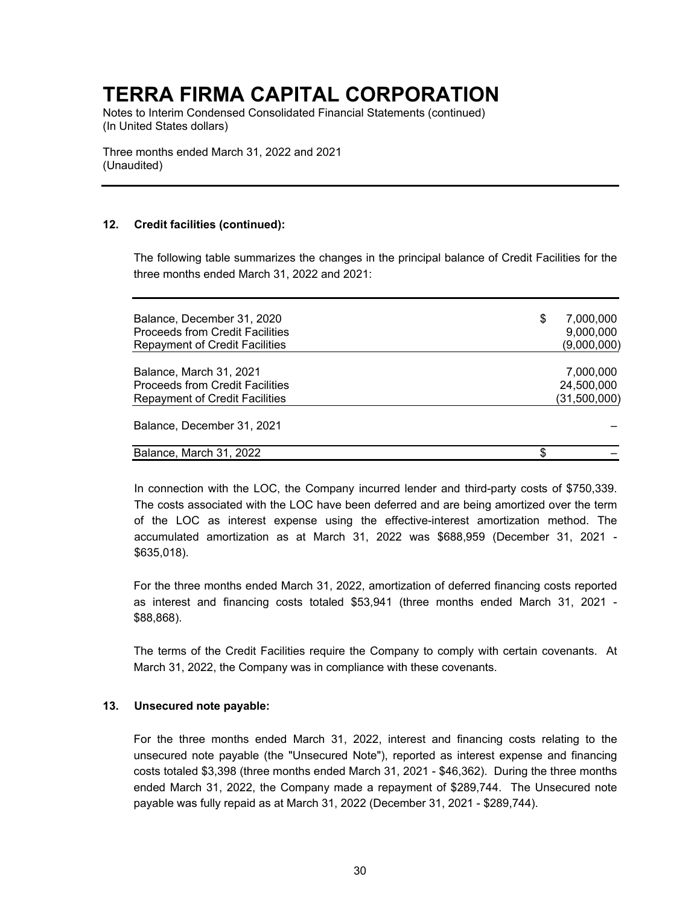# TERRA FIRMA CAPITAL CORPORATION

Notes to Interim Condensed Consolidated Financial Statements (continued)
(In United States dollars)

Three months ended March 31, 2022 and 2021
(Unaudited)

## 12. Credit facilities (continued):

The following table summarizes the changes in the principal balance of Credit Facilities for the three months ended March 31, 2022 and 2021:

| | |
|---|---|
| Balance, December 31, 2020 | $ 7,000,000 |
| Proceeds from Credit Facilities | 9,000,000 |
| Repayment of Credit Facilities | (9,000,000) |
| Balance, March 31, 2021 | 7,000,000 |
| Proceeds from Credit Facilities | 24,500,000 |
| Repayment of Credit Facilities | (31,500,000) |
| Balance, December 31, 2021 | – |
| Balance, March 31, 2022 | $ – |

In connection with the LOC, the Company incurred lender and third-party costs of $750,339. The costs associated with the LOC have been deferred and are being amortized over the term of the LOC as interest expense using the effective-interest amortization method. The accumulated amortization as at March 31, 2022 was $688,959 (December 31, 2021 - $635,018).

For the three months ended March 31, 2022, amortization of deferred financing costs reported as interest and financing costs totaled $53,941 (three months ended March 31, 2021 - $88,868).

The terms of the Credit Facilities require the Company to comply with certain covenants. At March 31, 2022, the Company was in compliance with these covenants.

## 13. Unsecured note payable:

For the three months ended March 31, 2022, interest and financing costs relating to the unsecured note payable (the "Unsecured Note"), reported as interest expense and financing costs totaled $3,398 (three months ended March 31, 2021 - $46,362). During the three months ended March 31, 2022, the Company made a repayment of $289,744. The Unsecured note payable was fully repaid as at March 31, 2022 (December 31, 2021 - $289,744).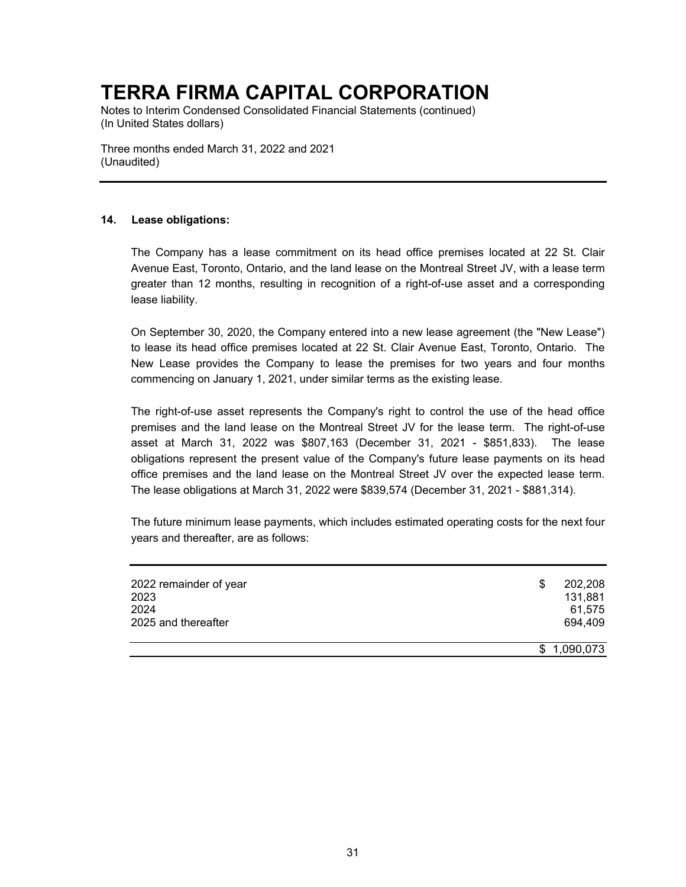# TERRA FIRMA CAPITAL CORPORATION

Notes to Interim Condensed Consolidated Financial Statements (continued)
(In United States dollars)

Three months ended March 31, 2022 and 2021
(Unaudited)

## 14. Lease obligations:

The Company has a lease commitment on its head office premises located at 22 St. Clair Avenue East, Toronto, Ontario, and the land lease on the Montreal Street JV, with a lease term greater than 12 months, resulting in recognition of a right-of-use asset and a corresponding lease liability.

On September 30, 2020, the Company entered into a new lease agreement (the "New Lease") to lease its head office premises located at 22 St. Clair Avenue East, Toronto, Ontario. The New Lease provides the Company to lease the premises for two years and four months commencing on January 1, 2021, under similar terms as the existing lease.

The right-of-use asset represents the Company's right to control the use of the head office premises and the land lease on the Montreal Street JV for the lease term. The right-of-use asset at March 31, 2022 was $807,163 (December 31, 2021 - $851,833). The lease obligations represent the present value of the Company's future lease payments on its head office premises and the land lease on the Montreal Street JV over the expected lease term. The lease obligations at March 31, 2022 were $839,574 (December 31, 2021 - $881,314).

The future minimum lease payments, which includes estimated operating costs for the next four years and thereafter, are as follows:

| | |
|---|---|
| 2022 remainder of year | $ 202,208 |
| 2023 | 131,881 |
| 2024 | 61,575 |
| 2025 and thereafter | 694,409 |
| | $ 1,090,073 |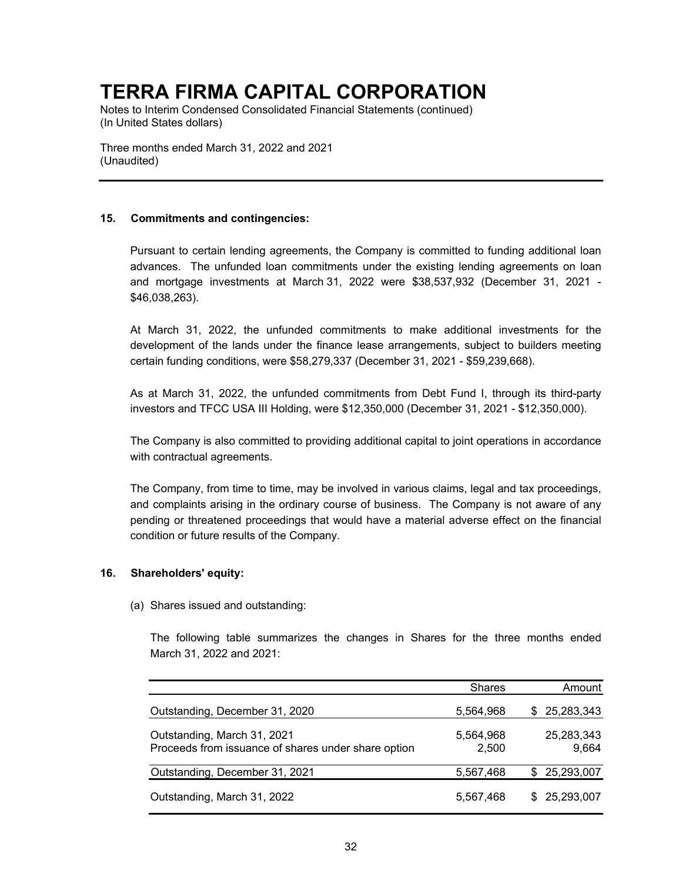# TERRA FIRMA CAPITAL CORPORATION

Notes to Interim Condensed Consolidated Financial Statements (continued)
(In United States dollars)

Three months ended March 31, 2022 and 2021
(Unaudited)

---

### 15. Commitments and contingencies:

Pursuant to certain lending agreements, the Company is committed to funding additional loan advances. The unfunded loan commitments under the existing lending agreements on loan and mortgage investments at March 31, 2022 were $38,537,932 (December 31, 2021 - $46,038,263).

At March 31, 2022, the unfunded commitments to make additional investments for the development of the lands under the finance lease arrangements, subject to builders meeting certain funding conditions, were $58,279,337 (December 31, 2021 - $59,239,668).

As at March 31, 2022, the unfunded commitments from Debt Fund I, through its third-party investors and TFCC USA III Holding, were $12,350,000 (December 31, 2021 - $12,350,000).

The Company is also committed to providing additional capital to joint operations in accordance with contractual agreements.

The Company, from time to time, may be involved in various claims, legal and tax proceedings, and complaints arising in the ordinary course of business. The Company is not aware of any pending or threatened proceedings that would have a material adverse effect on the financial condition or future results of the Company.

### 16. Shareholders' equity:

(a) Shares issued and outstanding:

The following table summarizes the changes in Shares for the three months ended March 31, 2022 and 2021:

| | Shares | Amount |
|---|---|---|
| Outstanding, December 31, 2020 | 5,564,968 | $ 25,283,343 |
| Outstanding, March 31, 2021 | 5,564,968 | 25,283,343 |
| Proceeds from issuance of shares under share option | 2,500 | 9,664 |
| Outstanding, December 31, 2021 | 5,567,468 | $ 25,293,007 |
| Outstanding, March 31, 2022 | 5,567,468 | $ 25,293,007 |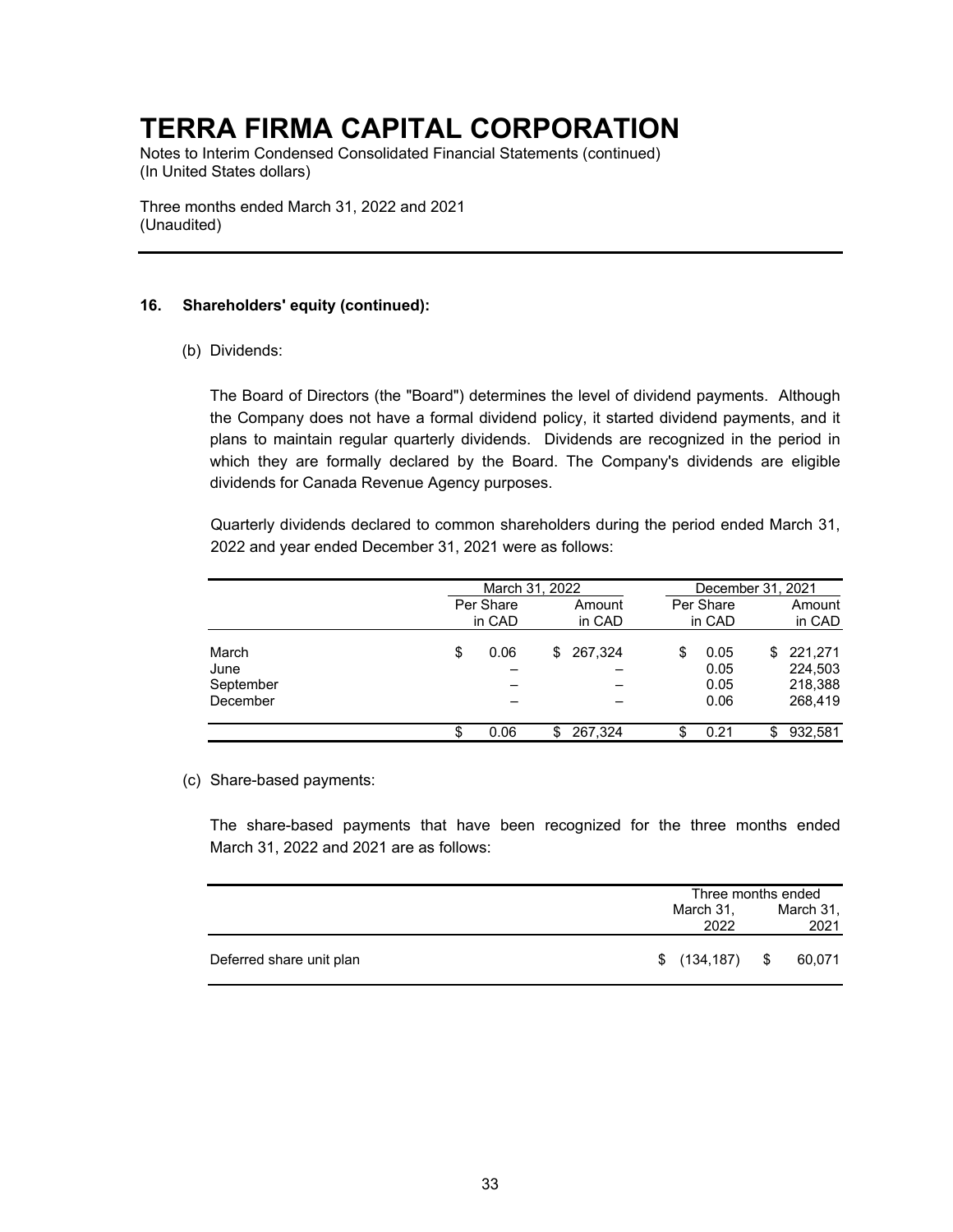# TERRA FIRMA CAPITAL CORPORATION

Notes to Interim Condensed Consolidated Financial Statements (continued)
(In United States dollars)

Three months ended March 31, 2022 and 2021
(Unaudited)

## 16. Shareholders' equity (continued):

### (b) Dividends:

The Board of Directors (the "Board") determines the level of dividend payments. Although the Company does not have a formal dividend policy, it started dividend payments, and it plans to maintain regular quarterly dividends. Dividends are recognized in the period in which they are formally declared by the Board. The Company's dividends are eligible dividends for Canada Revenue Agency purposes.

Quarterly dividends declared to common shareholders during the period ended March 31, 2022 and year ended December 31, 2021 were as follows:

| | March 31, 2022 | | December 31, 2021 | |
|---|---|---|---|---|
| | Per Share in CAD | Amount in CAD | Per Share in CAD | Amount in CAD |
| March | $ 0.06 | $ 267,324 | $ 0.05 | $ 221,271 |
| June | – | – | 0.05 | 224,503 |
| September | – | – | 0.05 | 218,388 |
| December | – | – | 0.06 | 268,419 |
| | $ 0.06 | $ 267,324 | $ 0.21 | $ 932,581 |

### (c) Share-based payments:

The share-based payments that have been recognized for the three months ended March 31, 2022 and 2021 are as follows:

| | Three months ended March 31, 2022 | Three months ended March 31, 2021 |
|---|---|---|
| Deferred share unit plan | $ (134,187) | $ 60,071 |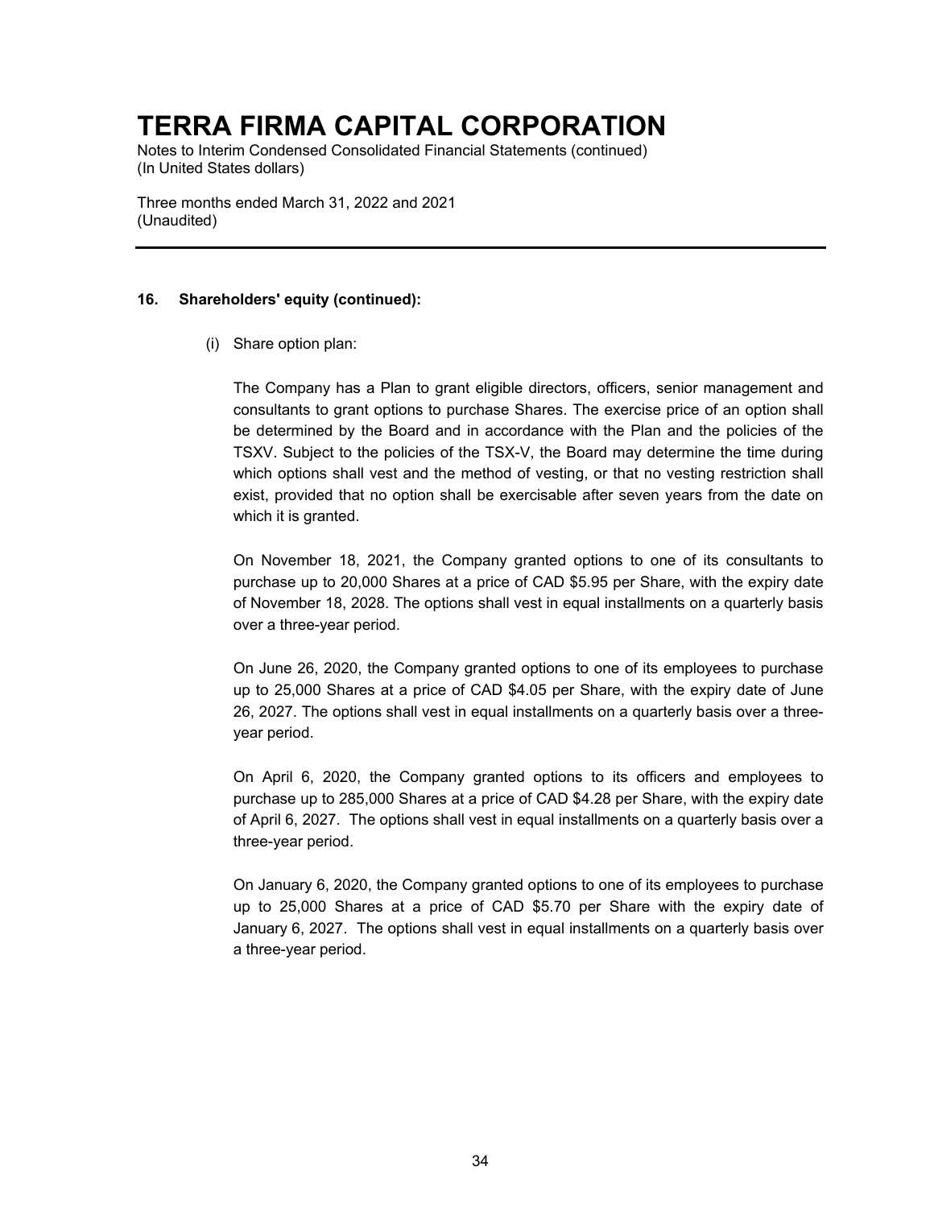### 16. Shareholders' equity (continued):

(i) Share option plan:

The Company has a Plan to grant eligible directors, officers, senior management and consultants to grant options to purchase Shares. The exercise price of an option shall be determined by the Board and in accordance with the Plan and the policies of the TSXV. Subject to the policies of the TSX-V, the Board may determine the time during which options shall vest and the method of vesting, or that no vesting restriction shall exist, provided that no option shall be exercisable after seven years from the date on which it is granted.

On November 18, 2021, the Company granted options to one of its consultants to purchase up to 20,000 Shares at a price of CAD $5.95 per Share, with the expiry date of November 18, 2028. The options shall vest in equal installments on a quarterly basis over a three-year period.

On June 26, 2020, the Company granted options to one of its employees to purchase up to 25,000 Shares at a price of CAD $4.05 per Share, with the expiry date of June 26, 2027. The options shall vest in equal installments on a quarterly basis over a three-year period.

On April 6, 2020, the Company granted options to its officers and employees to purchase up to 285,000 Shares at a price of CAD $4.28 per Share, with the expiry date of April 6, 2027. The options shall vest in equal installments on a quarterly basis over a three-year period.

On January 6, 2020, the Company granted options to one of its employees to purchase up to 25,000 Shares at a price of CAD $5.70 per Share with the expiry date of January 6, 2027. The options shall vest in equal installments on a quarterly basis over a three-year period.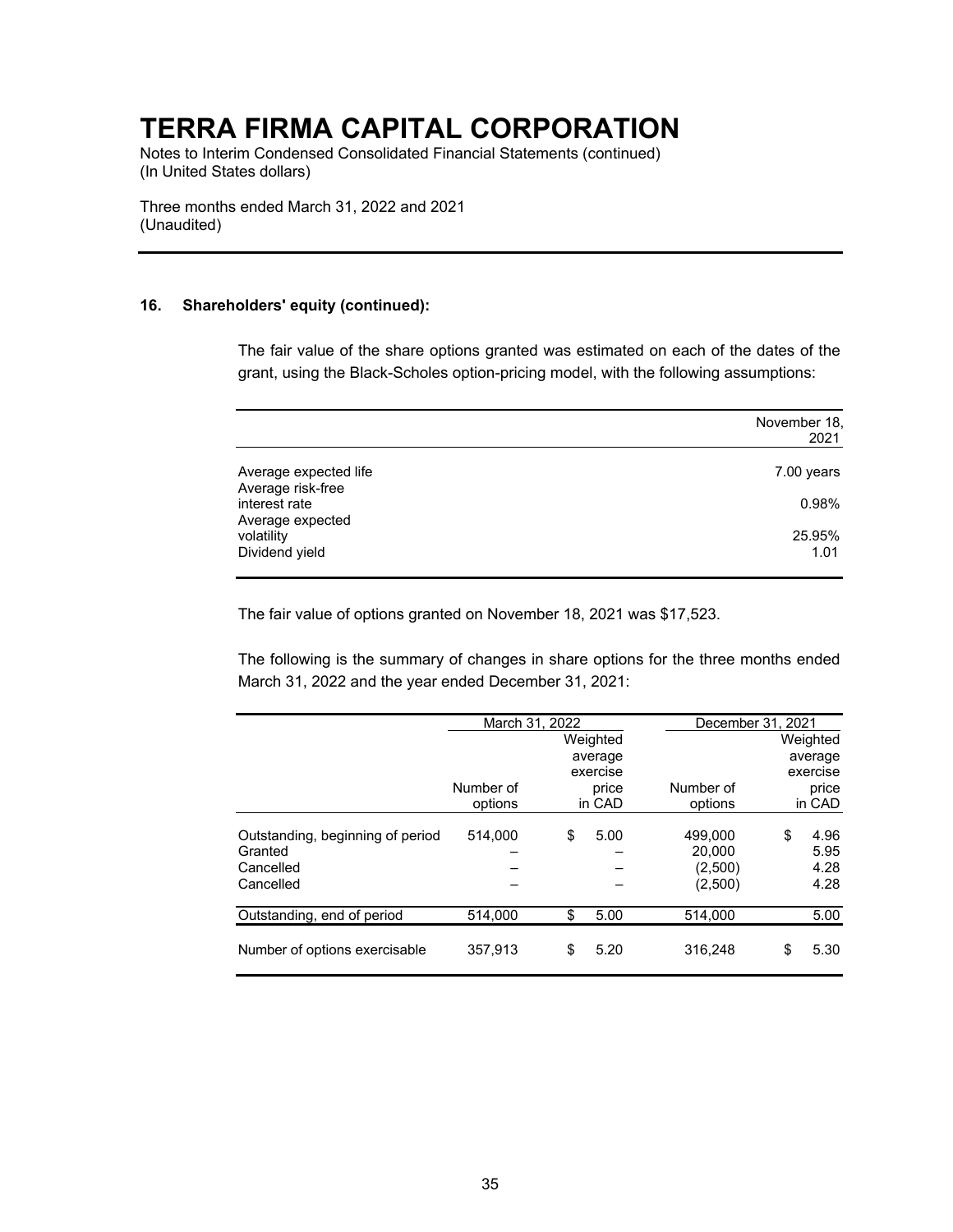# TERRA FIRMA CAPITAL CORPORATION

Notes to Interim Condensed Consolidated Financial Statements (continued)
(In United States dollars)

Three months ended March 31, 2022 and 2021
(Unaudited)

## 16. Shareholders' equity (continued):

The fair value of the share options granted was estimated on each of the dates of the grant, using the Black-Scholes option-pricing model, with the following assumptions:

| | November 18, 2021 |
|---|---|
| Average expected life | 7.00 years |
| Average risk-free interest rate | 0.98% |
| Average expected volatility | 25.95% |
| Dividend yield | 1.01 |

The fair value of options granted on November 18, 2021 was $17,523.

The following is the summary of changes in share options for the three months ended March 31, 2022 and the year ended December 31, 2021:

| | March 31, 2022 | | December 31, 2021 | |
|---|---|---|---|---|
| | Number of options | Weighted average exercise price in CAD | Number of options | Weighted average exercise price in CAD |
| Outstanding, beginning of period | 514,000 | $ 5.00 | 499,000 | $ 4.96 |
| Granted | – | – | 20,000 | 5.95 |
| Cancelled | – | – | (2,500) | 4.28 |
| Cancelled | – | – | (2,500) | 4.28 |
| Outstanding, end of period | 514,000 | $ 5.00 | 514,000 | 5.00 |
| Number of options exercisable | 357,913 | $ 5.20 | 316,248 | $ 5.30 |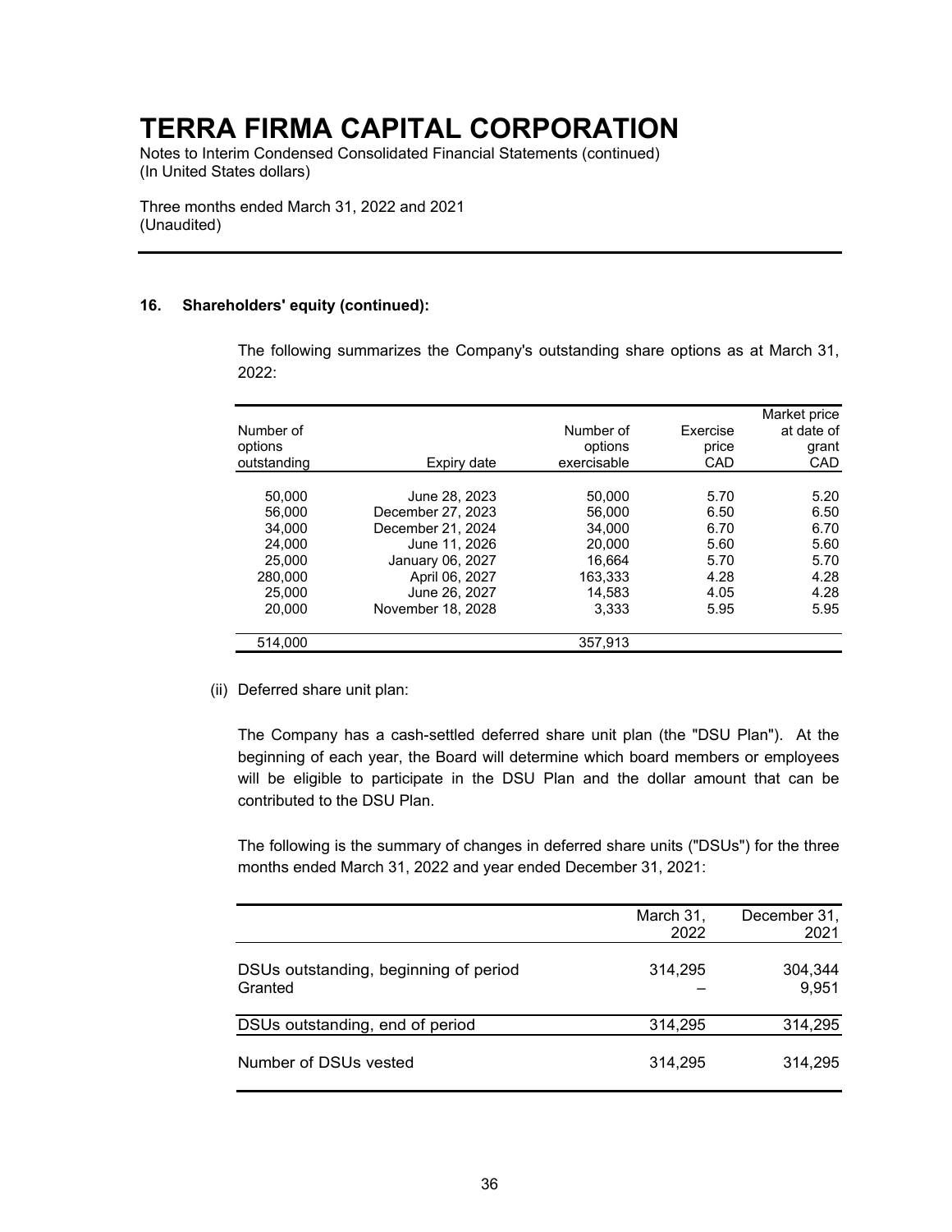# TERRA FIRMA CAPITAL CORPORATION

Notes to Interim Condensed Consolidated Financial Statements (continued)
(In United States dollars)

Three months ended March 31, 2022 and 2021
(Unaudited)

**16. Shareholders' equity (continued):**

The following summarizes the Company's outstanding share options as at March 31, 2022:

| Number of options outstanding | Expiry date | Number of options exercisable | Exercise price CAD | Market price at date of grant CAD |
|---|---|---|---|---|
| 50,000 | June 28, 2023 | 50,000 | 5.70 | 5.20 |
| 56,000 | December 27, 2023 | 56,000 | 6.50 | 6.50 |
| 34,000 | December 21, 2024 | 34,000 | 6.70 | 6.70 |
| 24,000 | June 11, 2026 | 20,000 | 5.60 | 5.60 |
| 25,000 | January 06, 2027 | 16,664 | 5.70 | 5.70 |
| 280,000 | April 06, 2027 | 163,333 | 4.28 | 4.28 |
| 25,000 | June 26, 2027 | 14,583 | 4.05 | 4.28 |
| 20,000 | November 18, 2028 | 3,333 | 5.95 | 5.95 |
| 514,000 | | 357,913 | | |

(ii) Deferred share unit plan:

The Company has a cash-settled deferred share unit plan (the "DSU Plan"). At the beginning of each year, the Board will determine which board members or employees will be eligible to participate in the DSU Plan and the dollar amount that can be contributed to the DSU Plan.

The following is the summary of changes in deferred share units ("DSUs") for the three months ended March 31, 2022 and year ended December 31, 2021:

| | March 31, 2022 | December 31, 2021 |
|---|---|---|
| DSUs outstanding, beginning of period | 314,295 | 304,344 |
| Granted | – | 9,951 |
| DSUs outstanding, end of period | 314,295 | 314,295 |
| Number of DSUs vested | 314,295 | 314,295 |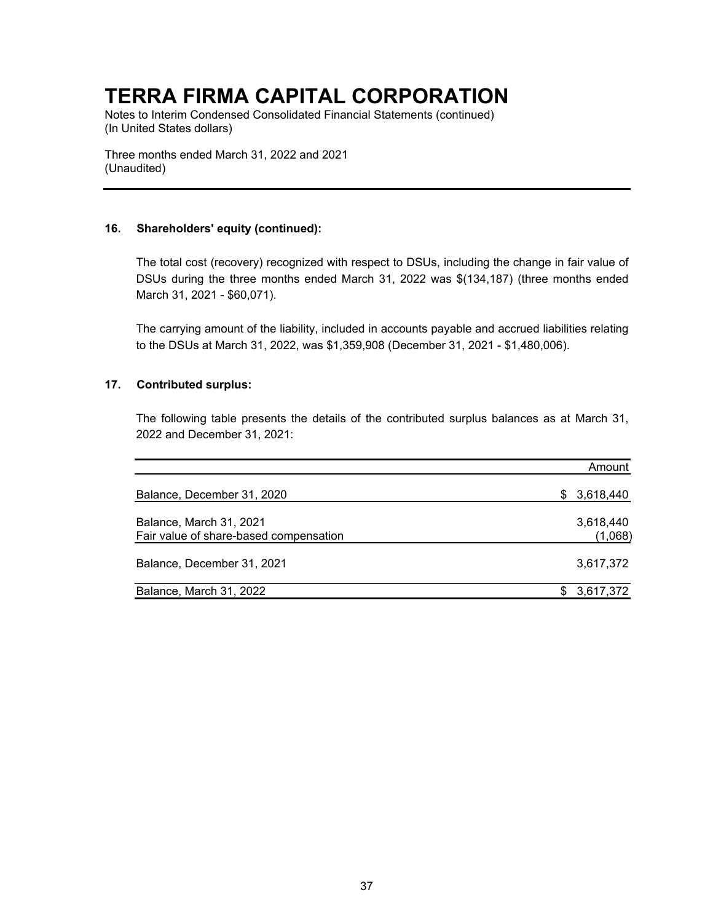### 16. Shareholders' equity (continued):

The total cost (recovery) recognized with respect to DSUs, including the change in fair value of DSUs during the three months ended March 31, 2022 was $(134,187) (three months ended March 31, 2021 - $60,071).

The carrying amount of the liability, included in accounts payable and accrued liabilities relating to the DSUs at March 31, 2022, was $1,359,908 (December 31, 2021 - $1,480,006).

### 17. Contributed surplus:

The following table presents the details of the contributed surplus balances as at March 31, 2022 and December 31, 2021:

| | Amount |
|---|---|
| Balance, December 31, 2020 | $ 3,618,440 |
| Balance, March 31, 2021 | 3,618,440 |
| Fair value of share-based compensation | (1,068) |
| Balance, December 31, 2021 | 3,617,372 |
| Balance, March 31, 2022 | $ 3,617,372 |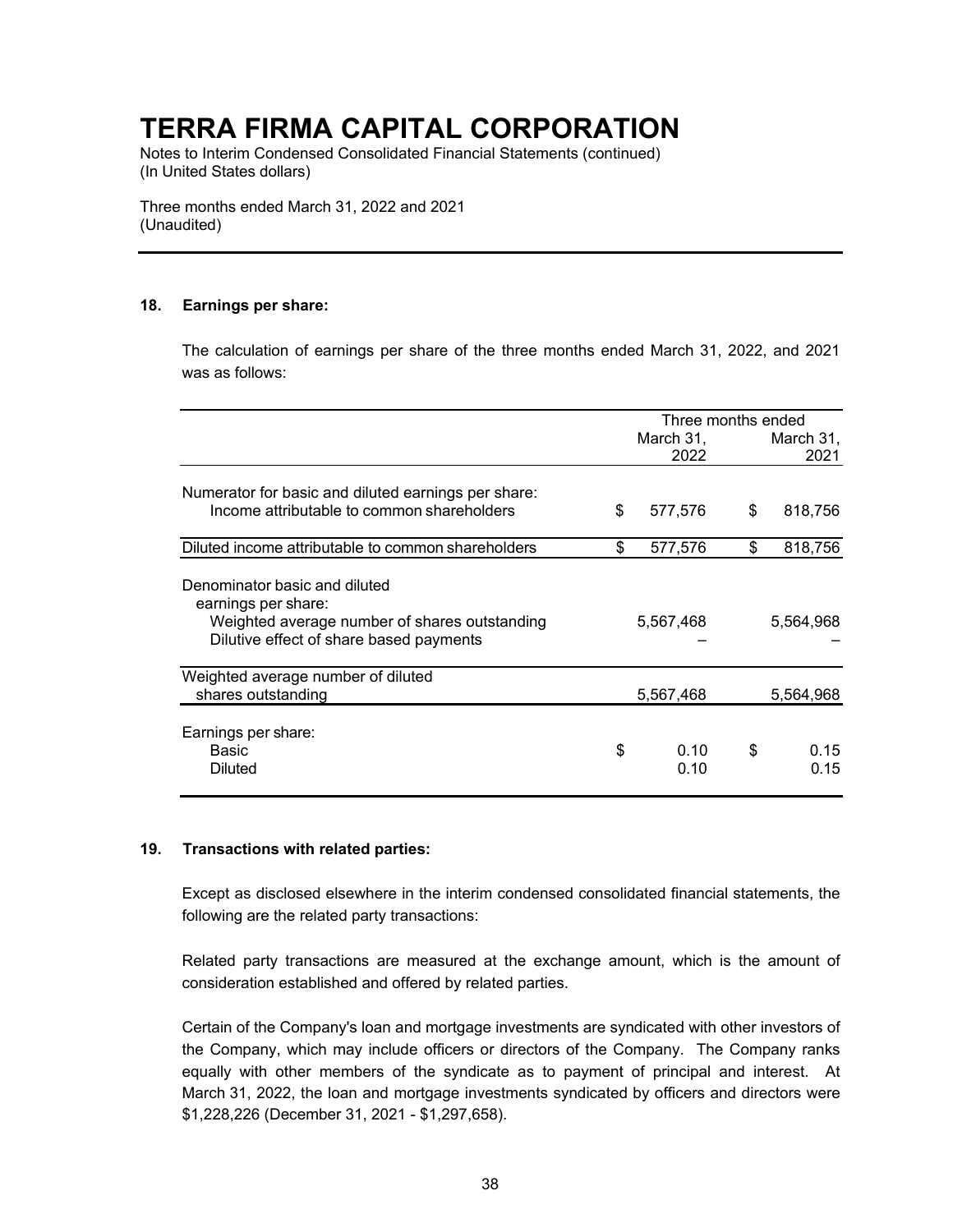# TERRA FIRMA CAPITAL CORPORATION

Notes to Interim Condensed Consolidated Financial Statements (continued)
(In United States dollars)

Three months ended March 31, 2022 and 2021
(Unaudited)

### 18. Earnings per share:

The calculation of earnings per share of the three months ended March 31, 2022, and 2021 was as follows:

| | Three months ended | |
|---|---|---|
| | March 31, 2022 | March 31, 2021 |
| Numerator for basic and diluted earnings per share: | | |
| Income attributable to common shareholders | $ 577,576 | $ 818,756 |
| Diluted income attributable to common shareholders | $ 577,576 | $ 818,756 |
| Denominator basic and diluted earnings per share: | | |
| Weighted average number of shares outstanding | 5,567,468 | 5,564,968 |
| Dilutive effect of share based payments | – | – |
| Weighted average number of diluted shares outstanding | 5,567,468 | 5,564,968 |
| Earnings per share: | | |
| Basic | $ 0.10 | $ 0.15 |
| Diluted | 0.10 | 0.15 |

### 19. Transactions with related parties:

Except as disclosed elsewhere in the interim condensed consolidated financial statements, the following are the related party transactions:

Related party transactions are measured at the exchange amount, which is the amount of consideration established and offered by related parties.

Certain of the Company's loan and mortgage investments are syndicated with other investors of the Company, which may include officers or directors of the Company. The Company ranks equally with other members of the syndicate as to payment of principal and interest. At March 31, 2022, the loan and mortgage investments syndicated by officers and directors were $1,228,226 (December 31, 2021 - $1,297,658).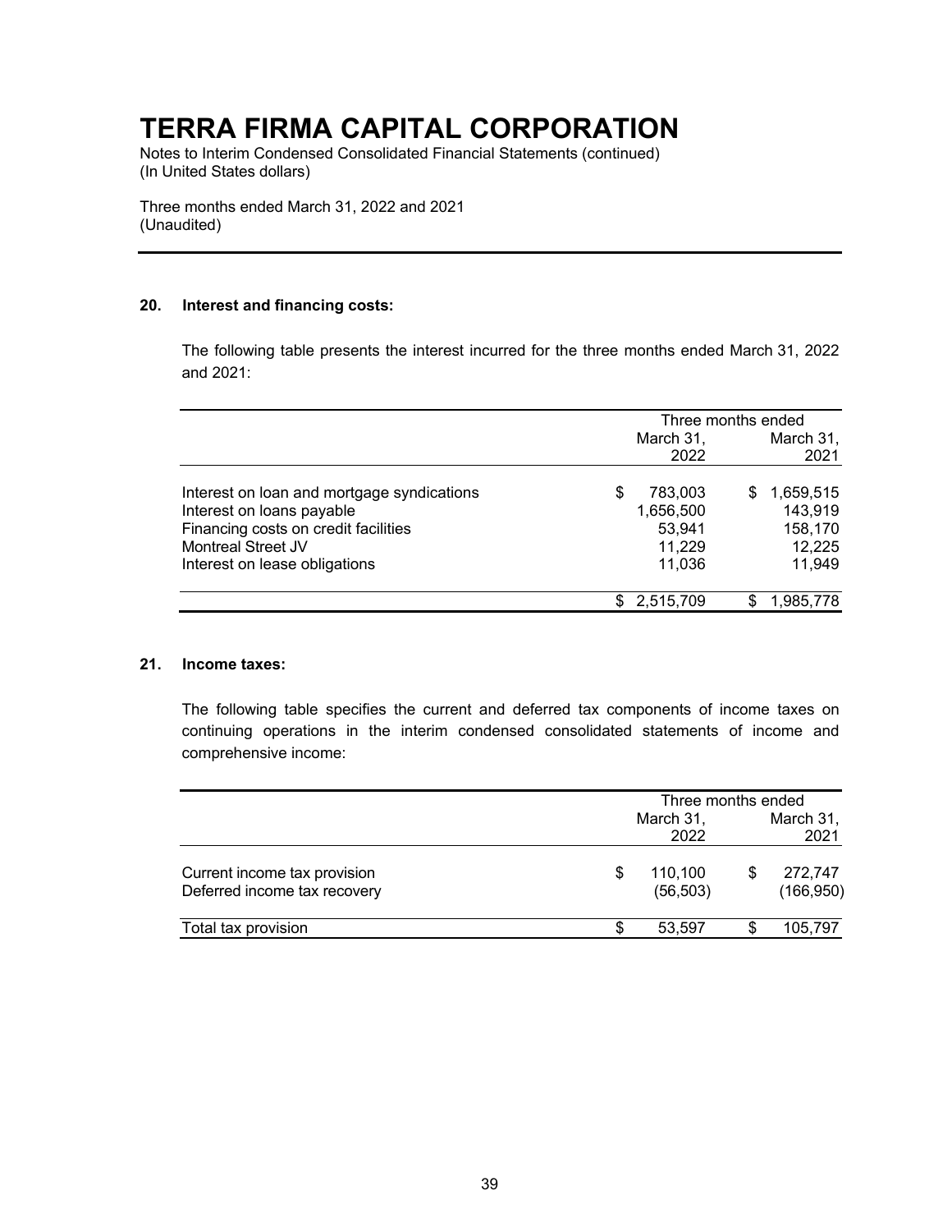# TERRA FIRMA CAPITAL CORPORATION

Notes to Interim Condensed Consolidated Financial Statements (continued)
(In United States dollars)

Three months ended March 31, 2022 and 2021
(Unaudited)

## 20. Interest and financing costs:

The following table presents the interest incurred for the three months ended March 31, 2022 and 2021:

| | Three months ended | |
|---|---|---|
| | March 31, 2022 | March 31, 2021 |
| Interest on loan and mortgage syndications | $ 783,003 | $ 1,659,515 |
| Interest on loans payable | 1,656,500 | 143,919 |
| Financing costs on credit facilities | 53,941 | 158,170 |
| Montreal Street JV | 11,229 | 12,225 |
| Interest on lease obligations | 11,036 | 11,949 |
| | $ 2,515,709 | $ 1,985,778 |

## 21. Income taxes:

The following table specifies the current and deferred tax components of income taxes on continuing operations in the interim condensed consolidated statements of income and comprehensive income:

| | Three months ended | |
|---|---|---|
| | March 31, 2022 | March 31, 2021 |
| Current income tax provision | $ 110,100 | $ 272,747 |
| Deferred income tax recovery | (56,503) | (166,950) |
| Total tax provision | $ 53,597 | $ 105,797 |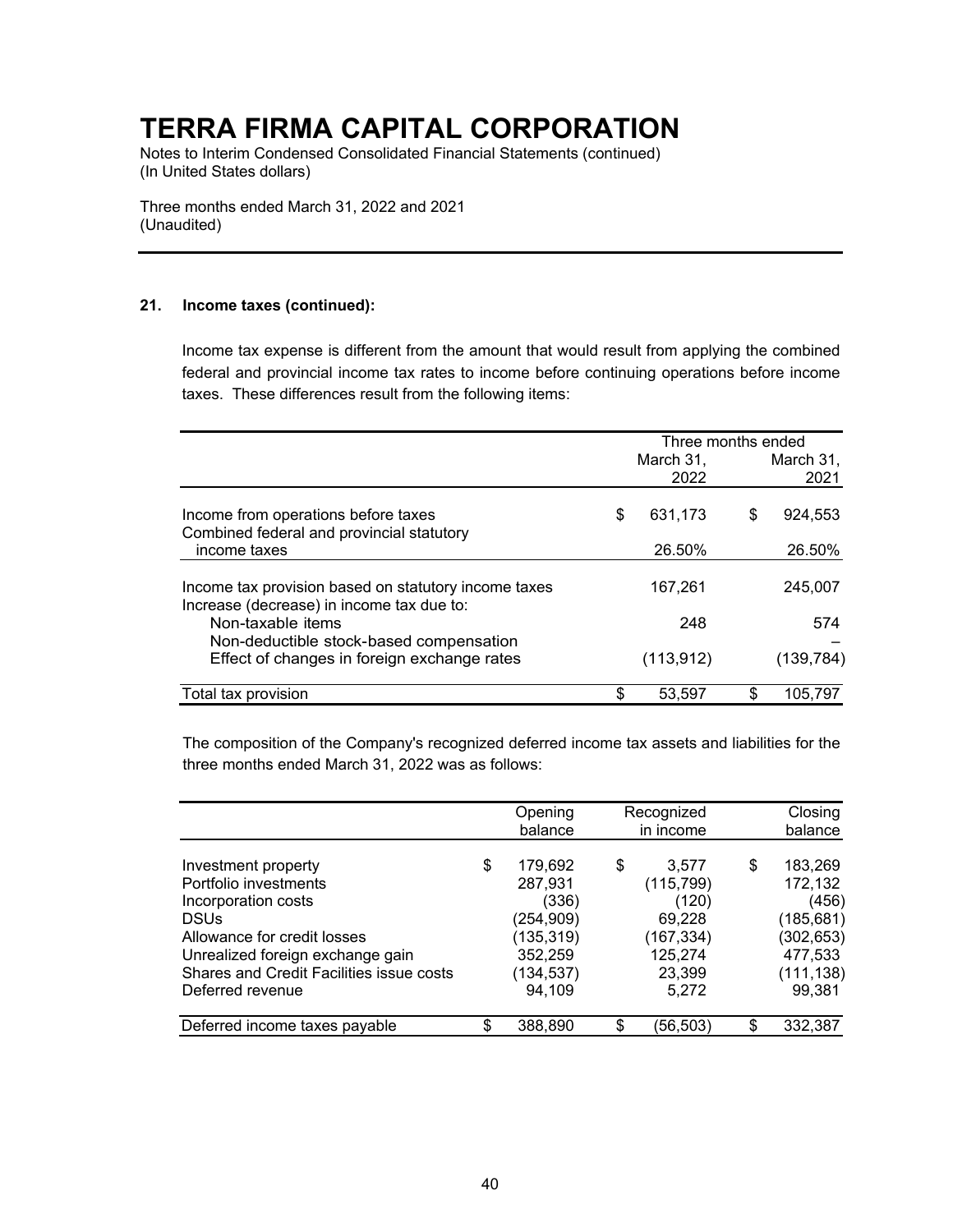# TERRA FIRMA CAPITAL CORPORATION

Notes to Interim Condensed Consolidated Financial Statements (continued)
(In United States dollars)

Three months ended March 31, 2022 and 2021
(Unaudited)

---

### 21. Income taxes (continued):

Income tax expense is different from the amount that would result from applying the combined federal and provincial income tax rates to income before continuing operations before income taxes. These differences result from the following items:

| | Three months ended | |
|---|---|---|
| | March 31, 2022 | March 31, 2021 |
| Income from operations before taxes | $ 631,173 | $ 924,553 |
| Combined federal and provincial statutory income taxes | 26.50% | 26.50% |
| Income tax provision based on statutory income taxes | 167,261 | 245,007 |
| Increase (decrease) in income tax due to: | | |
| Non-taxable items | 248 | 574 |
| Non-deductible stock-based compensation | | – |
| Effect of changes in foreign exchange rates | (113,912) | (139,784) |
| Total tax provision | $ 53,597 | $ 105,797 |

The composition of the Company's recognized deferred income tax assets and liabilities for the three months ended March 31, 2022 was as follows:

| | Opening balance | Recognized in income | Closing balance |
|---|---|---|---|
| Investment property | $ 179,692 | $ 3,577 | $ 183,269 |
| Portfolio investments | 287,931 | (115,799) | 172,132 |
| Incorporation costs | (336) | (120) | (456) |
| DSUs | (254,909) | 69,228 | (185,681) |
| Allowance for credit losses | (135,319) | (167,334) | (302,653) |
| Unrealized foreign exchange gain | 352,259 | 125,274 | 477,533 |
| Shares and Credit Facilities issue costs | (134,537) | 23,399 | (111,138) |
| Deferred revenue | 94,109 | 5,272 | 99,381 |
| Deferred income taxes payable | $ 388,890 | $ (56,503) | $ 332,387 |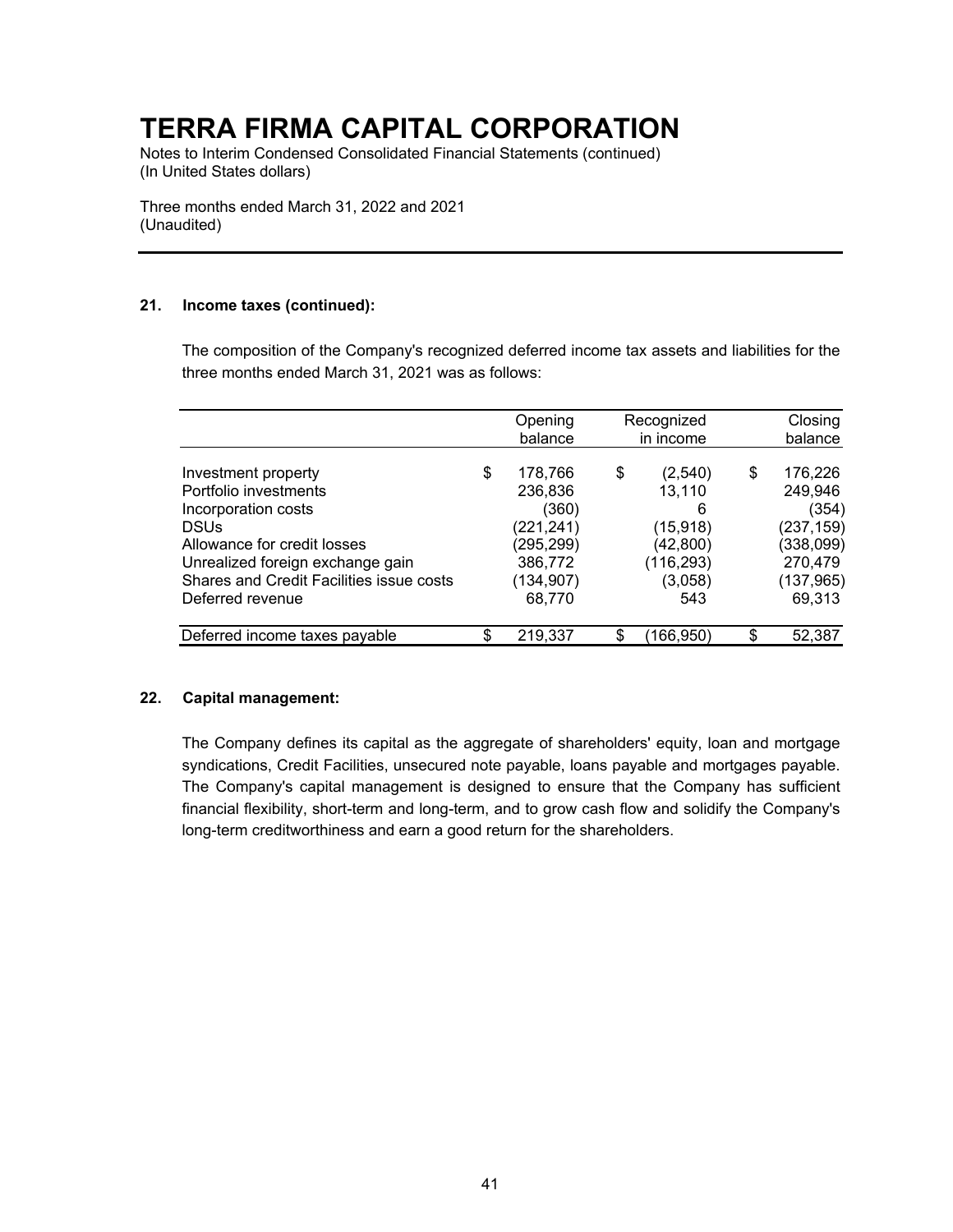# TERRA FIRMA CAPITAL CORPORATION

Notes to Interim Condensed Consolidated Financial Statements (continued)
(In United States dollars)

Three months ended March 31, 2022 and 2021
(Unaudited)

## 21. Income taxes (continued):

The composition of the Company's recognized deferred income tax assets and liabilities for the three months ended March 31, 2021 was as follows:

| | Opening balance | Recognized in income | Closing balance |
|---|---|---|---|
| Investment property | $ 178,766 | $ (2,540) | $ 176,226 |
| Portfolio investments | 236,836 | 13,110 | 249,946 |
| Incorporation costs | (360) | 6 | (354) |
| DSUs | (221,241) | (15,918) | (237,159) |
| Allowance for credit losses | (295,299) | (42,800) | (338,099) |
| Unrealized foreign exchange gain | 386,772 | (116,293) | 270,479 |
| Shares and Credit Facilities issue costs | (134,907) | (3,058) | (137,965) |
| Deferred revenue | 68,770 | 543 | 69,313 |
| Deferred income taxes payable | $ 219,337 | $ (166,950) | $ 52,387 |

## 22. Capital management:

The Company defines its capital as the aggregate of shareholders' equity, loan and mortgage syndications, Credit Facilities, unsecured note payable, loans payable and mortgages payable. The Company's capital management is designed to ensure that the Company has sufficient financial flexibility, short-term and long-term, and to grow cash flow and solidify the Company's long-term creditworthiness and earn a good return for the shareholders.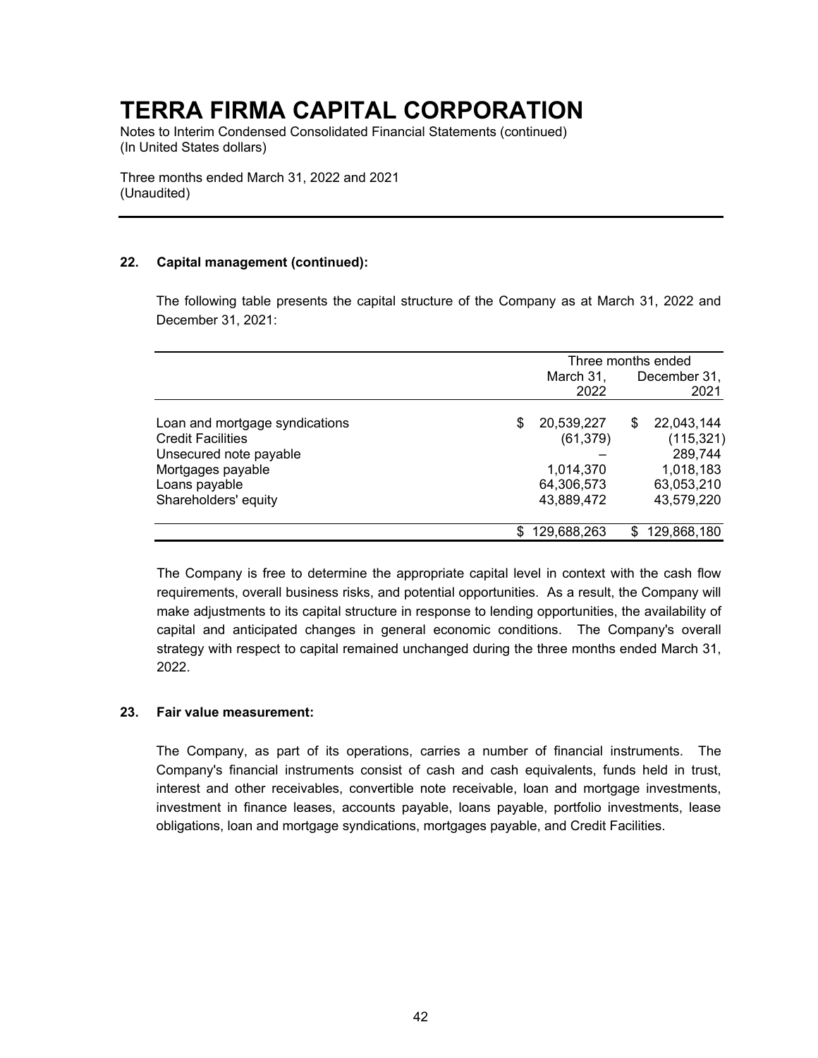# TERRA FIRMA CAPITAL CORPORATION

Notes to Interim Condensed Consolidated Financial Statements (continued)
(In United States dollars)

Three months ended March 31, 2022 and 2021
(Unaudited)

**22. Capital management (continued):**

The following table presents the capital structure of the Company as at March 31, 2022 and December 31, 2021:

| | Three months ended | |
|---|---|---|
| | March 31, 2022 | December 31, 2021 |
| Loan and mortgage syndications | $ 20,539,227 | $ 22,043,144 |
| Credit Facilities | (61,379) | (115,321) |
| Unsecured note payable | – | 289,744 |
| Mortgages payable | 1,014,370 | 1,018,183 |
| Loans payable | 64,306,573 | 63,053,210 |
| Shareholders' equity | 43,889,472 | 43,579,220 |
| | $ 129,688,263 | $ 129,868,180 |

The Company is free to determine the appropriate capital level in context with the cash flow requirements, overall business risks, and potential opportunities. As a result, the Company will make adjustments to its capital structure in response to lending opportunities, the availability of capital and anticipated changes in general economic conditions. The Company's overall strategy with respect to capital remained unchanged during the three months ended March 31, 2022.

**23. Fair value measurement:**

The Company, as part of its operations, carries a number of financial instruments. The Company's financial instruments consist of cash and cash equivalents, funds held in trust, interest and other receivables, convertible note receivable, loan and mortgage investments, investment in finance leases, accounts payable, loans payable, portfolio investments, lease obligations, loan and mortgage syndications, mortgages payable, and Credit Facilities.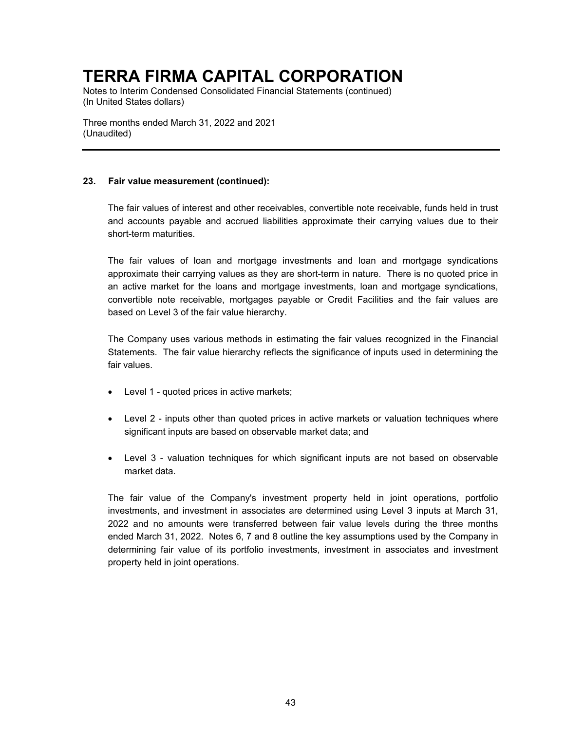## 23. Fair value measurement (continued):

The fair values of interest and other receivables, convertible note receivable, funds held in trust and accounts payable and accrued liabilities approximate their carrying values due to their short-term maturities.

The fair values of loan and mortgage investments and loan and mortgage syndications approximate their carrying values as they are short-term in nature. There is no quoted price in an active market for the loans and mortgage investments, loan and mortgage syndications, convertible note receivable, mortgages payable or Credit Facilities and the fair values are based on Level 3 of the fair value hierarchy.

The Company uses various methods in estimating the fair values recognized in the Financial Statements. The fair value hierarchy reflects the significance of inputs used in determining the fair values.

- Level 1 - quoted prices in active markets;
- Level 2 - inputs other than quoted prices in active markets or valuation techniques where significant inputs are based on observable market data; and
- Level 3 - valuation techniques for which significant inputs are not based on observable market data.

The fair value of the Company's investment property held in joint operations, portfolio investments, and investment in associates are determined using Level 3 inputs at March 31, 2022 and no amounts were transferred between fair value levels during the three months ended March 31, 2022. Notes 6, 7 and 8 outline the key assumptions used by the Company in determining fair value of its portfolio investments, investment in associates and investment property held in joint operations.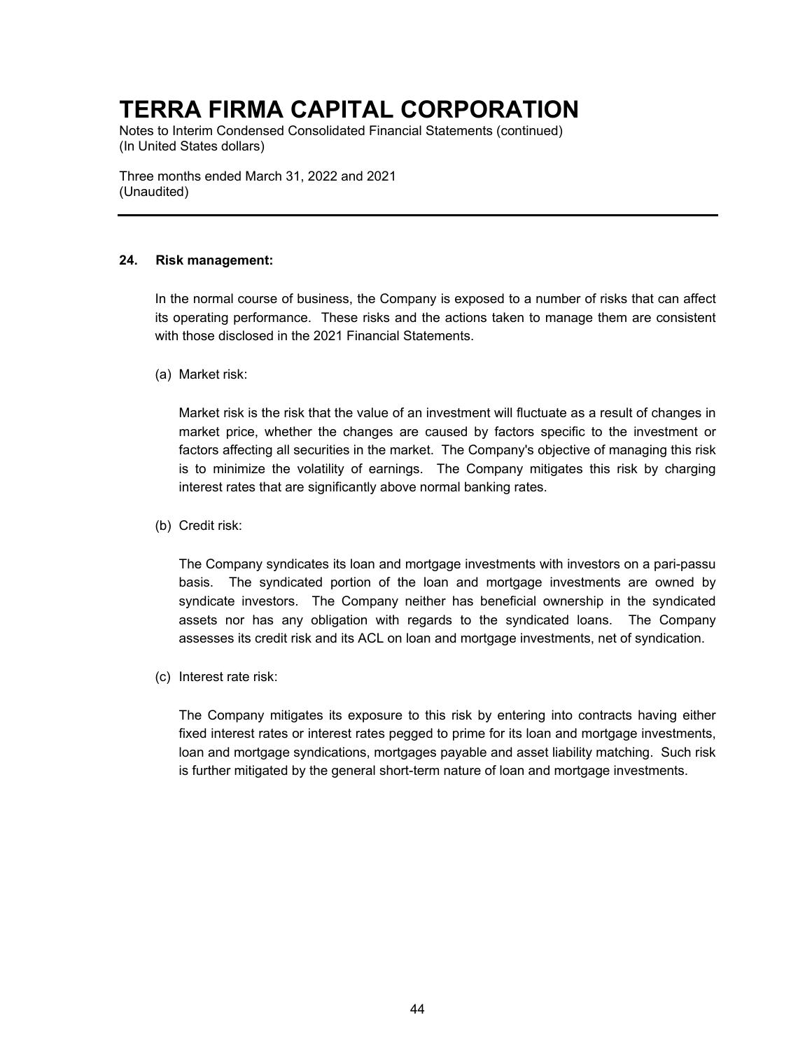## 24. Risk management:

In the normal course of business, the Company is exposed to a number of risks that can affect its operating performance. These risks and the actions taken to manage them are consistent with those disclosed in the 2021 Financial Statements.

(a) Market risk:

Market risk is the risk that the value of an investment will fluctuate as a result of changes in market price, whether the changes are caused by factors specific to the investment or factors affecting all securities in the market. The Company's objective of managing this risk is to minimize the volatility of earnings. The Company mitigates this risk by charging interest rates that are significantly above normal banking rates.

(b) Credit risk:

The Company syndicates its loan and mortgage investments with investors on a pari-passu basis. The syndicated portion of the loan and mortgage investments are owned by syndicate investors. The Company neither has beneficial ownership in the syndicated assets nor has any obligation with regards to the syndicated loans. The Company assesses its credit risk and its ACL on loan and mortgage investments, net of syndication.

(c) Interest rate risk:

The Company mitigates its exposure to this risk by entering into contracts having either fixed interest rates or interest rates pegged to prime for its loan and mortgage investments, loan and mortgage syndications, mortgages payable and asset liability matching. Such risk is further mitigated by the general short-term nature of loan and mortgage investments.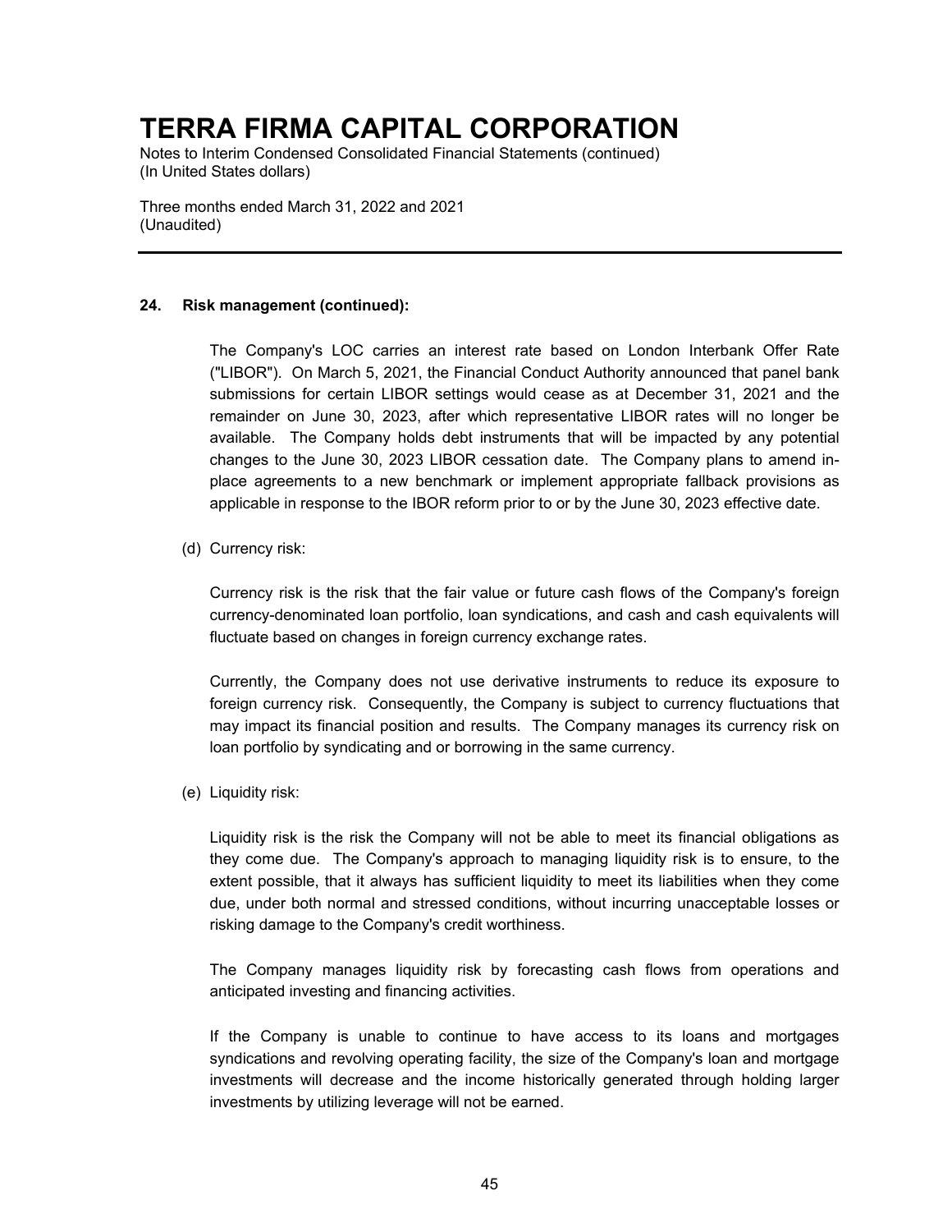### 24. Risk management (continued):

The Company's LOC carries an interest rate based on London Interbank Offer Rate ("LIBOR"). On March 5, 2021, the Financial Conduct Authority announced that panel bank submissions for certain LIBOR settings would cease as at December 31, 2021 and the remainder on June 30, 2023, after which representative LIBOR rates will no longer be available. The Company holds debt instruments that will be impacted by any potential changes to the June 30, 2023 LIBOR cessation date. The Company plans to amend in-place agreements to a new benchmark or implement appropriate fallback provisions as applicable in response to the IBOR reform prior to or by the June 30, 2023 effective date.

(d) Currency risk:

Currency risk is the risk that the fair value or future cash flows of the Company's foreign currency-denominated loan portfolio, loan syndications, and cash and cash equivalents will fluctuate based on changes in foreign currency exchange rates.

Currently, the Company does not use derivative instruments to reduce its exposure to foreign currency risk. Consequently, the Company is subject to currency fluctuations that may impact its financial position and results. The Company manages its currency risk on loan portfolio by syndicating and or borrowing in the same currency.

(e) Liquidity risk:

Liquidity risk is the risk the Company will not be able to meet its financial obligations as they come due. The Company's approach to managing liquidity risk is to ensure, to the extent possible, that it always has sufficient liquidity to meet its liabilities when they come due, under both normal and stressed conditions, without incurring unacceptable losses or risking damage to the Company's credit worthiness.

The Company manages liquidity risk by forecasting cash flows from operations and anticipated investing and financing activities.

If the Company is unable to continue to have access to its loans and mortgages syndications and revolving operating facility, the size of the Company's loan and mortgage investments will decrease and the income historically generated through holding larger investments by utilizing leverage will not be earned.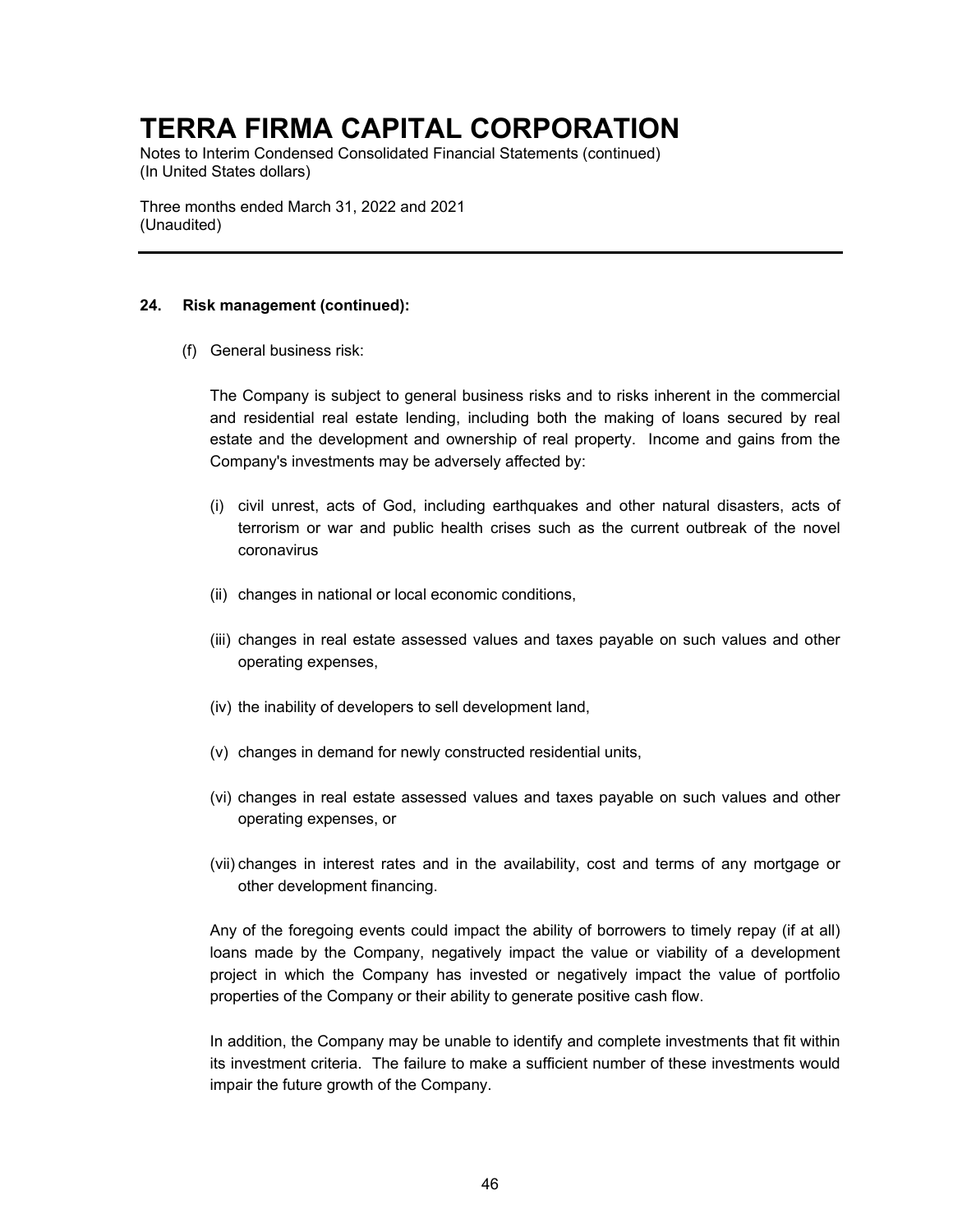### 24. Risk management (continued):

(f) General business risk:

The Company is subject to general business risks and to risks inherent in the commercial and residential real estate lending, including both the making of loans secured by real estate and the development and ownership of real property. Income and gains from the Company's investments may be adversely affected by:

(i) civil unrest, acts of God, including earthquakes and other natural disasters, acts of terrorism or war and public health crises such as the current outbreak of the novel coronavirus

(ii) changes in national or local economic conditions,

(iii) changes in real estate assessed values and taxes payable on such values and other operating expenses,

(iv) the inability of developers to sell development land,

(v) changes in demand for newly constructed residential units,

(vi) changes in real estate assessed values and taxes payable on such values and other operating expenses, or

(vii) changes in interest rates and in the availability, cost and terms of any mortgage or other development financing.

Any of the foregoing events could impact the ability of borrowers to timely repay (if at all) loans made by the Company, negatively impact the value or viability of a development project in which the Company has invested or negatively impact the value of portfolio properties of the Company or their ability to generate positive cash flow.

In addition, the Company may be unable to identify and complete investments that fit within its investment criteria. The failure to make a sufficient number of these investments would impair the future growth of the Company.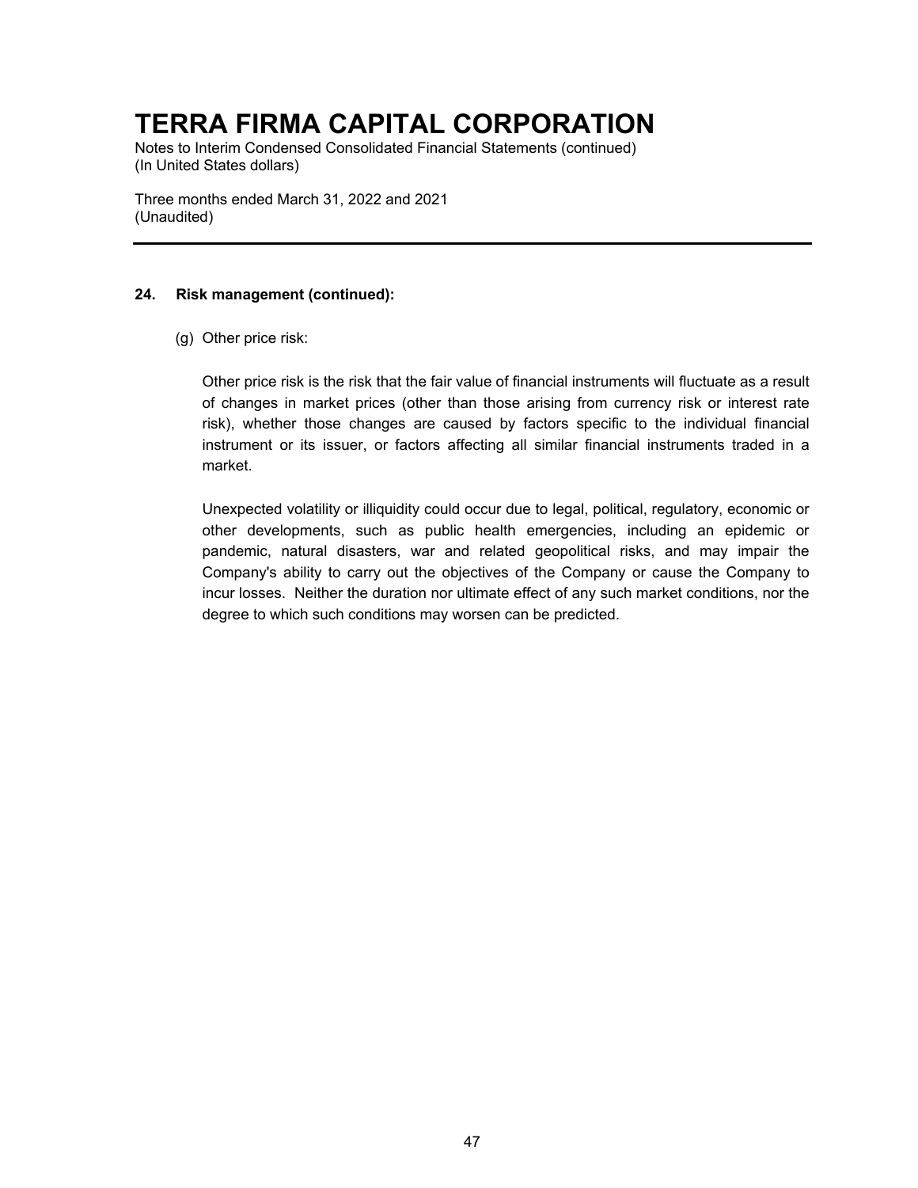### 24. Risk management (continued):

(g) Other price risk:

Other price risk is the risk that the fair value of financial instruments will fluctuate as a result of changes in market prices (other than those arising from currency risk or interest rate risk), whether those changes are caused by factors specific to the individual financial instrument or its issuer, or factors affecting all similar financial instruments traded in a market.

Unexpected volatility or illiquidity could occur due to legal, political, regulatory, economic or other developments, such as public health emergencies, including an epidemic or pandemic, natural disasters, war and related geopolitical risks, and may impair the Company's ability to carry out the objectives of the Company or cause the Company to incur losses. Neither the duration nor ultimate effect of any such market conditions, nor the degree to which such conditions may worsen can be predicted.